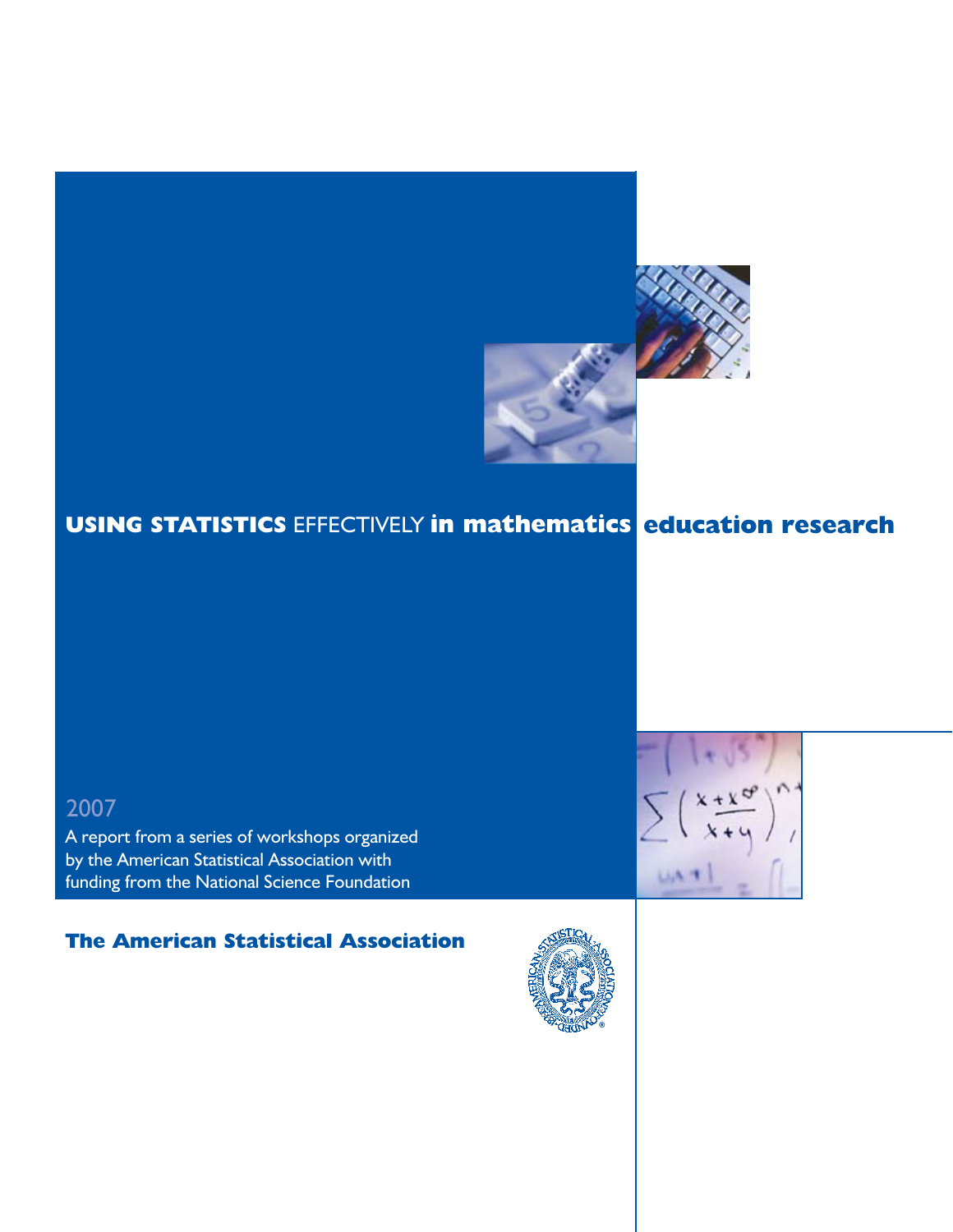# USING STATISTICS EFFECTIVELY in mathematics education research

2007

A report from a series of workshops organized by the American Statistical Association with funding from the National Science Foundation

**The American Statistical Association**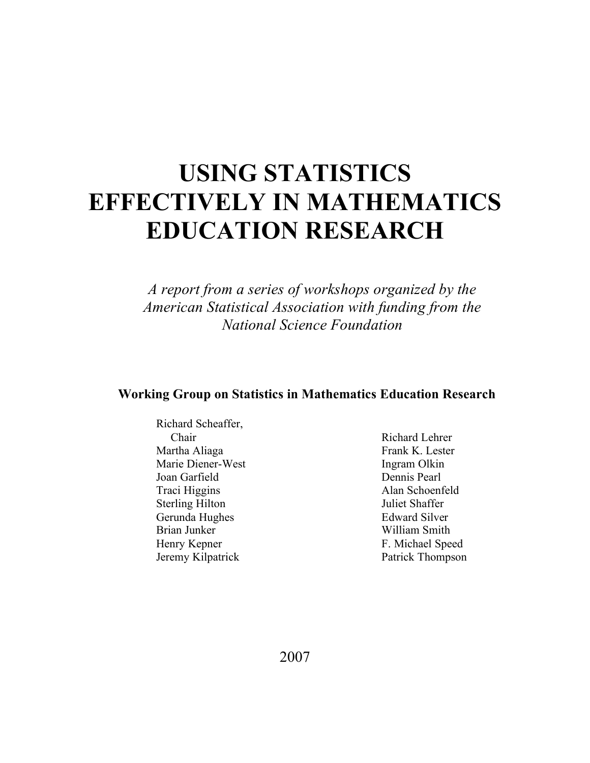# USING STATISTICS EFFECTIVELY IN MATHEMATICS EDUCATION RESEARCH

*A report from a series of workshops organized by the American Statistical Association with funding from the National Science Foundation*

**Working Group on Statistics in Mathematics Education Research**

Richard Scheaffer, Chair
Martha Aliaga
Marie Diener-West
Joan Garfield
Traci Higgins
Sterling Hilton
Gerunda Hughes
Brian Junker
Henry Kepner
Jeremy Kilpatrick
Richard Lehrer
Frank K. Lester
Ingram Olkin
Dennis Pearl
Alan Schoenfeld
Juliet Shaffer
Edward Silver
William Smith
F. Michael Speed
Patrick Thompson

2007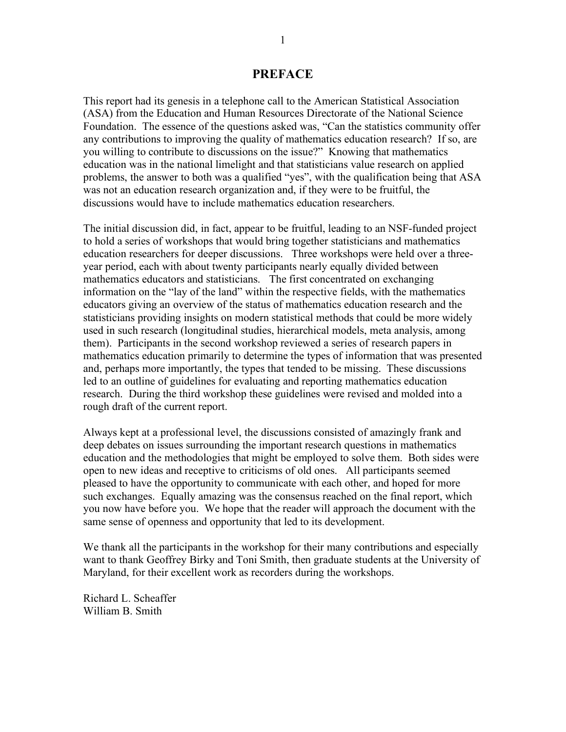# PREFACE

This report had its genesis in a telephone call to the American Statistical Association (ASA) from the Education and Human Resources Directorate of the National Science Foundation. The essence of the questions asked was, "Can the statistics community offer any contributions to improving the quality of mathematics education research? If so, are you willing to contribute to discussions on the issue?" Knowing that mathematics education was in the national limelight and that statisticians value research on applied problems, the answer to both was a qualified "yes", with the qualification being that ASA was not an education research organization and, if they were to be fruitful, the discussions would have to include mathematics education researchers.

The initial discussion did, in fact, appear to be fruitful, leading to an NSF-funded project to hold a series of workshops that would bring together statisticians and mathematics education researchers for deeper discussions. Three workshops were held over a three-year period, each with about twenty participants nearly equally divided between mathematics educators and statisticians. The first concentrated on exchanging information on the "lay of the land" within the respective fields, with the mathematics educators giving an overview of the status of mathematics education research and the statisticians providing insights on modern statistical methods that could be more widely used in such research (longitudinal studies, hierarchical models, meta analysis, among them). Participants in the second workshop reviewed a series of research papers in mathematics education primarily to determine the types of information that was presented and, perhaps more importantly, the types that tended to be missing. These discussions led to an outline of guidelines for evaluating and reporting mathematics education research. During the third workshop these guidelines were revised and molded into a rough draft of the current report.

Always kept at a professional level, the discussions consisted of amazingly frank and deep debates on issues surrounding the important research questions in mathematics education and the methodologies that might be employed to solve them. Both sides were open to new ideas and receptive to criticisms of old ones. All participants seemed pleased to have the opportunity to communicate with each other, and hoped for more such exchanges. Equally amazing was the consensus reached on the final report, which you now have before you. We hope that the reader will approach the document with the same sense of openness and opportunity that led to its development.

We thank all the participants in the workshop for their many contributions and especially want to thank Geoffrey Birky and Toni Smith, then graduate students at the University of Maryland, for their excellent work as recorders during the workshops.

Richard L. Scheaffer
William B. Smith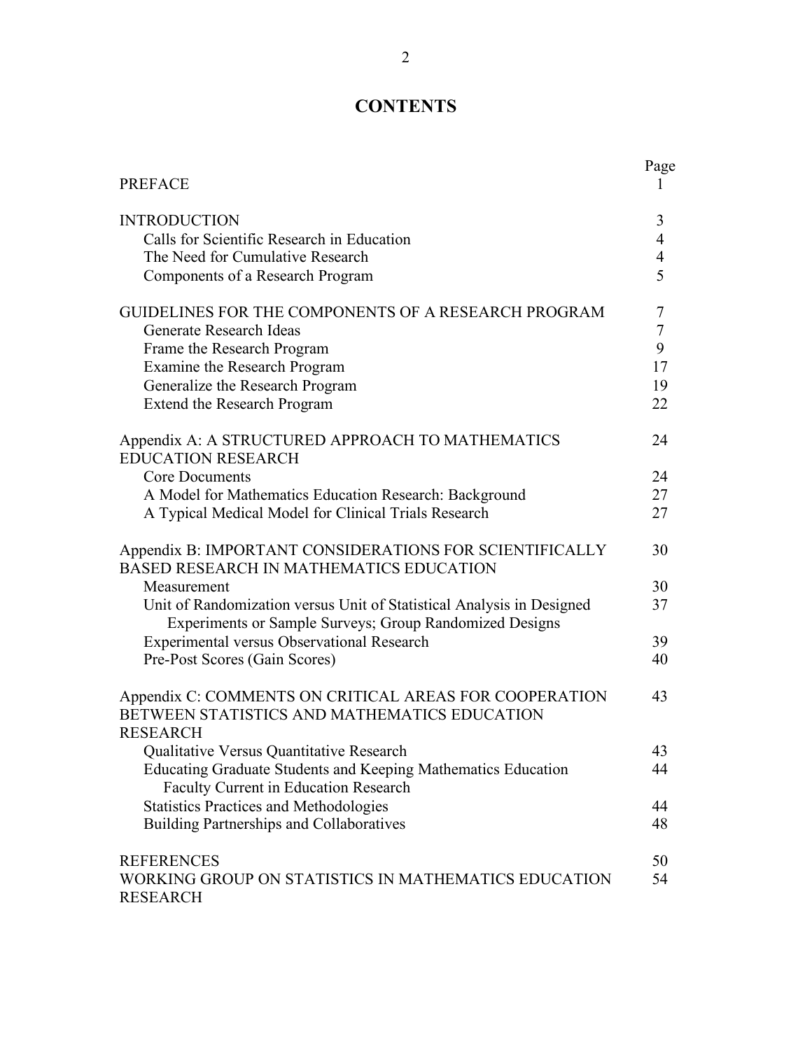# CONTENTS

| | Page |
|---|---|
| PREFACE | 1 |
| | |
| INTRODUCTION | 3 |
| Calls for Scientific Research in Education | 4 |
| The Need for Cumulative Research | 4 |
| Components of a Research Program | 5 |
| | |
| GUIDELINES FOR THE COMPONENTS OF A RESEARCH PROGRAM | 7 |
| Generate Research Ideas | 7 |
| Frame the Research Program | 9 |
| Examine the Research Program | 17 |
| Generalize the Research Program | 19 |
| Extend the Research Program | 22 |
| | |
| Appendix A: A STRUCTURED APPROACH TO MATHEMATICS EDUCATION RESEARCH | 24 |
| Core Documents | 24 |
| A Model for Mathematics Education Research: Background | 27 |
| A Typical Medical Model for Clinical Trials Research | 27 |
| | |
| Appendix B: IMPORTANT CONSIDERATIONS FOR SCIENTIFICALLY BASED RESEARCH IN MATHEMATICS EDUCATION | 30 |
| Measurement | 30 |
| Unit of Randomization versus Unit of Statistical Analysis in Designed Experiments or Sample Surveys; Group Randomized Designs | 37 |
| Experimental versus Observational Research | 39 |
| Pre-Post Scores (Gain Scores) | 40 |
| | |
| Appendix C: COMMENTS ON CRITICAL AREAS FOR COOPERATION BETWEEN STATISTICS AND MATHEMATICS EDUCATION RESEARCH | 43 |
| Qualitative Versus Quantitative Research | 43 |
| Educating Graduate Students and Keeping Mathematics Education Faculty Current in Education Research | 44 |
| Statistics Practices and Methodologies | 44 |
| Building Partnerships and Collaboratives | 48 |
| | |
| REFERENCES | 50 |
| WORKING GROUP ON STATISTICS IN MATHEMATICS EDUCATION RESEARCH | 54 |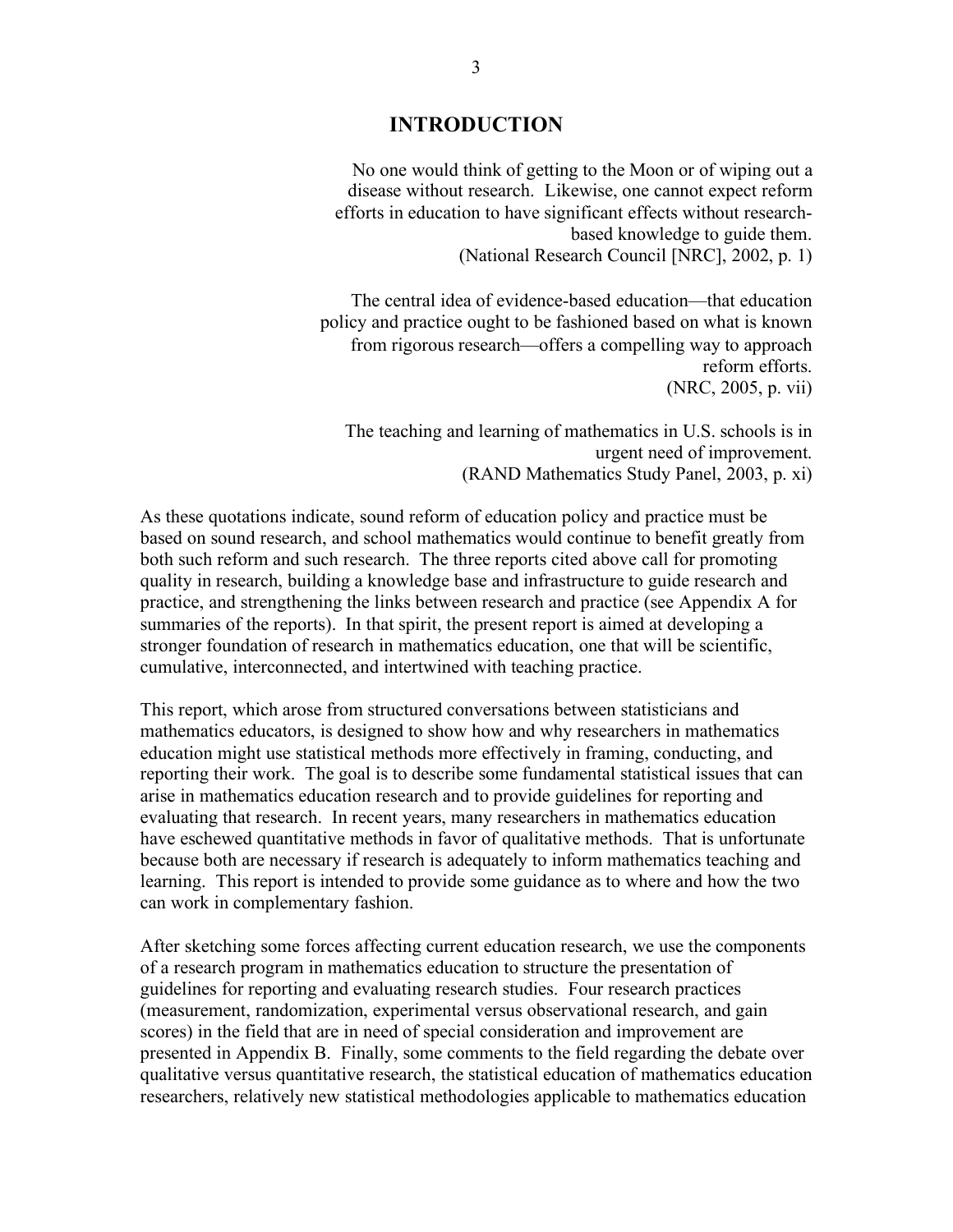# INTRODUCTION

> No one would think of getting to the Moon or of wiping out a disease without research. Likewise, one cannot expect reform efforts in education to have significant effects without research-based knowledge to guide them.
> (National Research Council [NRC], 2002, p. 1)

> The central idea of evidence-based education—that education policy and practice ought to be fashioned based on what is known from rigorous research—offers a compelling way to approach reform efforts.
> (NRC, 2005, p. vii)

> The teaching and learning of mathematics in U.S. schools is in urgent need of improvement.
> (RAND Mathematics Study Panel, 2003, p. xi)

As these quotations indicate, sound reform of education policy and practice must be based on sound research, and school mathematics would continue to benefit greatly from both such reform and such research. The three reports cited above call for promoting quality in research, building a knowledge base and infrastructure to guide research and practice, and strengthening the links between research and practice (see Appendix A for summaries of the reports). In that spirit, the present report is aimed at developing a stronger foundation of research in mathematics education, one that will be scientific, cumulative, interconnected, and intertwined with teaching practice.

This report, which arose from structured conversations between statisticians and mathematics educators, is designed to show how and why researchers in mathematics education might use statistical methods more effectively in framing, conducting, and reporting their work. The goal is to describe some fundamental statistical issues that can arise in mathematics education research and to provide guidelines for reporting and evaluating that research. In recent years, many researchers in mathematics education have eschewed quantitative methods in favor of qualitative methods. That is unfortunate because both are necessary if research is adequately to inform mathematics teaching and learning. This report is intended to provide some guidance as to where and how the two can work in complementary fashion.

After sketching some forces affecting current education research, we use the components of a research program in mathematics education to structure the presentation of guidelines for reporting and evaluating research studies. Four research practices (measurement, randomization, experimental versus observational research, and gain scores) in the field that are in need of special consideration and improvement are presented in Appendix B. Finally, some comments to the field regarding the debate over qualitative versus quantitative research, the statistical education of mathematics education researchers, relatively new statistical methodologies applicable to mathematics education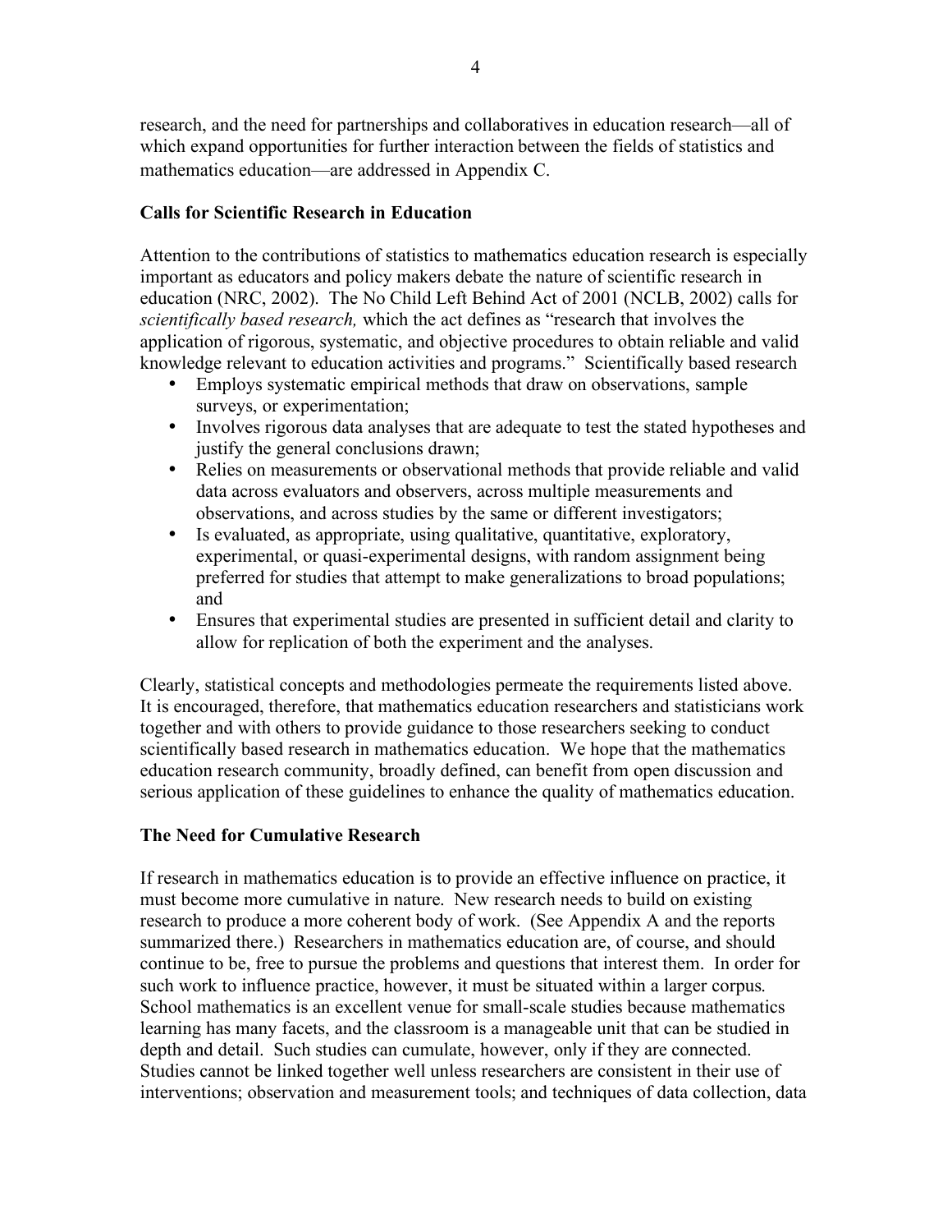research, and the need for partnerships and collaboratives in education research—all of which expand opportunities for further interaction between the fields of statistics and mathematics education—are addressed in Appendix C.

**Calls for Scientific Research in Education**

Attention to the contributions of statistics to mathematics education research is especially important as educators and policy makers debate the nature of scientific research in education (NRC, 2002). The No Child Left Behind Act of 2001 (NCLB, 2002) calls for *scientifically based research,* which the act defines as "research that involves the application of rigorous, systematic, and objective procedures to obtain reliable and valid knowledge relevant to education activities and programs." Scientifically based research

- Employs systematic empirical methods that draw on observations, sample surveys, or experimentation;
- Involves rigorous data analyses that are adequate to test the stated hypotheses and justify the general conclusions drawn;
- Relies on measurements or observational methods that provide reliable and valid data across evaluators and observers, across multiple measurements and observations, and across studies by the same or different investigators;
- Is evaluated, as appropriate, using qualitative, quantitative, exploratory, experimental, or quasi-experimental designs, with random assignment being preferred for studies that attempt to make generalizations to broad populations; and
- Ensures that experimental studies are presented in sufficient detail and clarity to allow for replication of both the experiment and the analyses.

Clearly, statistical concepts and methodologies permeate the requirements listed above. It is encouraged, therefore, that mathematics education researchers and statisticians work together and with others to provide guidance to those researchers seeking to conduct scientifically based research in mathematics education. We hope that the mathematics education research community, broadly defined, can benefit from open discussion and serious application of these guidelines to enhance the quality of mathematics education.

**The Need for Cumulative Research**

If research in mathematics education is to provide an effective influence on practice, it must become more cumulative in nature. New research needs to build on existing research to produce a more coherent body of work. (See Appendix A and the reports summarized there.) Researchers in mathematics education are, of course, and should continue to be, free to pursue the problems and questions that interest them. In order for such work to influence practice, however, it must be situated within a larger corpus. School mathematics is an excellent venue for small-scale studies because mathematics learning has many facets, and the classroom is a manageable unit that can be studied in depth and detail. Such studies can cumulate, however, only if they are connected. Studies cannot be linked together well unless researchers are consistent in their use of interventions; observation and measurement tools; and techniques of data collection, data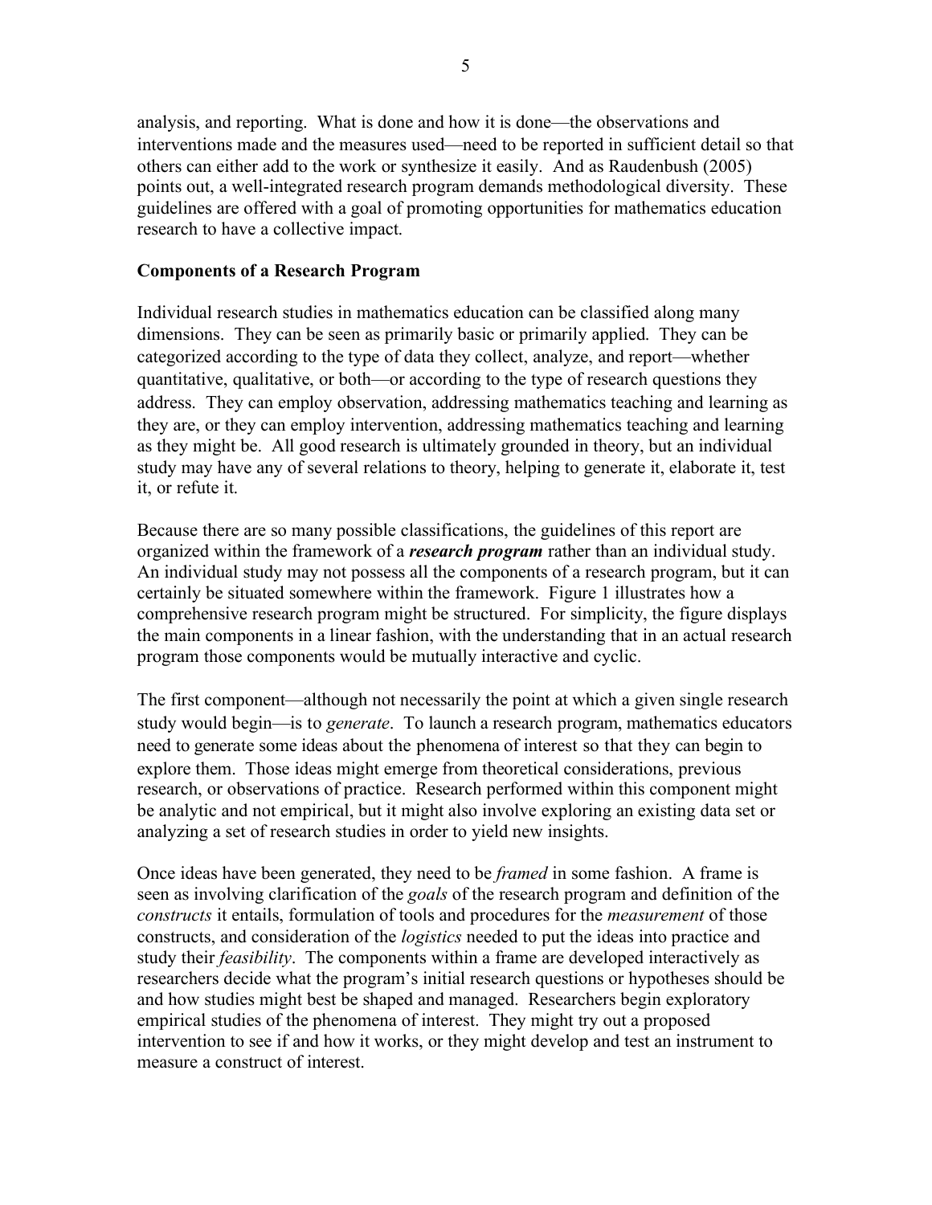analysis, and reporting. What is done and how it is done—the observations and interventions made and the measures used—need to be reported in sufficient detail so that others can either add to the work or synthesize it easily. And as Raudenbush (2005) points out, a well-integrated research program demands methodological diversity. These guidelines are offered with a goal of promoting opportunities for mathematics education research to have a collective impact.

## Components of a Research Program

Individual research studies in mathematics education can be classified along many dimensions. They can be seen as primarily basic or primarily applied. They can be categorized according to the type of data they collect, analyze, and report—whether quantitative, qualitative, or both—or according to the type of research questions they address. They can employ observation, addressing mathematics teaching and learning as they are, or they can employ intervention, addressing mathematics teaching and learning as they might be. All good research is ultimately grounded in theory, but an individual study may have any of several relations to theory, helping to generate it, elaborate it, test it, or refute it.

Because there are so many possible classifications, the guidelines of this report are organized within the framework of a ***research program*** rather than an individual study. An individual study may not possess all the components of a research program, but it can certainly be situated somewhere within the framework. Figure 1 illustrates how a comprehensive research program might be structured. For simplicity, the figure displays the main components in a linear fashion, with the understanding that in an actual research program those components would be mutually interactive and cyclic.

The first component—although not necessarily the point at which a given single research study would begin—is to *generate*. To launch a research program, mathematics educators need to generate some ideas about the phenomena of interest so that they can begin to explore them. Those ideas might emerge from theoretical considerations, previous research, or observations of practice. Research performed within this component might be analytic and not empirical, but it might also involve exploring an existing data set or analyzing a set of research studies in order to yield new insights.

Once ideas have been generated, they need to be *framed* in some fashion. A frame is seen as involving clarification of the *goals* of the research program and definition of the *constructs* it entails, formulation of tools and procedures for the *measurement* of those constructs, and consideration of the *logistics* needed to put the ideas into practice and study their *feasibility*. The components within a frame are developed interactively as researchers decide what the program's initial research questions or hypotheses should be and how studies might best be shaped and managed. Researchers begin exploratory empirical studies of the phenomena of interest. They might try out a proposed intervention to see if and how it works, or they might develop and test an instrument to measure a construct of interest.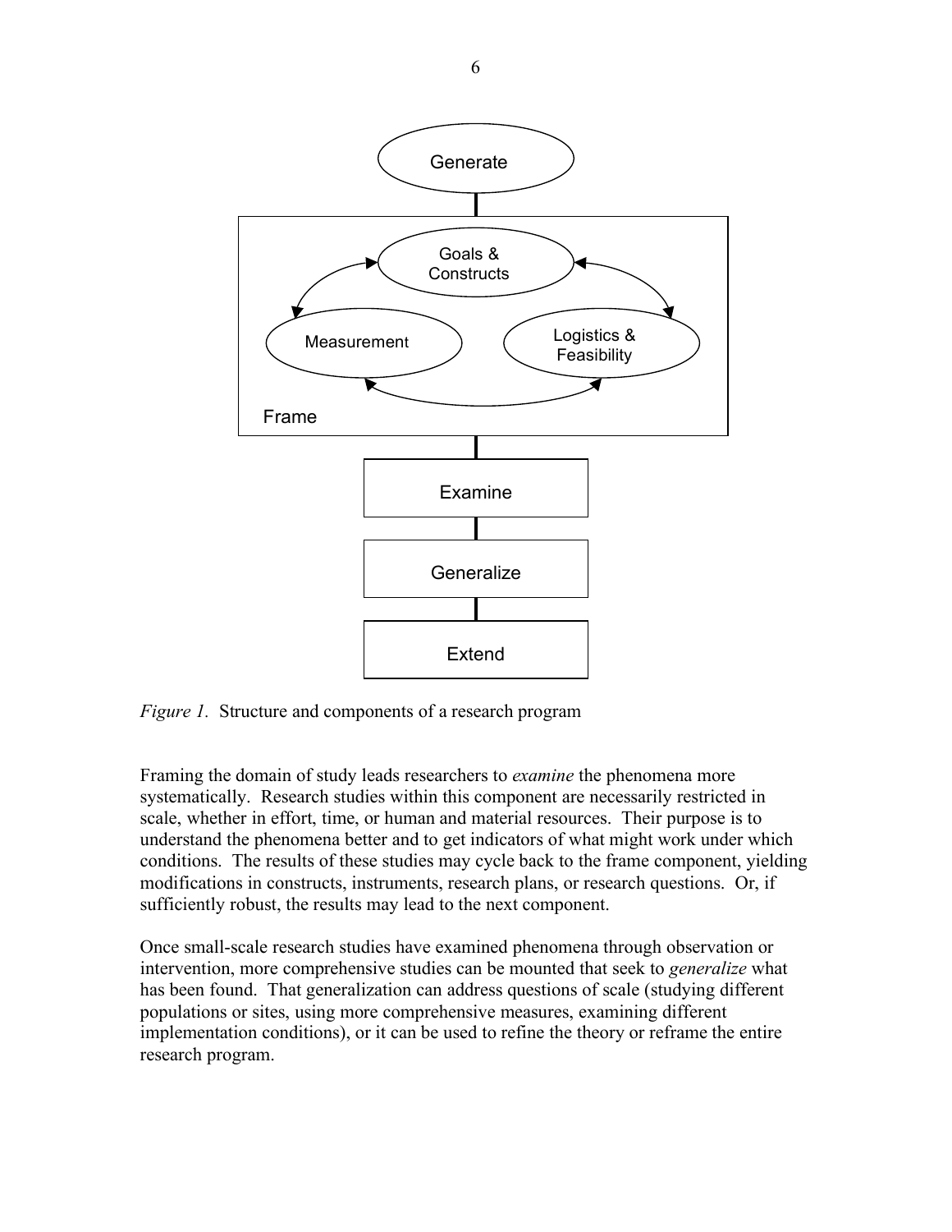*Figure 1.* Structure and components of a research program

Framing the domain of study leads researchers to *examine* the phenomena more systematically. Research studies within this component are necessarily restricted in scale, whether in effort, time, or human and material resources. Their purpose is to understand the phenomena better and to get indicators of what might work under which conditions. The results of these studies may cycle back to the frame component, yielding modifications in constructs, instruments, research plans, or research questions. Or, if sufficiently robust, the results may lead to the next component.

Once small-scale research studies have examined phenomena through observation or intervention, more comprehensive studies can be mounted that seek to *generalize* what has been found. That generalization can address questions of scale (studying different populations or sites, using more comprehensive measures, examining different implementation conditions), or it can be used to refine the theory or reframe the entire research program.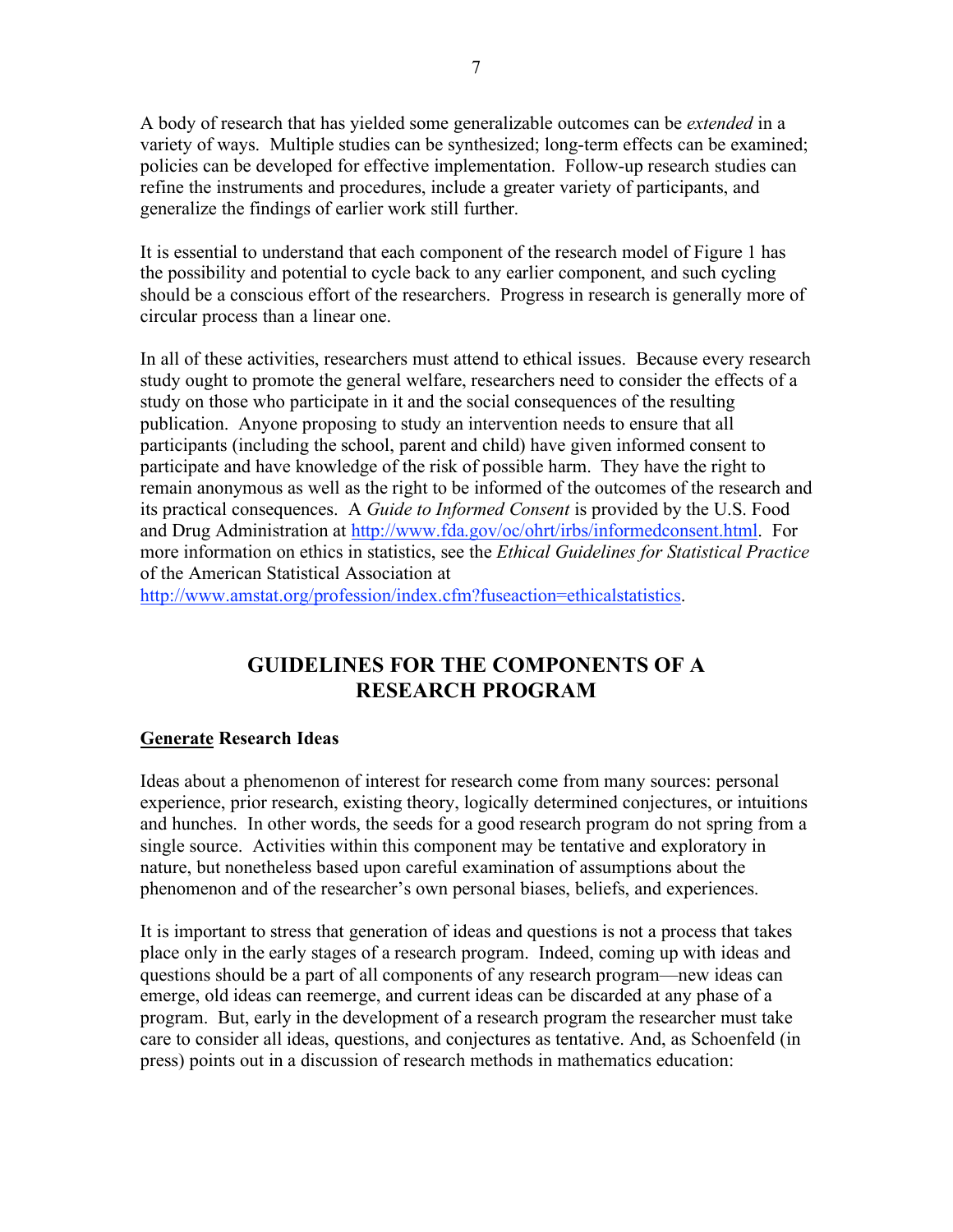A body of research that has yielded some generalizable outcomes can be *extended* in a variety of ways. Multiple studies can be synthesized; long-term effects can be examined; policies can be developed for effective implementation. Follow-up research studies can refine the instruments and procedures, include a greater variety of participants, and generalize the findings of earlier work still further.

It is essential to understand that each component of the research model of Figure 1 has the possibility and potential to cycle back to any earlier component, and such cycling should be a conscious effort of the researchers. Progress in research is generally more of circular process than a linear one.

In all of these activities, researchers must attend to ethical issues. Because every research study ought to promote the general welfare, researchers need to consider the effects of a study on those who participate in it and the social consequences of the resulting publication. Anyone proposing to study an intervention needs to ensure that all participants (including the school, parent and child) have given informed consent to participate and have knowledge of the risk of possible harm. They have the right to remain anonymous as well as the right to be informed of the outcomes of the research and its practical consequences. A *Guide to Informed Consent* is provided by the U.S. Food and Drug Administration at http://www.fda.gov/oc/ohrt/irbs/informedconsent.html. For more information on ethics in statistics, see the *Ethical Guidelines for Statistical Practice* of the American Statistical Association at http://www.amstat.org/profession/index.cfm?fuseaction=ethicalstatistics.

# GUIDELINES FOR THE COMPONENTS OF A RESEARCH PROGRAM

## Generate Research Ideas

Ideas about a phenomenon of interest for research come from many sources: personal experience, prior research, existing theory, logically determined conjectures, or intuitions and hunches. In other words, the seeds for a good research program do not spring from a single source. Activities within this component may be tentative and exploratory in nature, but nonetheless based upon careful examination of assumptions about the phenomenon and of the researcher's own personal biases, beliefs, and experiences.

It is important to stress that generation of ideas and questions is not a process that takes place only in the early stages of a research program. Indeed, coming up with ideas and questions should be a part of all components of any research program—new ideas can emerge, old ideas can reemerge, and current ideas can be discarded at any phase of a program. But, early in the development of a research program the researcher must take care to consider all ideas, questions, and conjectures as tentative. And, as Schoenfeld (in press) points out in a discussion of research methods in mathematics education: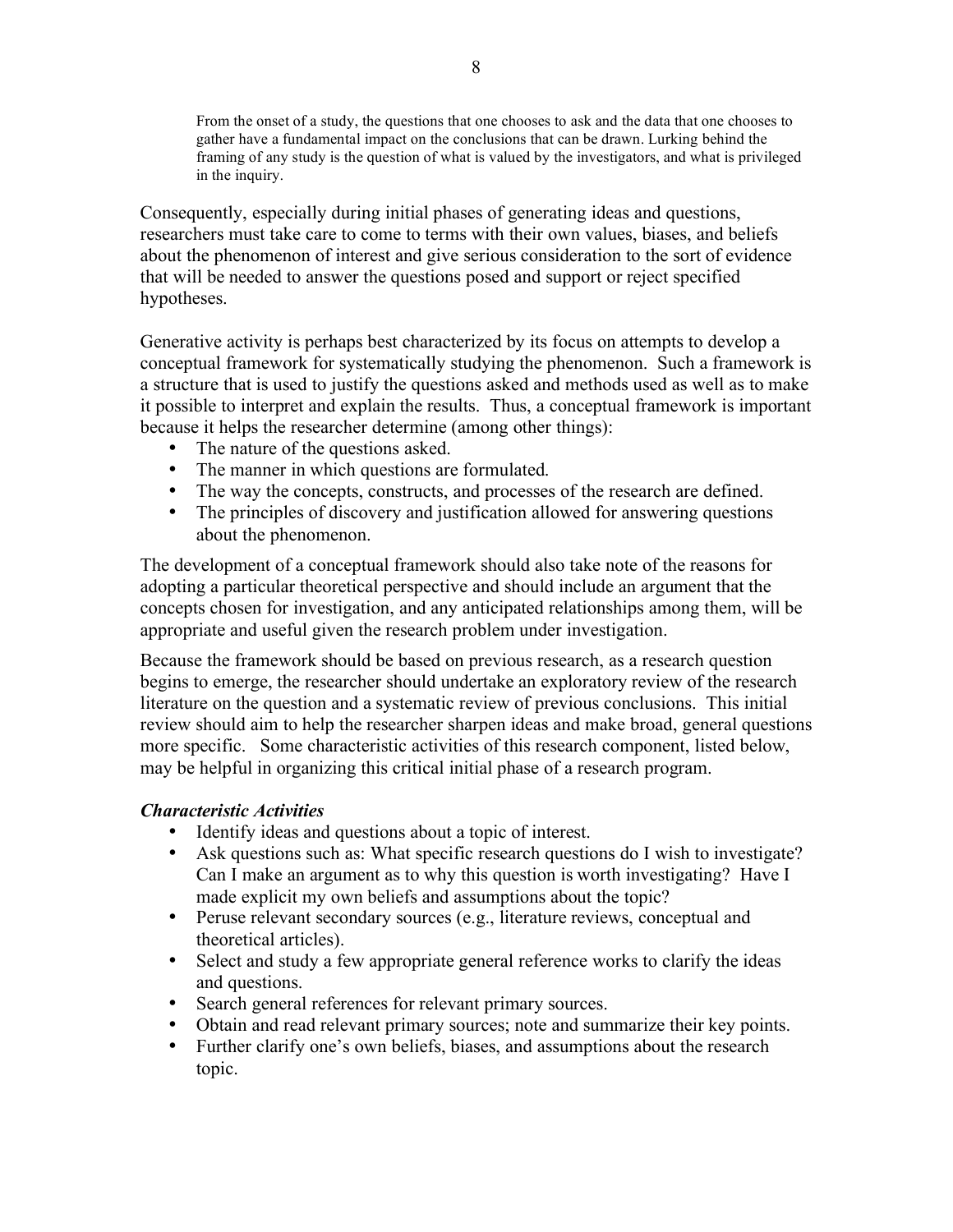> From the onset of a study, the questions that one chooses to ask and the data that one chooses to gather have a fundamental impact on the conclusions that can be drawn. Lurking behind the framing of any study is the question of what is valued by the investigators, and what is privileged in the inquiry.

Consequently, especially during initial phases of generating ideas and questions, researchers must take care to come to terms with their own values, biases, and beliefs about the phenomenon of interest and give serious consideration to the sort of evidence that will be needed to answer the questions posed and support or reject specified hypotheses.

Generative activity is perhaps best characterized by its focus on attempts to develop a conceptual framework for systematically studying the phenomenon. Such a framework is a structure that is used to justify the questions asked and methods used as well as to make it possible to interpret and explain the results. Thus, a conceptual framework is important because it helps the researcher determine (among other things):

- The nature of the questions asked.
- The manner in which questions are formulated.
- The way the concepts, constructs, and processes of the research are defined.
- The principles of discovery and justification allowed for answering questions about the phenomenon.

The development of a conceptual framework should also take note of the reasons for adopting a particular theoretical perspective and should include an argument that the concepts chosen for investigation, and any anticipated relationships among them, will be appropriate and useful given the research problem under investigation.

Because the framework should be based on previous research, as a research question begins to emerge, the researcher should undertake an exploratory review of the research literature on the question and a systematic review of previous conclusions. This initial review should aim to help the researcher sharpen ideas and make broad, general questions more specific. Some characteristic activities of this research component, listed below, may be helpful in organizing this critical initial phase of a research program.

***Characteristic Activities***

- Identify ideas and questions about a topic of interest.
- Ask questions such as: What specific research questions do I wish to investigate? Can I make an argument as to why this question is worth investigating? Have I made explicit my own beliefs and assumptions about the topic?
- Peruse relevant secondary sources (e.g., literature reviews, conceptual and theoretical articles).
- Select and study a few appropriate general reference works to clarify the ideas and questions.
- Search general references for relevant primary sources.
- Obtain and read relevant primary sources; note and summarize their key points.
- Further clarify one's own beliefs, biases, and assumptions about the research topic.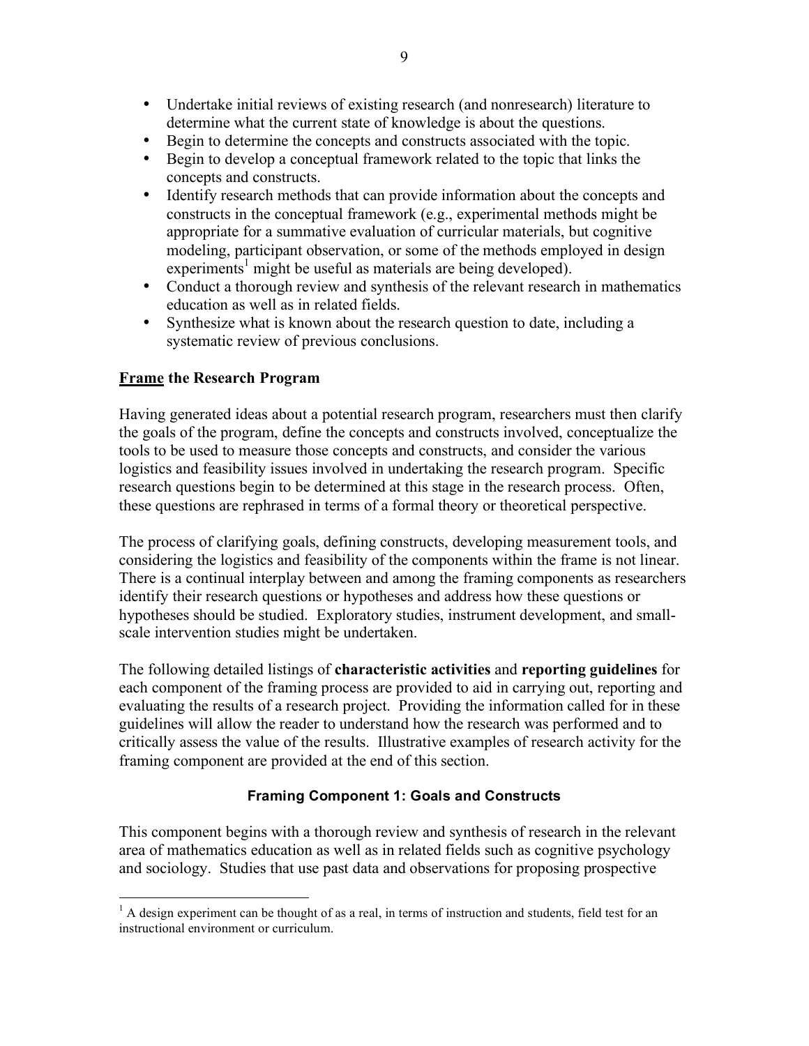- Undertake initial reviews of existing research (and nonresearch) literature to determine what the current state of knowledge is about the questions.
- Begin to determine the concepts and constructs associated with the topic.
- Begin to develop a conceptual framework related to the topic that links the concepts and constructs.
- Identify research methods that can provide information about the concepts and constructs in the conceptual framework (e.g., experimental methods might be appropriate for a summative evaluation of curricular materials, but cognitive modeling, participant observation, or some of the methods employed in design experiments[1] might be useful as materials are being developed).
- Conduct a thorough review and synthesis of the relevant research in mathematics education as well as in related fields.
- Synthesize what is known about the research question to date, including a systematic review of previous conclusions.

## **Frame** the Research Program

Having generated ideas about a potential research program, researchers must then clarify the goals of the program, define the concepts and constructs involved, conceptualize the tools to be used to measure those concepts and constructs, and consider the various logistics and feasibility issues involved in undertaking the research program. Specific research questions begin to be determined at this stage in the research process. Often, these questions are rephrased in terms of a formal theory or theoretical perspective.

The process of clarifying goals, defining constructs, developing measurement tools, and considering the logistics and feasibility of the components within the frame is not linear. There is a continual interplay between and among the framing components as researchers identify their research questions or hypotheses and address how these questions or hypotheses should be studied. Exploratory studies, instrument development, and small-scale intervention studies might be undertaken.

The following detailed listings of **characteristic activities** and **reporting guidelines** for each component of the framing process are provided to aid in carrying out, reporting and evaluating the results of a research project. Providing the information called for in these guidelines will allow the reader to understand how the research was performed and to critically assess the value of the results. Illustrative examples of research activity for the framing component are provided at the end of this section.

### Framing Component 1: Goals and Constructs

This component begins with a thorough review and synthesis of research in the relevant area of mathematics education as well as in related fields such as cognitive psychology and sociology. Studies that use past data and observations for proposing prospective

[1] A design experiment can be thought of as a real, in terms of instruction and students, field test for an instructional environment or curriculum.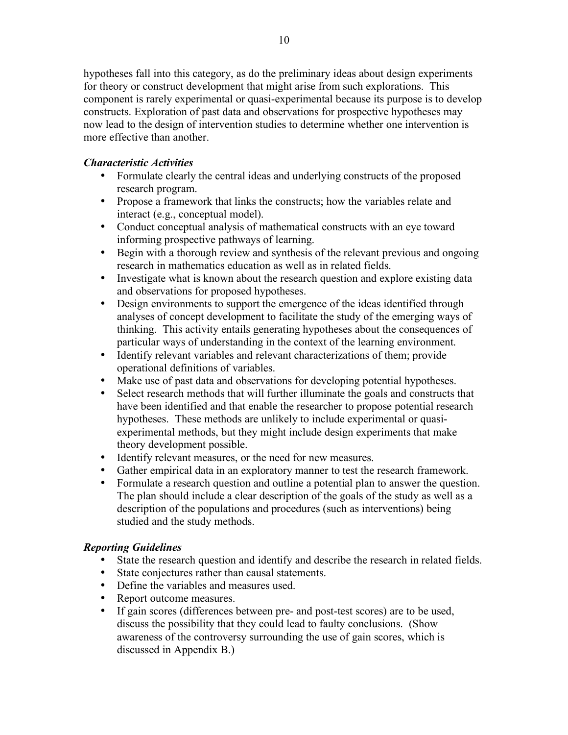hypotheses fall into this category, as do the preliminary ideas about design experiments for theory or construct development that might arise from such explorations. This component is rarely experimental or quasi-experimental because its purpose is to develop constructs. Exploration of past data and observations for prospective hypotheses may now lead to the design of intervention studies to determine whether one intervention is more effective than another.

***Characteristic Activities***

- Formulate clearly the central ideas and underlying constructs of the proposed research program.
- Propose a framework that links the constructs; how the variables relate and interact (e.g., conceptual model).
- Conduct conceptual analysis of mathematical constructs with an eye toward informing prospective pathways of learning.
- Begin with a thorough review and synthesis of the relevant previous and ongoing research in mathematics education as well as in related fields.
- Investigate what is known about the research question and explore existing data and observations for proposed hypotheses.
- Design environments to support the emergence of the ideas identified through analyses of concept development to facilitate the study of the emerging ways of thinking. This activity entails generating hypotheses about the consequences of particular ways of understanding in the context of the learning environment.
- Identify relevant variables and relevant characterizations of them; provide operational definitions of variables.
- Make use of past data and observations for developing potential hypotheses.
- Select research methods that will further illuminate the goals and constructs that have been identified and that enable the researcher to propose potential research hypotheses. These methods are unlikely to include experimental or quasi-experimental methods, but they might include design experiments that make theory development possible.
- Identify relevant measures, or the need for new measures.
- Gather empirical data in an exploratory manner to test the research framework.
- Formulate a research question and outline a potential plan to answer the question. The plan should include a clear description of the goals of the study as well as a description of the populations and procedures (such as interventions) being studied and the study methods.

***Reporting Guidelines***

- State the research question and identify and describe the research in related fields.
- State conjectures rather than causal statements.
- Define the variables and measures used.
- Report outcome measures.
- If gain scores (differences between pre- and post-test scores) are to be used, discuss the possibility that they could lead to faulty conclusions. (Show awareness of the controversy surrounding the use of gain scores, which is discussed in Appendix B.)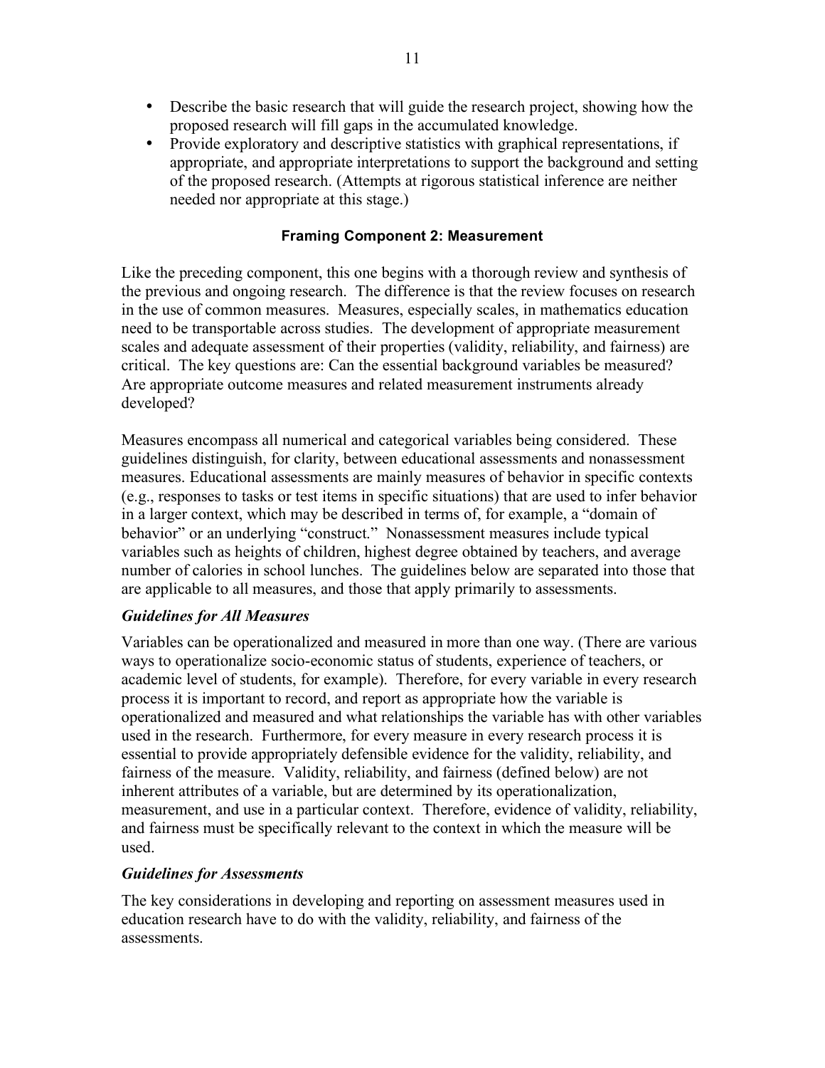- Describe the basic research that will guide the research project, showing how the proposed research will fill gaps in the accumulated knowledge.
- Provide exploratory and descriptive statistics with graphical representations, if appropriate, and appropriate interpretations to support the background and setting of the proposed research. (Attempts at rigorous statistical inference are neither needed nor appropriate at this stage.)

## Framing Component 2: Measurement

Like the preceding component, this one begins with a thorough review and synthesis of the previous and ongoing research. The difference is that the review focuses on research in the use of common measures. Measures, especially scales, in mathematics education need to be transportable across studies. The development of appropriate measurement scales and adequate assessment of their properties (validity, reliability, and fairness) are critical. The key questions are: Can the essential background variables be measured? Are appropriate outcome measures and related measurement instruments already developed?

Measures encompass all numerical and categorical variables being considered. These guidelines distinguish, for clarity, between educational assessments and nonassessment measures. Educational assessments are mainly measures of behavior in specific contexts (e.g., responses to tasks or test items in specific situations) that are used to infer behavior in a larger context, which may be described in terms of, for example, a "domain of behavior" or an underlying "construct." Nonassessment measures include typical variables such as heights of children, highest degree obtained by teachers, and average number of calories in school lunches. The guidelines below are separated into those that are applicable to all measures, and those that apply primarily to assessments.

### *Guidelines for All Measures*

Variables can be operationalized and measured in more than one way. (There are various ways to operationalize socio-economic status of students, experience of teachers, or academic level of students, for example). Therefore, for every variable in every research process it is important to record, and report as appropriate how the variable is operationalized and measured and what relationships the variable has with other variables used in the research. Furthermore, for every measure in every research process it is essential to provide appropriately defensible evidence for the validity, reliability, and fairness of the measure. Validity, reliability, and fairness (defined below) are not inherent attributes of a variable, but are determined by its operationalization, measurement, and use in a particular context. Therefore, evidence of validity, reliability, and fairness must be specifically relevant to the context in which the measure will be used.

### *Guidelines for Assessments*

The key considerations in developing and reporting on assessment measures used in education research have to do with the validity, reliability, and fairness of the assessments.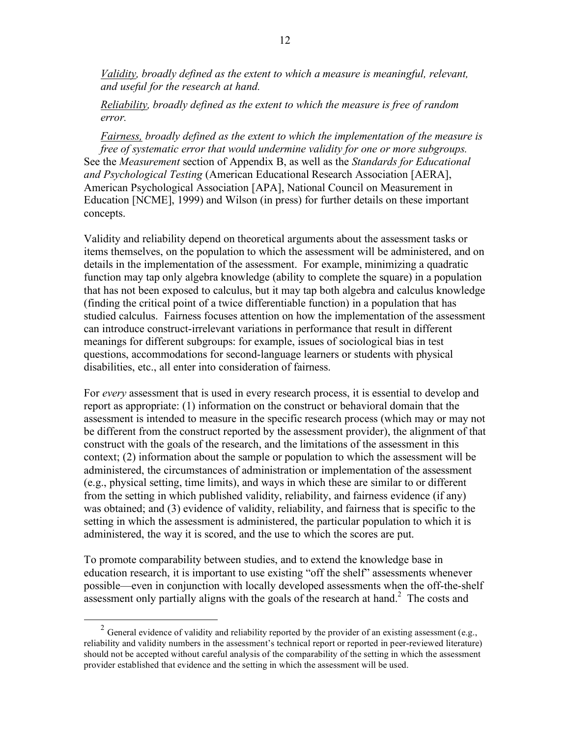*<u>Validity</u>, broadly defined as the extent to which a measure is meaningful, relevant, and useful for the research at hand.*

*<u>Reliability</u>, broadly defined as the extent to which the measure is free of random error.*

*<u>Fairness,</u> broadly defined as the extent to which the implementation of the measure is free of systematic error that would undermine validity for one or more subgroups.*

See the *Measurement* section of Appendix B, as well as the *Standards for Educational and Psychological Testing* (American Educational Research Association [AERA], American Psychological Association [APA], National Council on Measurement in Education [NCME], 1999) and Wilson (in press) for further details on these important concepts.

Validity and reliability depend on theoretical arguments about the assessment tasks or items themselves, on the population to which the assessment will be administered, and on details in the implementation of the assessment. For example, minimizing a quadratic function may tap only algebra knowledge (ability to complete the square) in a population that has not been exposed to calculus, but it may tap both algebra and calculus knowledge (finding the critical point of a twice differentiable function) in a population that has studied calculus. Fairness focuses attention on how the implementation of the assessment can introduce construct-irrelevant variations in performance that result in different meanings for different subgroups: for example, issues of sociological bias in test questions, accommodations for second-language learners or students with physical disabilities, etc., all enter into consideration of fairness.

For *every* assessment that is used in every research process, it is essential to develop and report as appropriate: (1) information on the construct or behavioral domain that the assessment is intended to measure in the specific research process (which may or may not be different from the construct reported by the assessment provider), the alignment of that construct with the goals of the research, and the limitations of the assessment in this context; (2) information about the sample or population to which the assessment will be administered, the circumstances of administration or implementation of the assessment (e.g., physical setting, time limits), and ways in which these are similar to or different from the setting in which published validity, reliability, and fairness evidence (if any) was obtained; and (3) evidence of validity, reliability, and fairness that is specific to the setting in which the assessment is administered, the particular population to which it is administered, the way it is scored, and the use to which the scores are put.

To promote comparability between studies, and to extend the knowledge base in education research, it is important to use existing "off the shelf" assessments whenever possible—even in conjunction with locally developed assessments when the off-the-shelf assessment only partially aligns with the goals of the research at hand.[2] The costs and

[2] General evidence of validity and reliability reported by the provider of an existing assessment (e.g., reliability and validity numbers in the assessment's technical report or reported in peer-reviewed literature) should not be accepted without careful analysis of the comparability of the setting in which the assessment provider established that evidence and the setting in which the assessment will be used.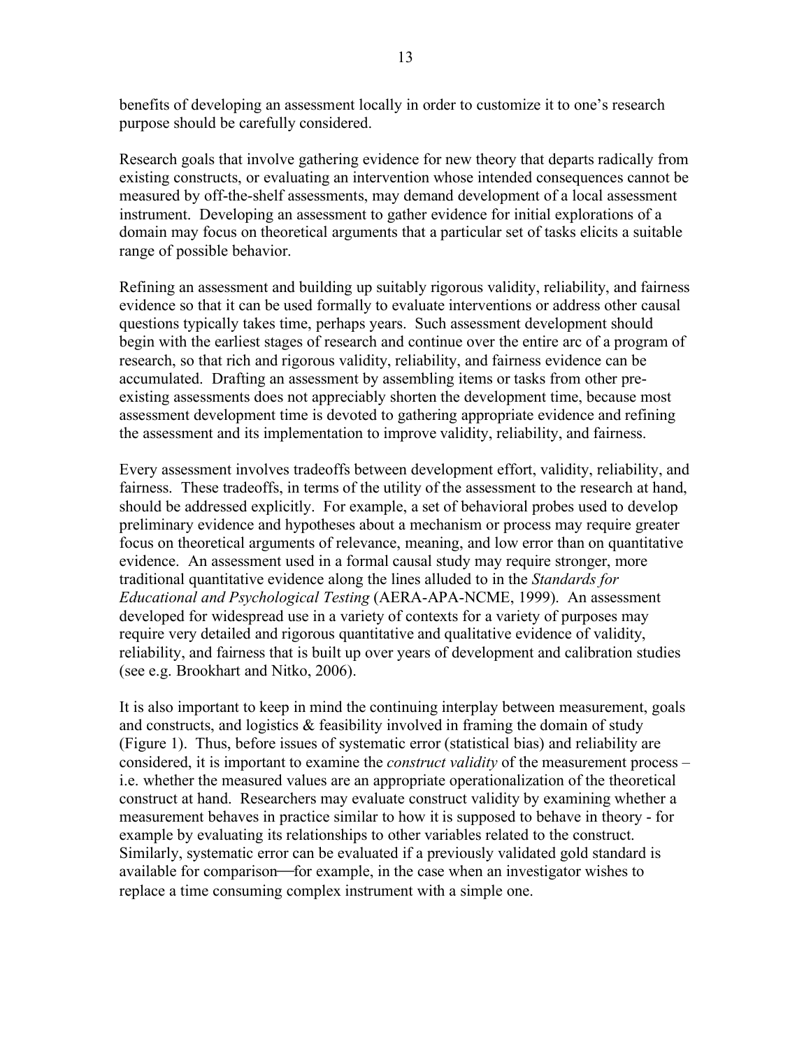benefits of developing an assessment locally in order to customize it to one's research purpose should be carefully considered.

Research goals that involve gathering evidence for new theory that departs radically from existing constructs, or evaluating an intervention whose intended consequences cannot be measured by off-the-shelf assessments, may demand development of a local assessment instrument. Developing an assessment to gather evidence for initial explorations of a domain may focus on theoretical arguments that a particular set of tasks elicits a suitable range of possible behavior.

Refining an assessment and building up suitably rigorous validity, reliability, and fairness evidence so that it can be used formally to evaluate interventions or address other causal questions typically takes time, perhaps years. Such assessment development should begin with the earliest stages of research and continue over the entire arc of a program of research, so that rich and rigorous validity, reliability, and fairness evidence can be accumulated. Drafting an assessment by assembling items or tasks from other pre-existing assessments does not appreciably shorten the development time, because most assessment development time is devoted to gathering appropriate evidence and refining the assessment and its implementation to improve validity, reliability, and fairness.

Every assessment involves tradeoffs between development effort, validity, reliability, and fairness. These tradeoffs, in terms of the utility of the assessment to the research at hand, should be addressed explicitly. For example, a set of behavioral probes used to develop preliminary evidence and hypotheses about a mechanism or process may require greater focus on theoretical arguments of relevance, meaning, and low error than on quantitative evidence. An assessment used in a formal causal study may require stronger, more traditional quantitative evidence along the lines alluded to in the *Standards for Educational and Psychological Testing* (AERA-APA-NCME, 1999). An assessment developed for widespread use in a variety of contexts for a variety of purposes may require very detailed and rigorous quantitative and qualitative evidence of validity, reliability, and fairness that is built up over years of development and calibration studies (see e.g. Brookhart and Nitko, 2006).

It is also important to keep in mind the continuing interplay between measurement, goals and constructs, and logistics & feasibility involved in framing the domain of study (Figure 1). Thus, before issues of systematic error (statistical bias) and reliability are considered, it is important to examine the *construct validity* of the measurement process – i.e. whether the measured values are an appropriate operationalization of the theoretical construct at hand. Researchers may evaluate construct validity by examining whether a measurement behaves in practice similar to how it is supposed to behave in theory - for example by evaluating its relationships to other variables related to the construct. Similarly, systematic error can be evaluated if a previously validated gold standard is available for comparison—for example, in the case when an investigator wishes to replace a time consuming complex instrument with a simple one.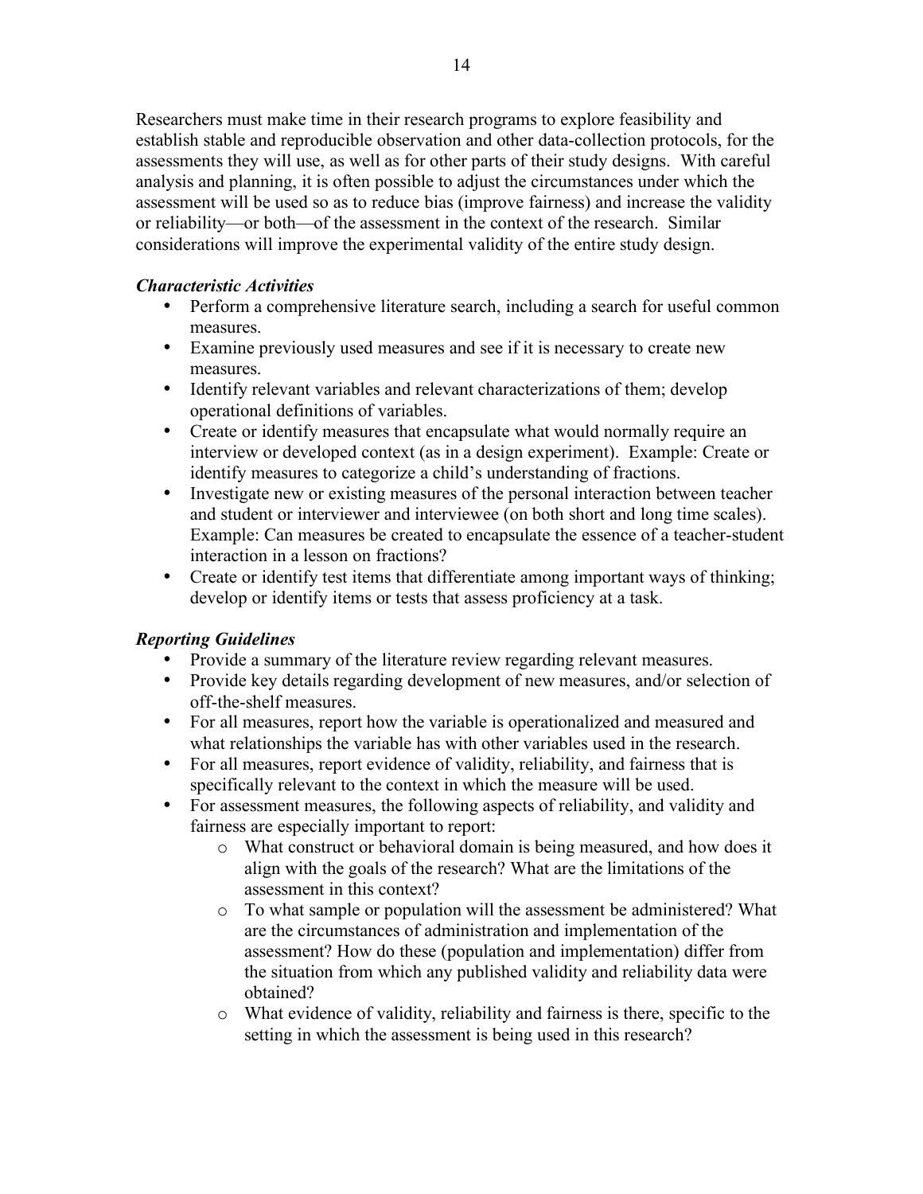Researchers must make time in their research programs to explore feasibility and establish stable and reproducible observation and other data-collection protocols, for the assessments they will use, as well as for other parts of their study designs. With careful analysis and planning, it is often possible to adjust the circumstances under which the assessment will be used so as to reduce bias (improve fairness) and increase the validity or reliability—or both—of the assessment in the context of the research. Similar considerations will improve the experimental validity of the entire study design.

### *Characteristic Activities*

- Perform a comprehensive literature search, including a search for useful common measures.
- Examine previously used measures and see if it is necessary to create new measures.
- Identify relevant variables and relevant characterizations of them; develop operational definitions of variables.
- Create or identify measures that encapsulate what would normally require an interview or developed context (as in a design experiment). Example: Create or identify measures to categorize a child's understanding of fractions.
- Investigate new or existing measures of the personal interaction between teacher and student or interviewer and interviewee (on both short and long time scales). Example: Can measures be created to encapsulate the essence of a teacher-student interaction in a lesson on fractions?
- Create or identify test items that differentiate among important ways of thinking; develop or identify items or tests that assess proficiency at a task.

### *Reporting Guidelines*

- Provide a summary of the literature review regarding relevant measures.
- Provide key details regarding development of new measures, and/or selection of off-the-shelf measures.
- For all measures, report how the variable is operationalized and measured and what relationships the variable has with other variables used in the research.
- For all measures, report evidence of validity, reliability, and fairness that is specifically relevant to the context in which the measure will be used.
- For assessment measures, the following aspects of reliability, and validity and fairness are especially important to report:
  - What construct or behavioral domain is being measured, and how does it align with the goals of the research? What are the limitations of the assessment in this context?
  - To what sample or population will the assessment be administered? What are the circumstances of administration and implementation of the assessment? How do these (population and implementation) differ from the situation from which any published validity and reliability data were obtained?
  - What evidence of validity, reliability and fairness is there, specific to the setting in which the assessment is being used in this research?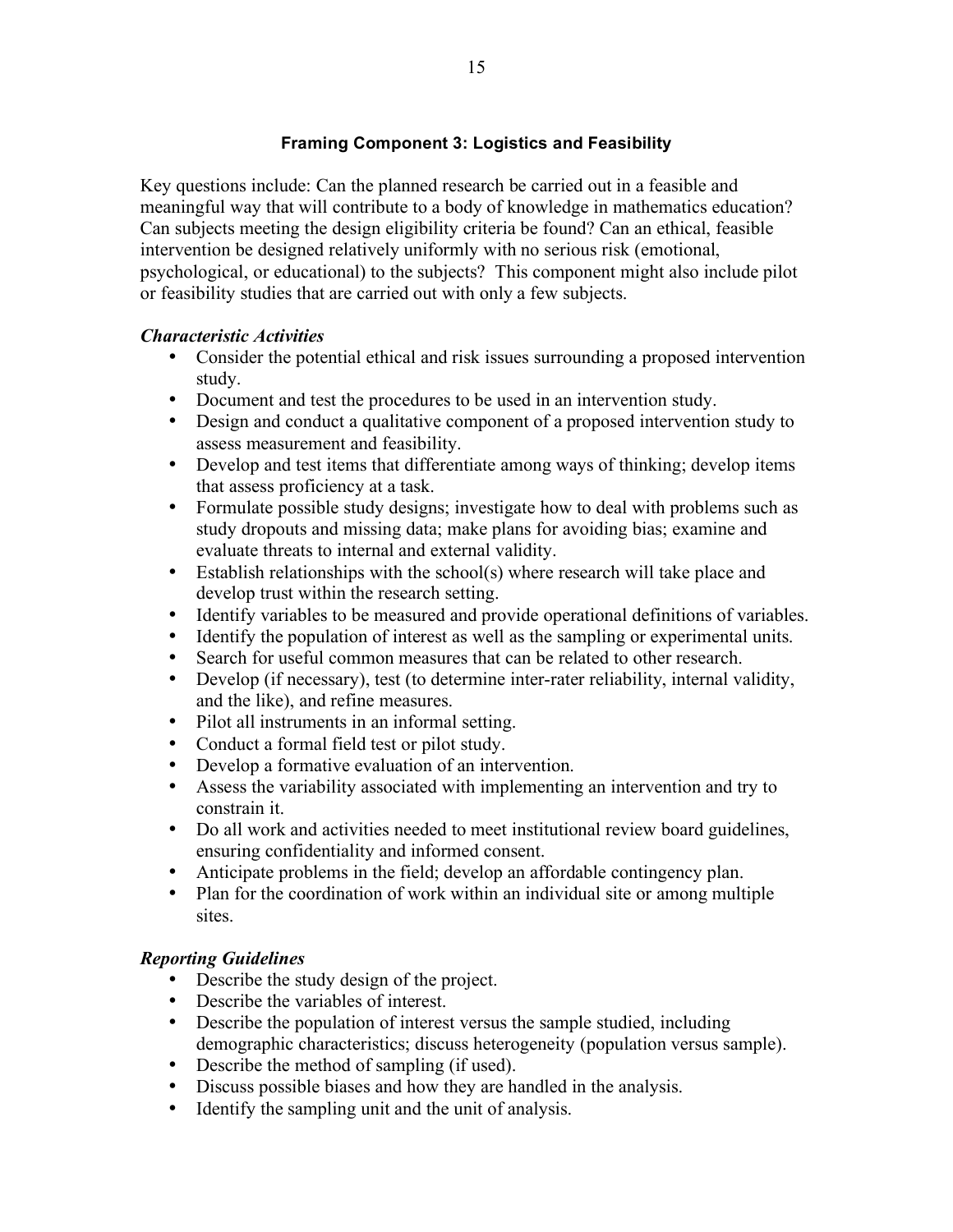### Framing Component 3: Logistics and Feasibility

Key questions include: Can the planned research be carried out in a feasible and meaningful way that will contribute to a body of knowledge in mathematics education? Can subjects meeting the design eligibility criteria be found? Can an ethical, feasible intervention be designed relatively uniformly with no serious risk (emotional, psychological, or educational) to the subjects? This component might also include pilot or feasibility studies that are carried out with only a few subjects.

***Characteristic Activities***

- Consider the potential ethical and risk issues surrounding a proposed intervention study.
- Document and test the procedures to be used in an intervention study.
- Design and conduct a qualitative component of a proposed intervention study to assess measurement and feasibility.
- Develop and test items that differentiate among ways of thinking; develop items that assess proficiency at a task.
- Formulate possible study designs; investigate how to deal with problems such as study dropouts and missing data; make plans for avoiding bias; examine and evaluate threats to internal and external validity.
- Establish relationships with the school(s) where research will take place and develop trust within the research setting.
- Identify variables to be measured and provide operational definitions of variables.
- Identify the population of interest as well as the sampling or experimental units.
- Search for useful common measures that can be related to other research.
- Develop (if necessary), test (to determine inter-rater reliability, internal validity, and the like), and refine measures.
- Pilot all instruments in an informal setting.
- Conduct a formal field test or pilot study.
- Develop a formative evaluation of an intervention.
- Assess the variability associated with implementing an intervention and try to constrain it.
- Do all work and activities needed to meet institutional review board guidelines, ensuring confidentiality and informed consent.
- Anticipate problems in the field; develop an affordable contingency plan.
- Plan for the coordination of work within an individual site or among multiple sites.

***Reporting Guidelines***

- Describe the study design of the project.
- Describe the variables of interest.
- Describe the population of interest versus the sample studied, including demographic characteristics; discuss heterogeneity (population versus sample).
- Describe the method of sampling (if used).
- Discuss possible biases and how they are handled in the analysis.
- Identify the sampling unit and the unit of analysis.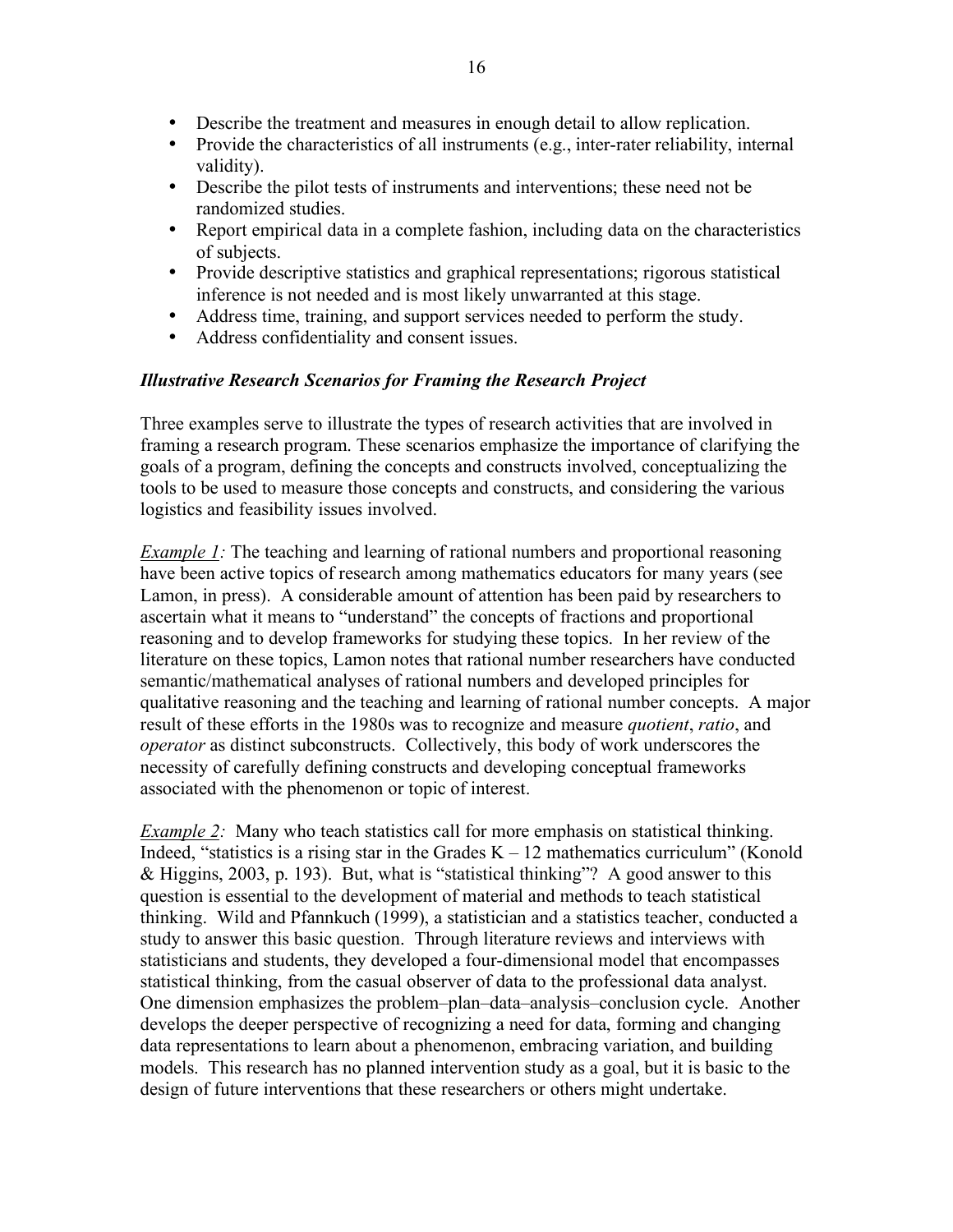- Describe the treatment and measures in enough detail to allow replication.
- Provide the characteristics of all instruments (e.g., inter-rater reliability, internal validity).
- Describe the pilot tests of instruments and interventions; these need not be randomized studies.
- Report empirical data in a complete fashion, including data on the characteristics of subjects.
- Provide descriptive statistics and graphical representations; rigorous statistical inference is not needed and is most likely unwarranted at this stage.
- Address time, training, and support services needed to perform the study.
- Address confidentiality and consent issues.

### *Illustrative Research Scenarios for Framing the Research Project*

Three examples serve to illustrate the types of research activities that are involved in framing a research program. These scenarios emphasize the importance of clarifying the goals of a program, defining the concepts and constructs involved, conceptualizing the tools to be used to measure those concepts and constructs, and considering the various logistics and feasibility issues involved.

*Example 1:* The teaching and learning of rational numbers and proportional reasoning have been active topics of research among mathematics educators for many years (see Lamon, in press). A considerable amount of attention has been paid by researchers to ascertain what it means to "understand" the concepts of fractions and proportional reasoning and to develop frameworks for studying these topics. In her review of the literature on these topics, Lamon notes that rational number researchers have conducted semantic/mathematical analyses of rational numbers and developed principles for qualitative reasoning and the teaching and learning of rational number concepts. A major result of these efforts in the 1980s was to recognize and measure *quotient*, *ratio*, and *operator* as distinct subconstructs. Collectively, this body of work underscores the necessity of carefully defining constructs and developing conceptual frameworks associated with the phenomenon or topic of interest.

*Example 2:* Many who teach statistics call for more emphasis on statistical thinking. Indeed, "statistics is a rising star in the Grades K – 12 mathematics curriculum" (Konold & Higgins, 2003, p. 193). But, what is "statistical thinking"? A good answer to this question is essential to the development of material and methods to teach statistical thinking. Wild and Pfannkuch (1999), a statistician and a statistics teacher, conducted a study to answer this basic question. Through literature reviews and interviews with statisticians and students, they developed a four-dimensional model that encompasses statistical thinking, from the casual observer of data to the professional data analyst. One dimension emphasizes the problem–plan–data–analysis–conclusion cycle. Another develops the deeper perspective of recognizing a need for data, forming and changing data representations to learn about a phenomenon, embracing variation, and building models. This research has no planned intervention study as a goal, but it is basic to the design of future interventions that these researchers or others might undertake.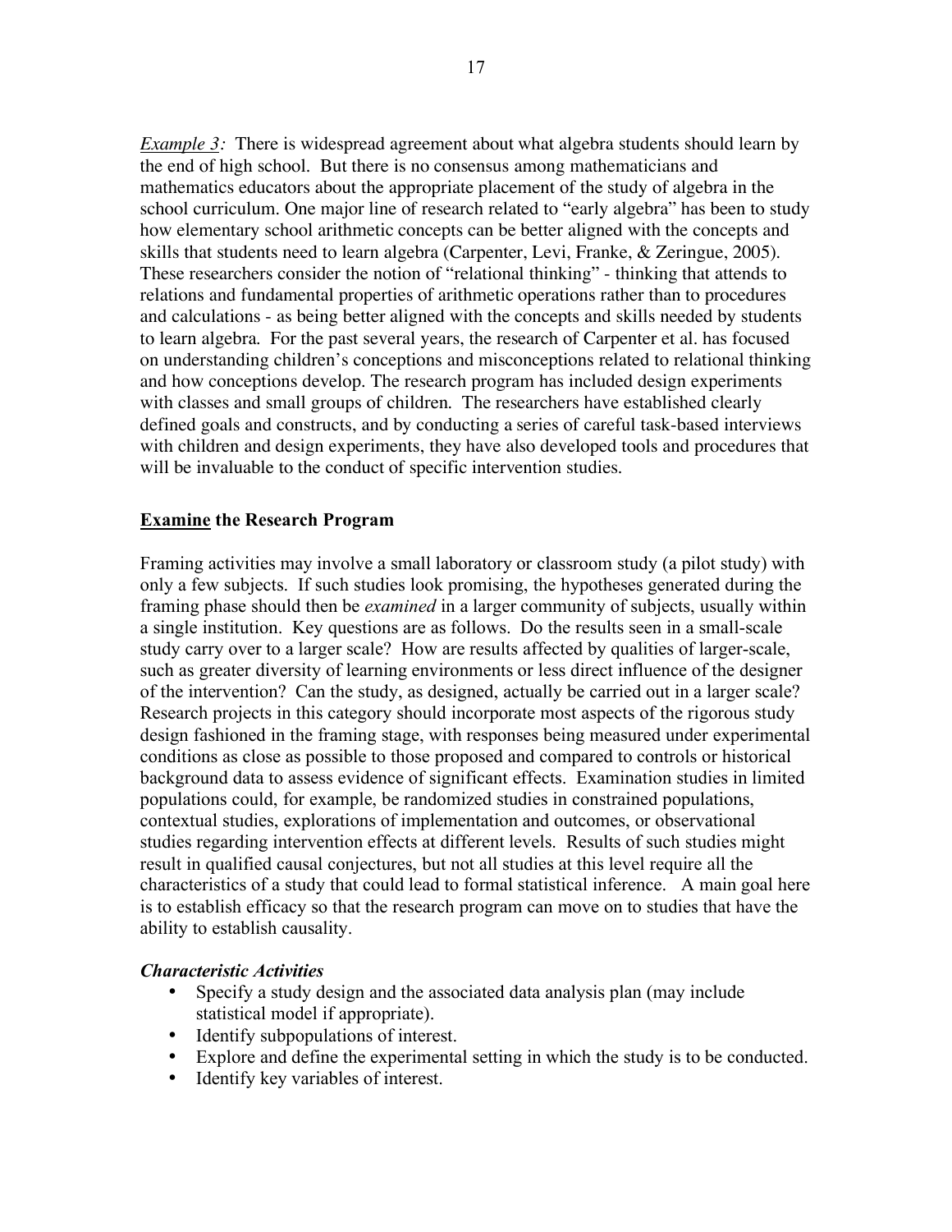*Example 3:* There is widespread agreement about what algebra students should learn by the end of high school. But there is no consensus among mathematicians and mathematics educators about the appropriate placement of the study of algebra in the school curriculum. One major line of research related to "early algebra" has been to study how elementary school arithmetic concepts can be better aligned with the concepts and skills that students need to learn algebra (Carpenter, Levi, Franke, & Zeringue, 2005). These researchers consider the notion of "relational thinking" - thinking that attends to relations and fundamental properties of arithmetic operations rather than to procedures and calculations - as being better aligned with the concepts and skills needed by students to learn algebra. For the past several years, the research of Carpenter et al. has focused on understanding children's conceptions and misconceptions related to relational thinking and how conceptions develop. The research program has included design experiments with classes and small groups of children. The researchers have established clearly defined goals and constructs, and by conducting a series of careful task-based interviews with children and design experiments, they have also developed tools and procedures that will be invaluable to the conduct of specific intervention studies.

## Examine the Research Program

Framing activities may involve a small laboratory or classroom study (a pilot study) with only a few subjects. If such studies look promising, the hypotheses generated during the framing phase should then be *examined* in a larger community of subjects, usually within a single institution. Key questions are as follows. Do the results seen in a small-scale study carry over to a larger scale? How are results affected by qualities of larger-scale, such as greater diversity of learning environments or less direct influence of the designer of the intervention? Can the study, as designed, actually be carried out in a larger scale? Research projects in this category should incorporate most aspects of the rigorous study design fashioned in the framing stage, with responses being measured under experimental conditions as close as possible to those proposed and compared to controls or historical background data to assess evidence of significant effects. Examination studies in limited populations could, for example, be randomized studies in constrained populations, contextual studies, explorations of implementation and outcomes, or observational studies regarding intervention effects at different levels. Results of such studies might result in qualified causal conjectures, but not all studies at this level require all the characteristics of a study that could lead to formal statistical inference. A main goal here is to establish efficacy so that the research program can move on to studies that have the ability to establish causality.

### *Characteristic Activities*

- Specify a study design and the associated data analysis plan (may include statistical model if appropriate).
- Identify subpopulations of interest.
- Explore and define the experimental setting in which the study is to be conducted.
- Identify key variables of interest.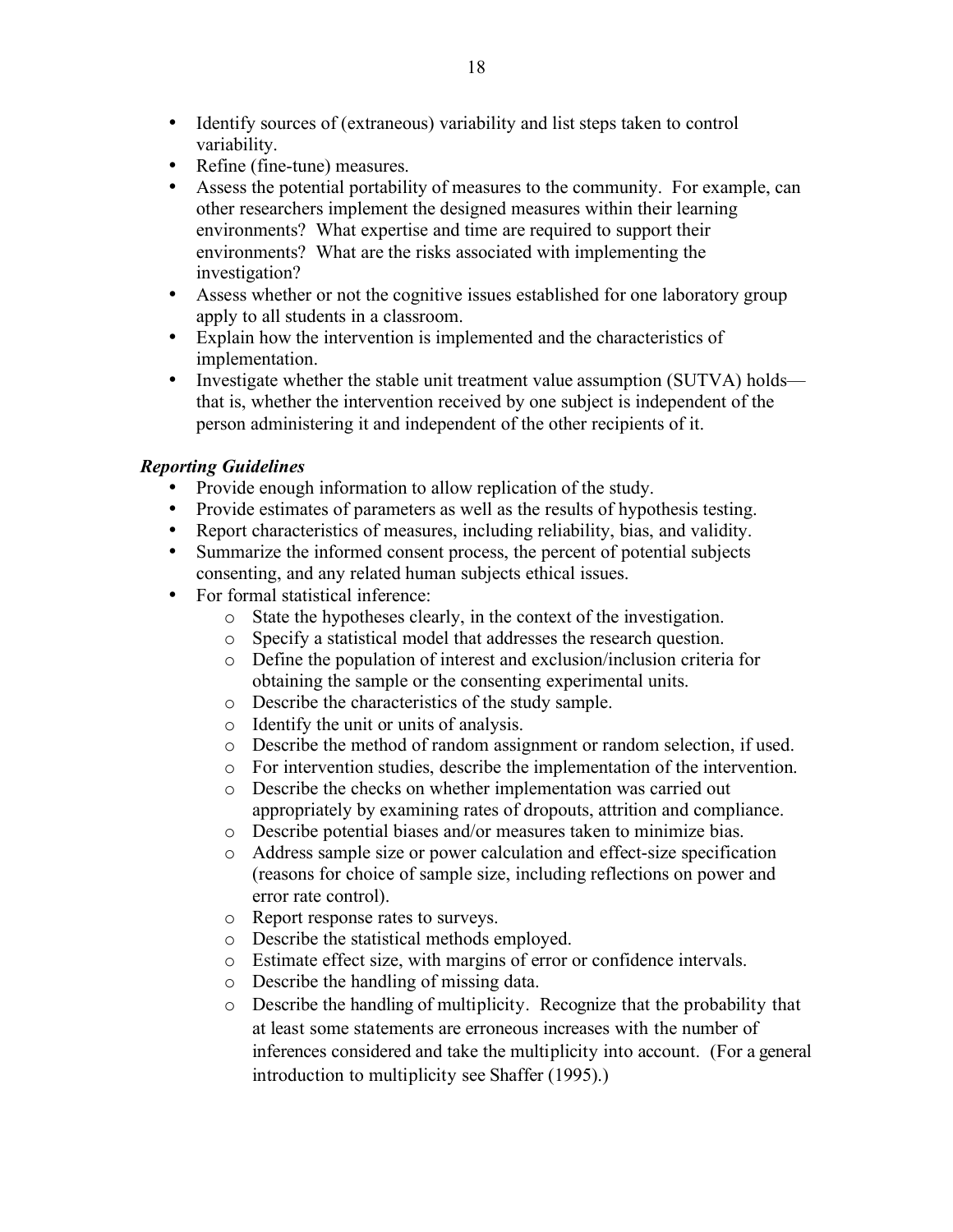- Identify sources of (extraneous) variability and list steps taken to control variability.
- Refine (fine-tune) measures.
- Assess the potential portability of measures to the community. For example, can other researchers implement the designed measures within their learning environments? What expertise and time are required to support their environments? What are the risks associated with implementing the investigation?
- Assess whether or not the cognitive issues established for one laboratory group apply to all students in a classroom.
- Explain how the intervention is implemented and the characteristics of implementation.
- Investigate whether the stable unit treatment value assumption (SUTVA) holds—that is, whether the intervention received by one subject is independent of the person administering it and independent of the other recipients of it.

***Reporting Guidelines***

- Provide enough information to allow replication of the study.
- Provide estimates of parameters as well as the results of hypothesis testing.
- Report characteristics of measures, including reliability, bias, and validity.
- Summarize the informed consent process, the percent of potential subjects consenting, and any related human subjects ethical issues.
- For formal statistical inference:
  - State the hypotheses clearly, in the context of the investigation.
  - Specify a statistical model that addresses the research question.
  - Define the population of interest and exclusion/inclusion criteria for obtaining the sample or the consenting experimental units.
  - Describe the characteristics of the study sample.
  - Identify the unit or units of analysis.
  - Describe the method of random assignment or random selection, if used.
  - For intervention studies, describe the implementation of the intervention.
  - Describe the checks on whether implementation was carried out appropriately by examining rates of dropouts, attrition and compliance.
  - Describe potential biases and/or measures taken to minimize bias.
  - Address sample size or power calculation and effect-size specification (reasons for choice of sample size, including reflections on power and error rate control).
  - Report response rates to surveys.
  - Describe the statistical methods employed.
  - Estimate effect size, with margins of error or confidence intervals.
  - Describe the handling of missing data.
  - Describe the handling of multiplicity. Recognize that the probability that at least some statements are erroneous increases with the number of inferences considered and take the multiplicity into account. (For a general introduction to multiplicity see Shaffer (1995).)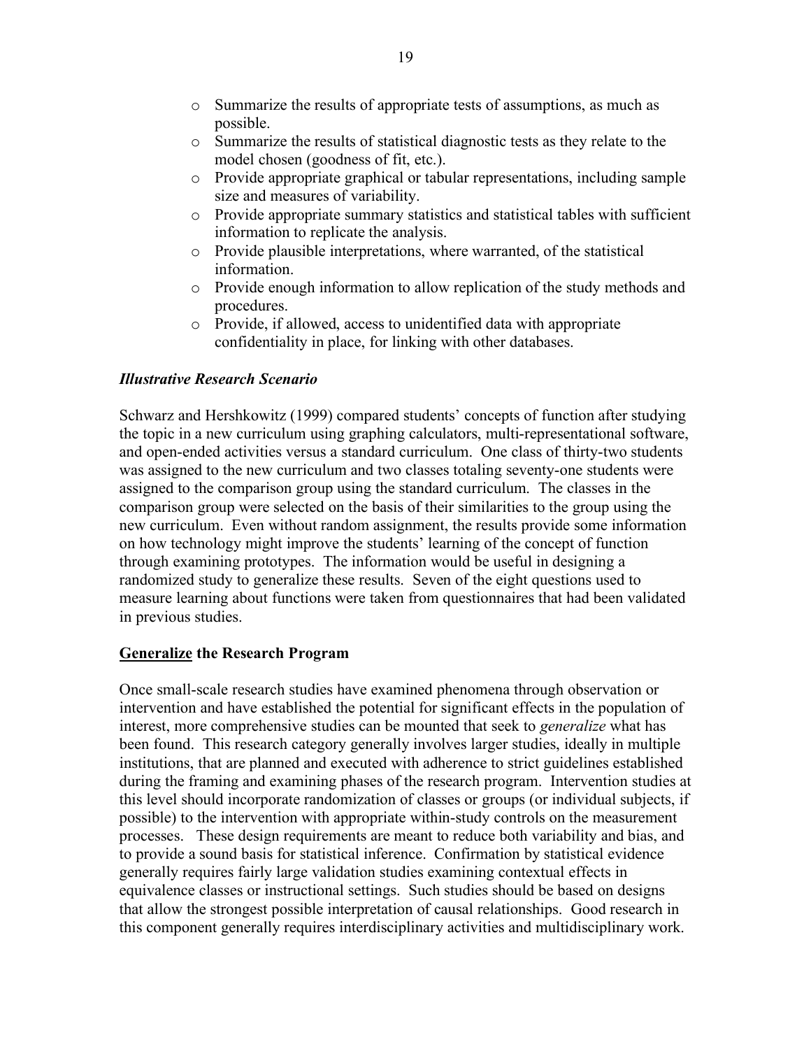- Summarize the results of appropriate tests of assumptions, as much as possible.
- Summarize the results of statistical diagnostic tests as they relate to the model chosen (goodness of fit, etc.).
- Provide appropriate graphical or tabular representations, including sample size and measures of variability.
- Provide appropriate summary statistics and statistical tables with sufficient information to replicate the analysis.
- Provide plausible interpretations, where warranted, of the statistical information.
- Provide enough information to allow replication of the study methods and procedures.
- Provide, if allowed, access to unidentified data with appropriate confidentiality in place, for linking with other databases.

### *Illustrative Research Scenario*

Schwarz and Hershkowitz (1999) compared students' concepts of function after studying the topic in a new curriculum using graphing calculators, multi-representational software, and open-ended activities versus a standard curriculum. One class of thirty-two students was assigned to the new curriculum and two classes totaling seventy-one students were assigned to the comparison group using the standard curriculum. The classes in the comparison group were selected on the basis of their similarities to the group using the new curriculum. Even without random assignment, the results provide some information on how technology might improve the students' learning of the concept of function through examining prototypes. The information would be useful in designing a randomized study to generalize these results. Seven of the eight questions used to measure learning about functions were taken from questionnaires that had been validated in previous studies.

## <u>Generalize</u> the Research Program

Once small-scale research studies have examined phenomena through observation or intervention and have established the potential for significant effects in the population of interest, more comprehensive studies can be mounted that seek to *generalize* what has been found. This research category generally involves larger studies, ideally in multiple institutions, that are planned and executed with adherence to strict guidelines established during the framing and examining phases of the research program. Intervention studies at this level should incorporate randomization of classes or groups (or individual subjects, if possible) to the intervention with appropriate within-study controls on the measurement processes. These design requirements are meant to reduce both variability and bias, and to provide a sound basis for statistical inference. Confirmation by statistical evidence generally requires fairly large validation studies examining contextual effects in equivalence classes or instructional settings. Such studies should be based on designs that allow the strongest possible interpretation of causal relationships. Good research in this component generally requires interdisciplinary activities and multidisciplinary work.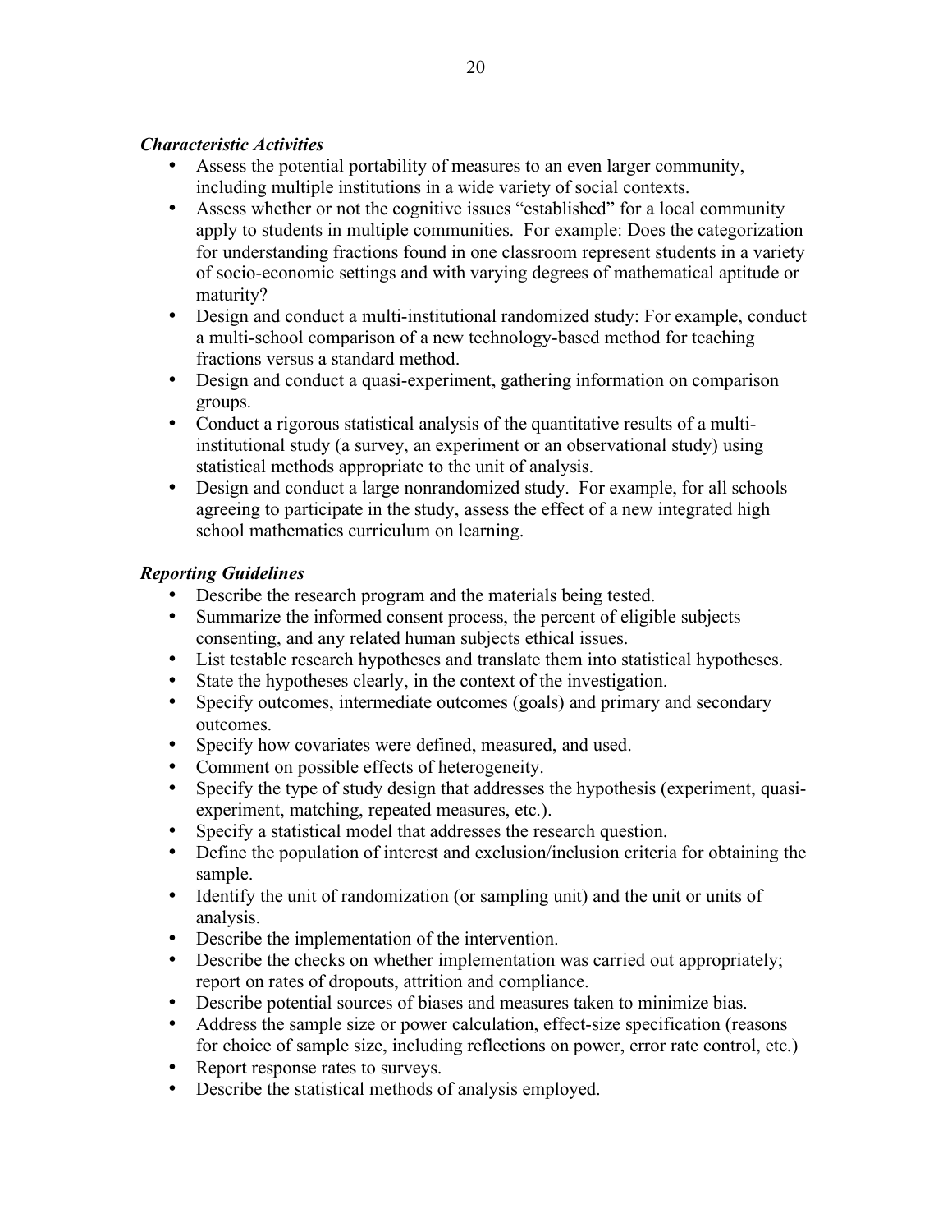### *Characteristic Activities*

- Assess the potential portability of measures to an even larger community, including multiple institutions in a wide variety of social contexts.
- Assess whether or not the cognitive issues "established" for a local community apply to students in multiple communities. For example: Does the categorization for understanding fractions found in one classroom represent students in a variety of socio-economic settings and with varying degrees of mathematical aptitude or maturity?
- Design and conduct a multi-institutional randomized study: For example, conduct a multi-school comparison of a new technology-based method for teaching fractions versus a standard method.
- Design and conduct a quasi-experiment, gathering information on comparison groups.
- Conduct a rigorous statistical analysis of the quantitative results of a multi-institutional study (a survey, an experiment or an observational study) using statistical methods appropriate to the unit of analysis.
- Design and conduct a large nonrandomized study. For example, for all schools agreeing to participate in the study, assess the effect of a new integrated high school mathematics curriculum on learning.

### *Reporting Guidelines*

- Describe the research program and the materials being tested.
- Summarize the informed consent process, the percent of eligible subjects consenting, and any related human subjects ethical issues.
- List testable research hypotheses and translate them into statistical hypotheses.
- State the hypotheses clearly, in the context of the investigation.
- Specify outcomes, intermediate outcomes (goals) and primary and secondary outcomes.
- Specify how covariates were defined, measured, and used.
- Comment on possible effects of heterogeneity.
- Specify the type of study design that addresses the hypothesis (experiment, quasi-experiment, matching, repeated measures, etc.).
- Specify a statistical model that addresses the research question.
- Define the population of interest and exclusion/inclusion criteria for obtaining the sample.
- Identify the unit of randomization (or sampling unit) and the unit or units of analysis.
- Describe the implementation of the intervention.
- Describe the checks on whether implementation was carried out appropriately; report on rates of dropouts, attrition and compliance.
- Describe potential sources of biases and measures taken to minimize bias.
- Address the sample size or power calculation, effect-size specification (reasons for choice of sample size, including reflections on power, error rate control, etc.)
- Report response rates to surveys.
- Describe the statistical methods of analysis employed.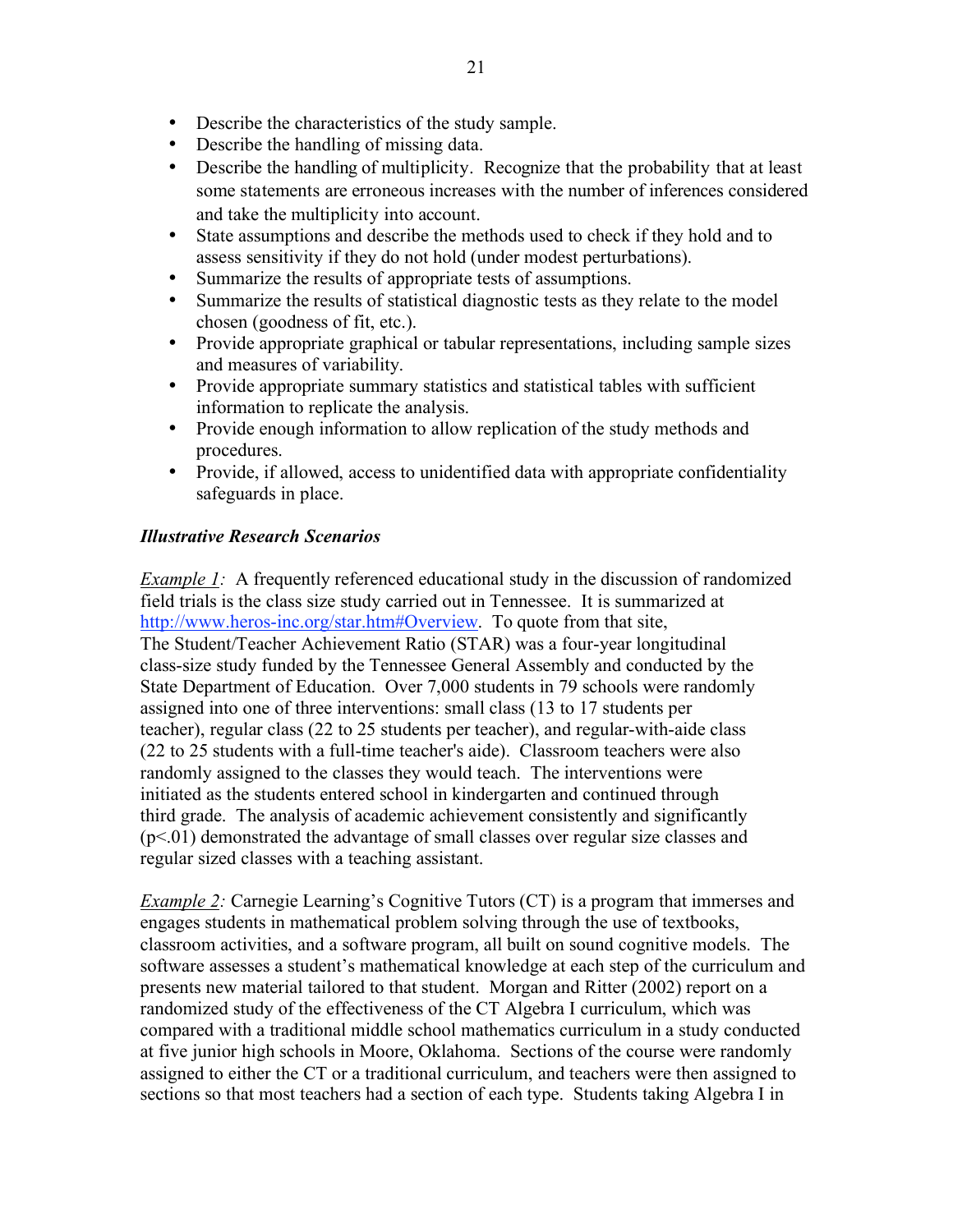- Describe the characteristics of the study sample.
- Describe the handling of missing data.
- Describe the handling of multiplicity. Recognize that the probability that at least some statements are erroneous increases with the number of inferences considered and take the multiplicity into account.
- State assumptions and describe the methods used to check if they hold and to assess sensitivity if they do not hold (under modest perturbations).
- Summarize the results of appropriate tests of assumptions.
- Summarize the results of statistical diagnostic tests as they relate to the model chosen (goodness of fit, etc.).
- Provide appropriate graphical or tabular representations, including sample sizes and measures of variability.
- Provide appropriate summary statistics and statistical tables with sufficient information to replicate the analysis.
- Provide enough information to allow replication of the study methods and procedures.
- Provide, if allowed, access to unidentified data with appropriate confidentiality safeguards in place.

### *Illustrative Research Scenarios*

*Example 1:* A frequently referenced educational study in the discussion of randomized field trials is the class size study carried out in Tennessee. It is summarized at http://www.heros-inc.org/star.htm#Overview. To quote from that site,
The Student/Teacher Achievement Ratio (STAR) was a four-year longitudinal class-size study funded by the Tennessee General Assembly and conducted by the State Department of Education. Over 7,000 students in 79 schools were randomly assigned into one of three interventions: small class (13 to 17 students per teacher), regular class (22 to 25 students per teacher), and regular-with-aide class (22 to 25 students with a full-time teacher's aide). Classroom teachers were also randomly assigned to the classes they would teach. The interventions were initiated as the students entered school in kindergarten and continued through third grade. The analysis of academic achievement consistently and significantly ($p<.01$) demonstrated the advantage of small classes over regular size classes and regular sized classes with a teaching assistant.

*Example 2:* Carnegie Learning's Cognitive Tutors (CT) is a program that immerses and engages students in mathematical problem solving through the use of textbooks, classroom activities, and a software program, all built on sound cognitive models. The software assesses a student's mathematical knowledge at each step of the curriculum and presents new material tailored to that student. Morgan and Ritter (2002) report on a randomized study of the effectiveness of the CT Algebra I curriculum, which was compared with a traditional middle school mathematics curriculum in a study conducted at five junior high schools in Moore, Oklahoma. Sections of the course were randomly assigned to either the CT or a traditional curriculum, and teachers were then assigned to sections so that most teachers had a section of each type. Students taking Algebra I in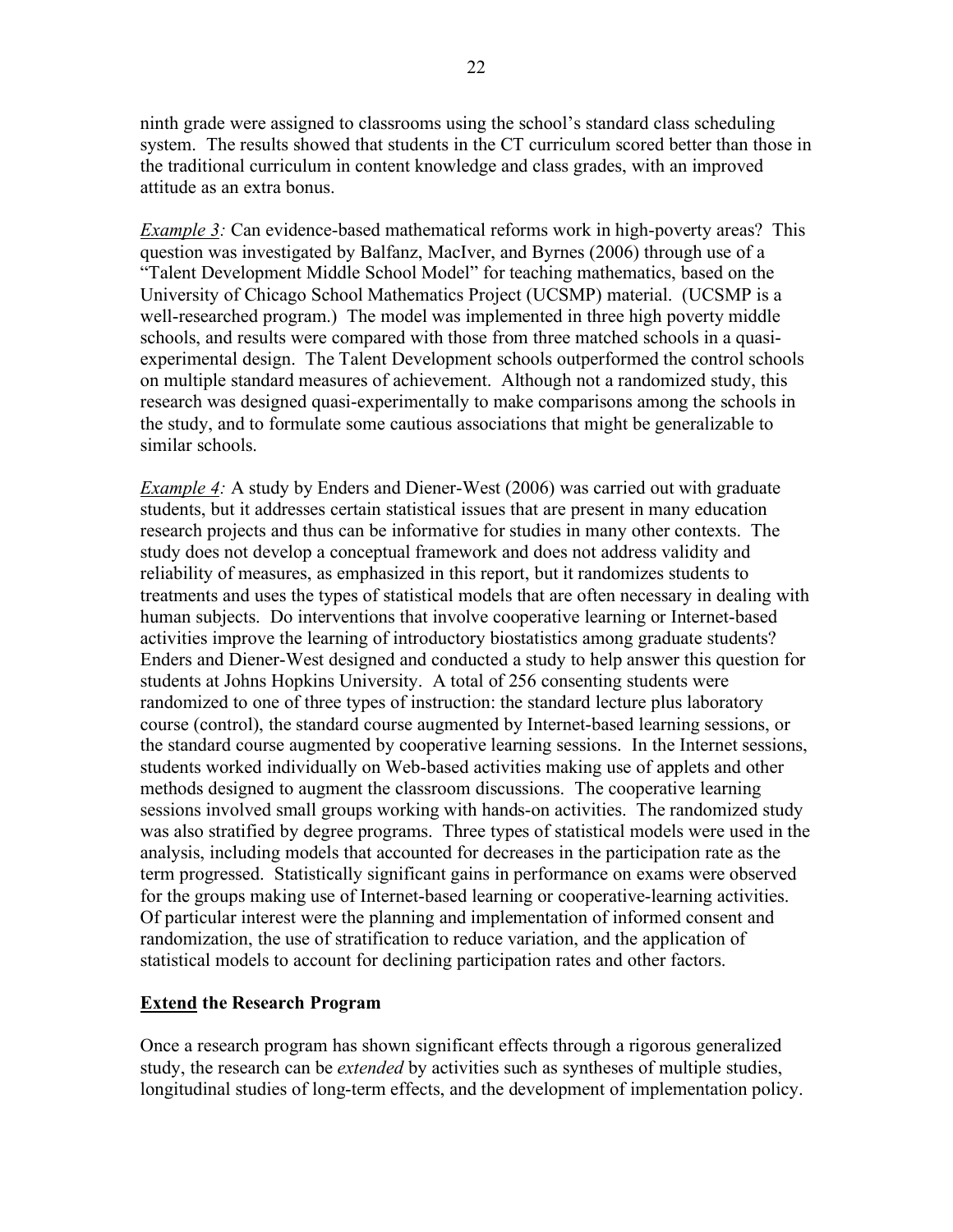ninth grade were assigned to classrooms using the school's standard class scheduling system. The results showed that students in the CT curriculum scored better than those in the traditional curriculum in content knowledge and class grades, with an improved attitude as an extra bonus.

*Example 3:* Can evidence-based mathematical reforms work in high-poverty areas? This question was investigated by Balfanz, MacIver, and Byrnes (2006) through use of a "Talent Development Middle School Model" for teaching mathematics, based on the University of Chicago School Mathematics Project (UCSMP) material. (UCSMP is a well-researched program.) The model was implemented in three high poverty middle schools, and results were compared with those from three matched schools in a quasi-experimental design. The Talent Development schools outperformed the control schools on multiple standard measures of achievement. Although not a randomized study, this research was designed quasi-experimentally to make comparisons among the schools in the study, and to formulate some cautious associations that might be generalizable to similar schools.

*Example 4:* A study by Enders and Diener-West (2006) was carried out with graduate students, but it addresses certain statistical issues that are present in many education research projects and thus can be informative for studies in many other contexts. The study does not develop a conceptual framework and does not address validity and reliability of measures, as emphasized in this report, but it randomizes students to treatments and uses the types of statistical models that are often necessary in dealing with human subjects. Do interventions that involve cooperative learning or Internet-based activities improve the learning of introductory biostatistics among graduate students? Enders and Diener-West designed and conducted a study to help answer this question for students at Johns Hopkins University. A total of 256 consenting students were randomized to one of three types of instruction: the standard lecture plus laboratory course (control), the standard course augmented by Internet-based learning sessions, or the standard course augmented by cooperative learning sessions. In the Internet sessions, students worked individually on Web-based activities making use of applets and other methods designed to augment the classroom discussions. The cooperative learning sessions involved small groups working with hands-on activities. The randomized study was also stratified by degree programs. Three types of statistical models were used in the analysis, including models that accounted for decreases in the participation rate as the term progressed. Statistically significant gains in performance on exams were observed for the groups making use of Internet-based learning or cooperative-learning activities. Of particular interest were the planning and implementation of informed consent and randomization, the use of stratification to reduce variation, and the application of statistical models to account for declining participation rates and other factors.

### **Extend** the Research Program

Once a research program has shown significant effects through a rigorous generalized study, the research can be *extended* by activities such as syntheses of multiple studies, longitudinal studies of long-term effects, and the development of implementation policy.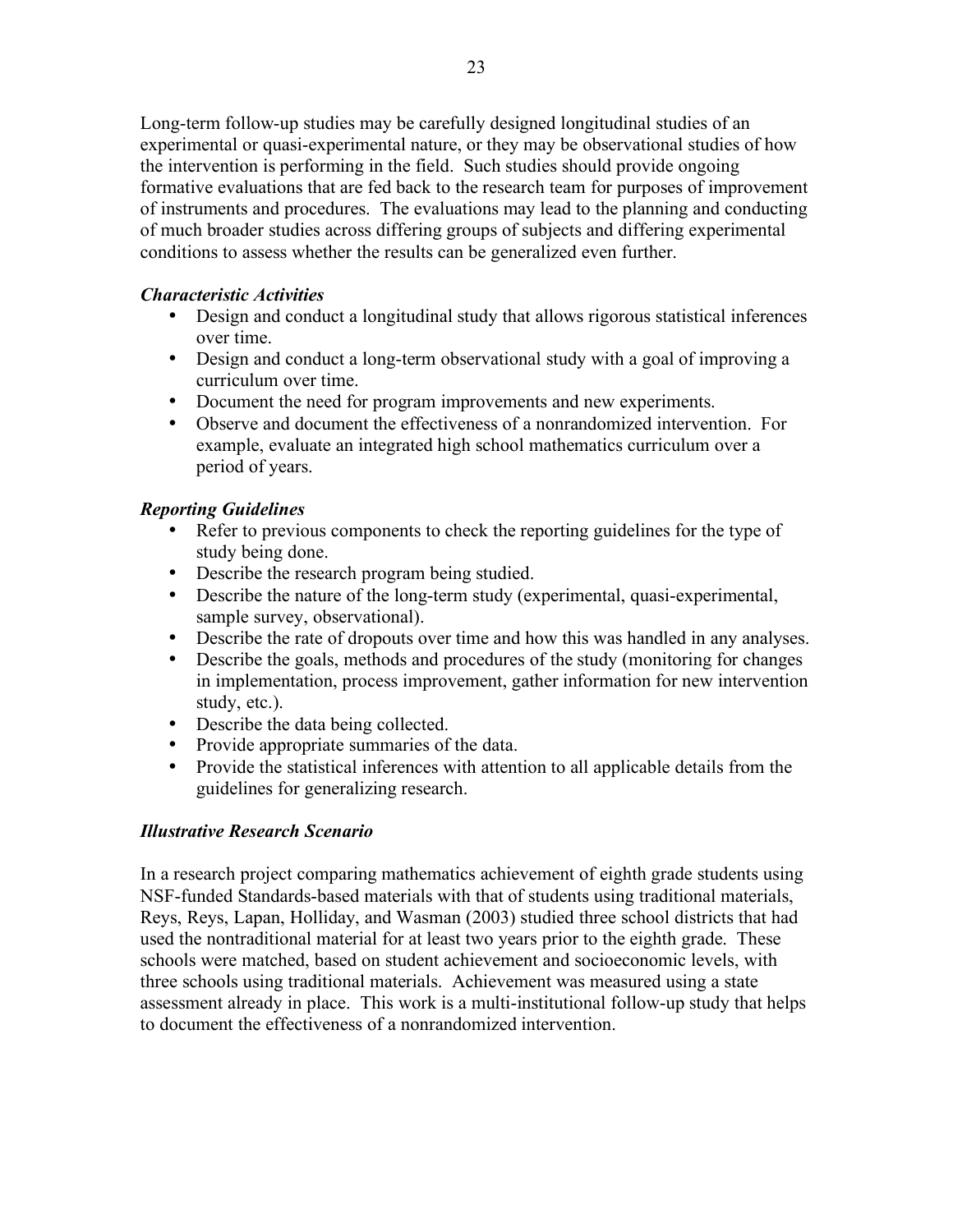Long-term follow-up studies may be carefully designed longitudinal studies of an experimental or quasi-experimental nature, or they may be observational studies of how the intervention is performing in the field. Such studies should provide ongoing formative evaluations that are fed back to the research team for purposes of improvement of instruments and procedures. The evaluations may lead to the planning and conducting of much broader studies across differing groups of subjects and differing experimental conditions to assess whether the results can be generalized even further.

***Characteristic Activities***

- Design and conduct a longitudinal study that allows rigorous statistical inferences over time.
- Design and conduct a long-term observational study with a goal of improving a curriculum over time.
- Document the need for program improvements and new experiments.
- Observe and document the effectiveness of a nonrandomized intervention. For example, evaluate an integrated high school mathematics curriculum over a period of years.

***Reporting Guidelines***

- Refer to previous components to check the reporting guidelines for the type of study being done.
- Describe the research program being studied.
- Describe the nature of the long-term study (experimental, quasi-experimental, sample survey, observational).
- Describe the rate of dropouts over time and how this was handled in any analyses.
- Describe the goals, methods and procedures of the study (monitoring for changes in implementation, process improvement, gather information for new intervention study, etc.).
- Describe the data being collected.
- Provide appropriate summaries of the data.
- Provide the statistical inferences with attention to all applicable details from the guidelines for generalizing research.

***Illustrative Research Scenario***

In a research project comparing mathematics achievement of eighth grade students using NSF-funded Standards-based materials with that of students using traditional materials, Reys, Reys, Lapan, Holliday, and Wasman (2003) studied three school districts that had used the nontraditional material for at least two years prior to the eighth grade. These schools were matched, based on student achievement and socioeconomic levels, with three schools using traditional materials. Achievement was measured using a state assessment already in place. This work is a multi-institutional follow-up study that helps to document the effectiveness of a nonrandomized intervention.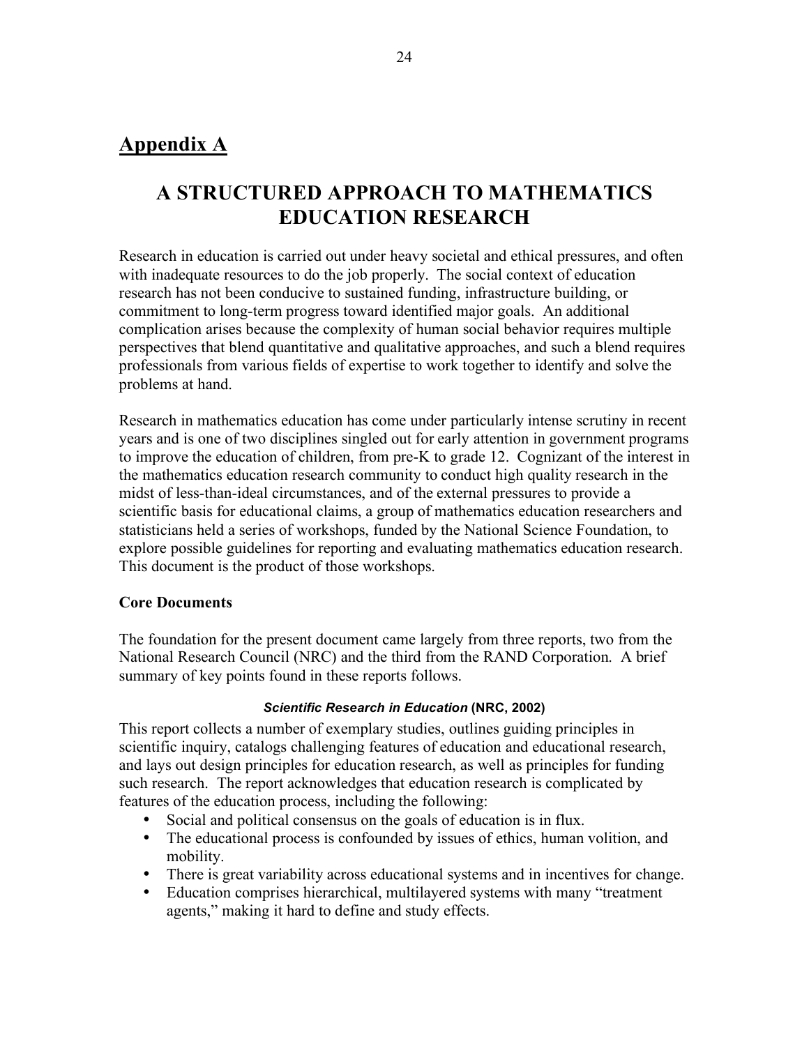# Appendix A

## A STRUCTURED APPROACH TO MATHEMATICS EDUCATION RESEARCH

Research in education is carried out under heavy societal and ethical pressures, and often with inadequate resources to do the job properly. The social context of education research has not been conducive to sustained funding, infrastructure building, or commitment to long-term progress toward identified major goals. An additional complication arises because the complexity of human social behavior requires multiple perspectives that blend quantitative and qualitative approaches, and such a blend requires professionals from various fields of expertise to work together to identify and solve the problems at hand.

Research in mathematics education has come under particularly intense scrutiny in recent years and is one of two disciplines singled out for early attention in government programs to improve the education of children, from pre-K to grade 12. Cognizant of the interest in the mathematics education research community to conduct high quality research in the midst of less-than-ideal circumstances, and of the external pressures to provide a scientific basis for educational claims, a group of mathematics education researchers and statisticians held a series of workshops, funded by the National Science Foundation, to explore possible guidelines for reporting and evaluating mathematics education research. This document is the product of those workshops.

### Core Documents

The foundation for the present document came largely from three reports, two from the National Research Council (NRC) and the third from the RAND Corporation. A brief summary of key points found in these reports follows.

#### *Scientific Research in Education* (NRC, 2002)

This report collects a number of exemplary studies, outlines guiding principles in scientific inquiry, catalogs challenging features of education and educational research, and lays out design principles for education research, as well as principles for funding such research. The report acknowledges that education research is complicated by features of the education process, including the following:

- Social and political consensus on the goals of education is in flux.
- The educational process is confounded by issues of ethics, human volition, and mobility.
- There is great variability across educational systems and in incentives for change.
- Education comprises hierarchical, multilayered systems with many "treatment agents," making it hard to define and study effects.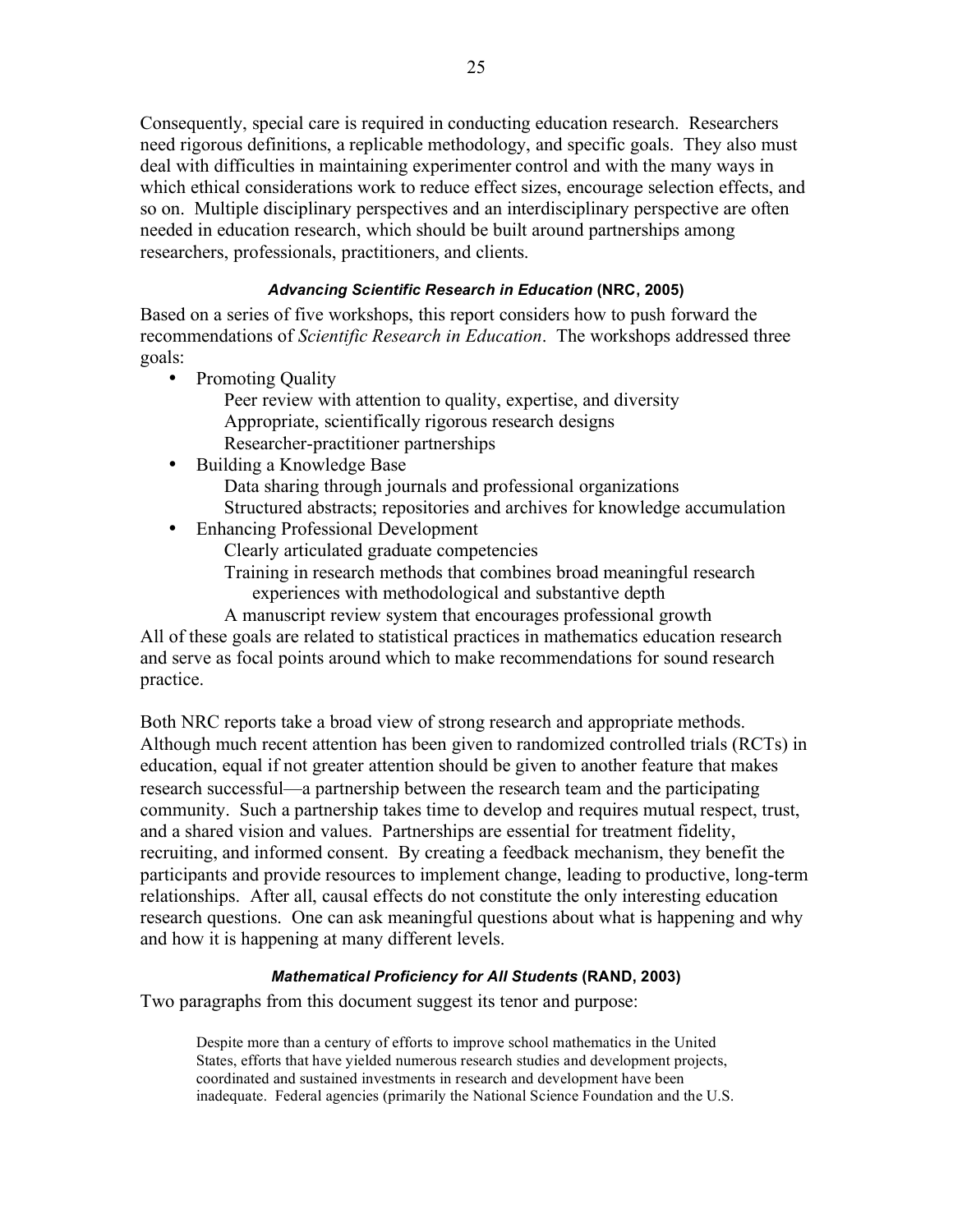Consequently, special care is required in conducting education research. Researchers need rigorous definitions, a replicable methodology, and specific goals. They also must deal with difficulties in maintaining experimenter control and with the many ways in which ethical considerations work to reduce effect sizes, encourage selection effects, and so on. Multiple disciplinary perspectives and an interdisciplinary perspective are often needed in education research, which should be built around partnerships among researchers, professionals, practitioners, and clients.

#### ***Advancing Scientific Research in Education*** **(NRC, 2005)**

Based on a series of five workshops, this report considers how to push forward the recommendations of *Scientific Research in Education*. The workshops addressed three goals:

- Promoting Quality
  - Peer review with attention to quality, expertise, and diversity
  - Appropriate, scientifically rigorous research designs
  - Researcher-practitioner partnerships
- Building a Knowledge Base
  - Data sharing through journals and professional organizations
  - Structured abstracts; repositories and archives for knowledge accumulation
- Enhancing Professional Development
  - Clearly articulated graduate competencies
  - Training in research methods that combines broad meaningful research experiences with methodological and substantive depth
  - A manuscript review system that encourages professional growth

All of these goals are related to statistical practices in mathematics education research and serve as focal points around which to make recommendations for sound research practice.

Both NRC reports take a broad view of strong research and appropriate methods. Although much recent attention has been given to randomized controlled trials (RCTs) in education, equal if not greater attention should be given to another feature that makes research successful—a partnership between the research team and the participating community. Such a partnership takes time to develop and requires mutual respect, trust, and a shared vision and values. Partnerships are essential for treatment fidelity, recruiting, and informed consent. By creating a feedback mechanism, they benefit the participants and provide resources to implement change, leading to productive, long-term relationships. After all, causal effects do not constitute the only interesting education research questions. One can ask meaningful questions about what is happening and why and how it is happening at many different levels.

#### ***Mathematical Proficiency for All Students*** **(RAND, 2003)**

Two paragraphs from this document suggest its tenor and purpose:

> Despite more than a century of efforts to improve school mathematics in the United States, efforts that have yielded numerous research studies and development projects, coordinated and sustained investments in research and development have been inadequate. Federal agencies (primarily the National Science Foundation and the U.S.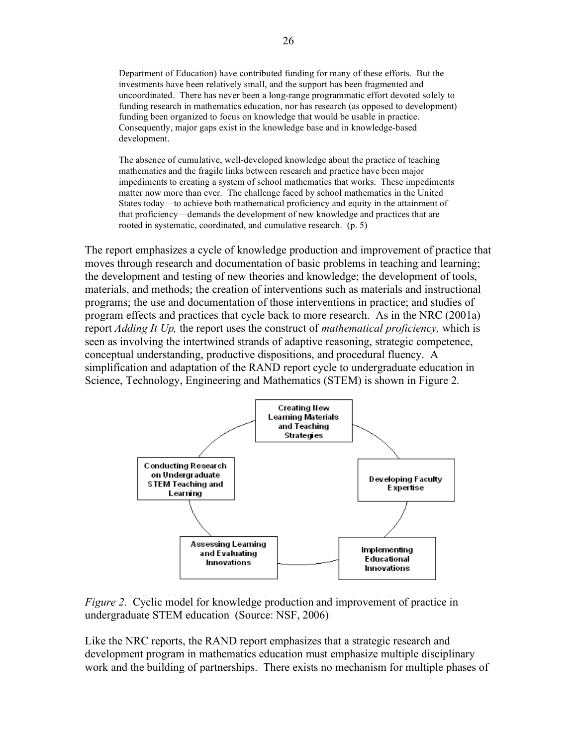> Department of Education) have contributed funding for many of these efforts. But the investments have been relatively small, and the support has been fragmented and uncoordinated. There has never been a long-range programmatic effort devoted solely to funding research in mathematics education, nor has research (as opposed to development) funding been organized to focus on knowledge that would be usable in practice. Consequently, major gaps exist in the knowledge base and in knowledge-based development.
>
> The absence of cumulative, well-developed knowledge about the practice of teaching mathematics and the fragile links between research and practice have been major impediments to creating a system of school mathematics that works. These impediments matter now more than ever. The challenge faced by school mathematics in the United States today—to achieve both mathematical proficiency and equity in the attainment of that proficiency—demands the development of new knowledge and practices that are rooted in systematic, coordinated, and cumulative research. (p. 5)

The report emphasizes a cycle of knowledge production and improvement of practice that moves through research and documentation of basic problems in teaching and learning; the development and testing of new theories and knowledge; the development of tools, materials, and methods; the creation of interventions such as materials and instructional programs; the use and documentation of those interventions in practice; and studies of program effects and practices that cycle back to more research. As in the NRC (2001a) report *Adding It Up,* the report uses the construct of *mathematical proficiency,* which is seen as involving the intertwined strands of adaptive reasoning, strategic competence, conceptual understanding, productive dispositions, and procedural fluency. A simplification and adaptation of the RAND report cycle to undergraduate education in Science, Technology, Engineering and Mathematics (STEM) is shown in Figure 2.

*Figure 2*. Cyclic model for knowledge production and improvement of practice in undergraduate STEM education (Source: NSF, 2006)

Like the NRC reports, the RAND report emphasizes that a strategic research and development program in mathematics education must emphasize multiple disciplinary work and the building of partnerships. There exists no mechanism for multiple phases of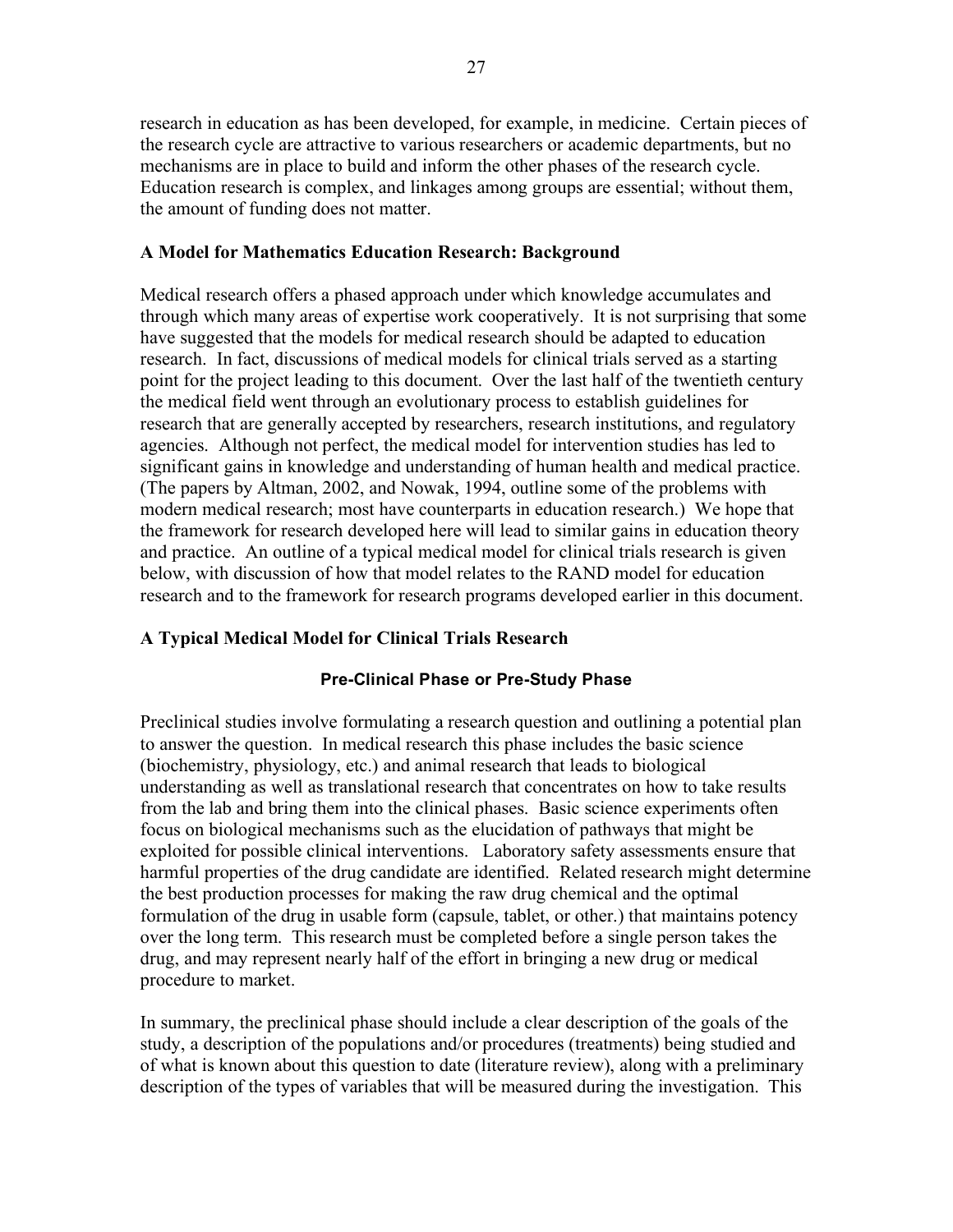research in education as has been developed, for example, in medicine. Certain pieces of the research cycle are attractive to various researchers or academic departments, but no mechanisms are in place to build and inform the other phases of the research cycle. Education research is complex, and linkages among groups are essential; without them, the amount of funding does not matter.

### A Model for Mathematics Education Research: Background

Medical research offers a phased approach under which knowledge accumulates and through which many areas of expertise work cooperatively. It is not surprising that some have suggested that the models for medical research should be adapted to education research. In fact, discussions of medical models for clinical trials served as a starting point for the project leading to this document. Over the last half of the twentieth century the medical field went through an evolutionary process to establish guidelines for research that are generally accepted by researchers, research institutions, and regulatory agencies. Although not perfect, the medical model for intervention studies has led to significant gains in knowledge and understanding of human health and medical practice. (The papers by Altman, 2002, and Nowak, 1994, outline some of the problems with modern medical research; most have counterparts in education research.) We hope that the framework for research developed here will lead to similar gains in education theory and practice. An outline of a typical medical model for clinical trials research is given below, with discussion of how that model relates to the RAND model for education research and to the framework for research programs developed earlier in this document.

### A Typical Medical Model for Clinical Trials Research

#### Pre-Clinical Phase or Pre-Study Phase

Preclinical studies involve formulating a research question and outlining a potential plan to answer the question. In medical research this phase includes the basic science (biochemistry, physiology, etc.) and animal research that leads to biological understanding as well as translational research that concentrates on how to take results from the lab and bring them into the clinical phases. Basic science experiments often focus on biological mechanisms such as the elucidation of pathways that might be exploited for possible clinical interventions. Laboratory safety assessments ensure that harmful properties of the drug candidate are identified. Related research might determine the best production processes for making the raw drug chemical and the optimal formulation of the drug in usable form (capsule, tablet, or other.) that maintains potency over the long term. This research must be completed before a single person takes the drug, and may represent nearly half of the effort in bringing a new drug or medical procedure to market.

In summary, the preclinical phase should include a clear description of the goals of the study, a description of the populations and/or procedures (treatments) being studied and of what is known about this question to date (literature review), along with a preliminary description of the types of variables that will be measured during the investigation. This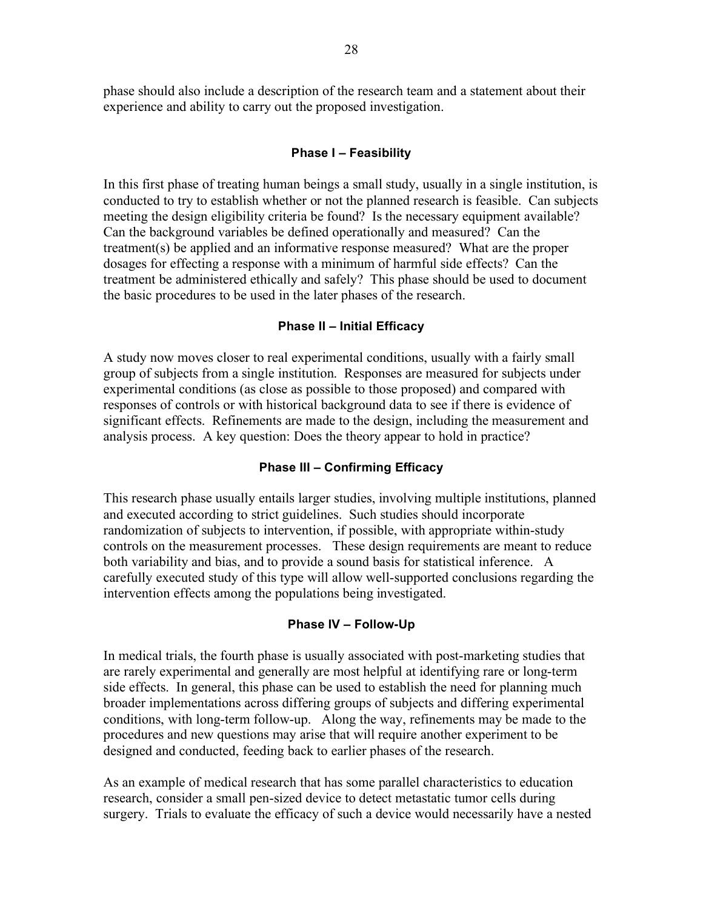phase should also include a description of the research team and a statement about their experience and ability to carry out the proposed investigation.

### Phase I – Feasibility

In this first phase of treating human beings a small study, usually in a single institution, is conducted to try to establish whether or not the planned research is feasible. Can subjects meeting the design eligibility criteria be found? Is the necessary equipment available? Can the background variables be defined operationally and measured? Can the treatment(s) be applied and an informative response measured? What are the proper dosages for effecting a response with a minimum of harmful side effects? Can the treatment be administered ethically and safely? This phase should be used to document the basic procedures to be used in the later phases of the research.

### Phase II – Initial Efficacy

A study now moves closer to real experimental conditions, usually with a fairly small group of subjects from a single institution. Responses are measured for subjects under experimental conditions (as close as possible to those proposed) and compared with responses of controls or with historical background data to see if there is evidence of significant effects. Refinements are made to the design, including the measurement and analysis process. A key question: Does the theory appear to hold in practice?

### Phase III – Confirming Efficacy

This research phase usually entails larger studies, involving multiple institutions, planned and executed according to strict guidelines. Such studies should incorporate randomization of subjects to intervention, if possible, with appropriate within-study controls on the measurement processes. These design requirements are meant to reduce both variability and bias, and to provide a sound basis for statistical inference. A carefully executed study of this type will allow well-supported conclusions regarding the intervention effects among the populations being investigated.

### Phase IV – Follow-Up

In medical trials, the fourth phase is usually associated with post-marketing studies that are rarely experimental and generally are most helpful at identifying rare or long-term side effects. In general, this phase can be used to establish the need for planning much broader implementations across differing groups of subjects and differing experimental conditions, with long-term follow-up. Along the way, refinements may be made to the procedures and new questions may arise that will require another experiment to be designed and conducted, feeding back to earlier phases of the research.

As an example of medical research that has some parallel characteristics to education research, consider a small pen-sized device to detect metastatic tumor cells during surgery. Trials to evaluate the efficacy of such a device would necessarily have a nested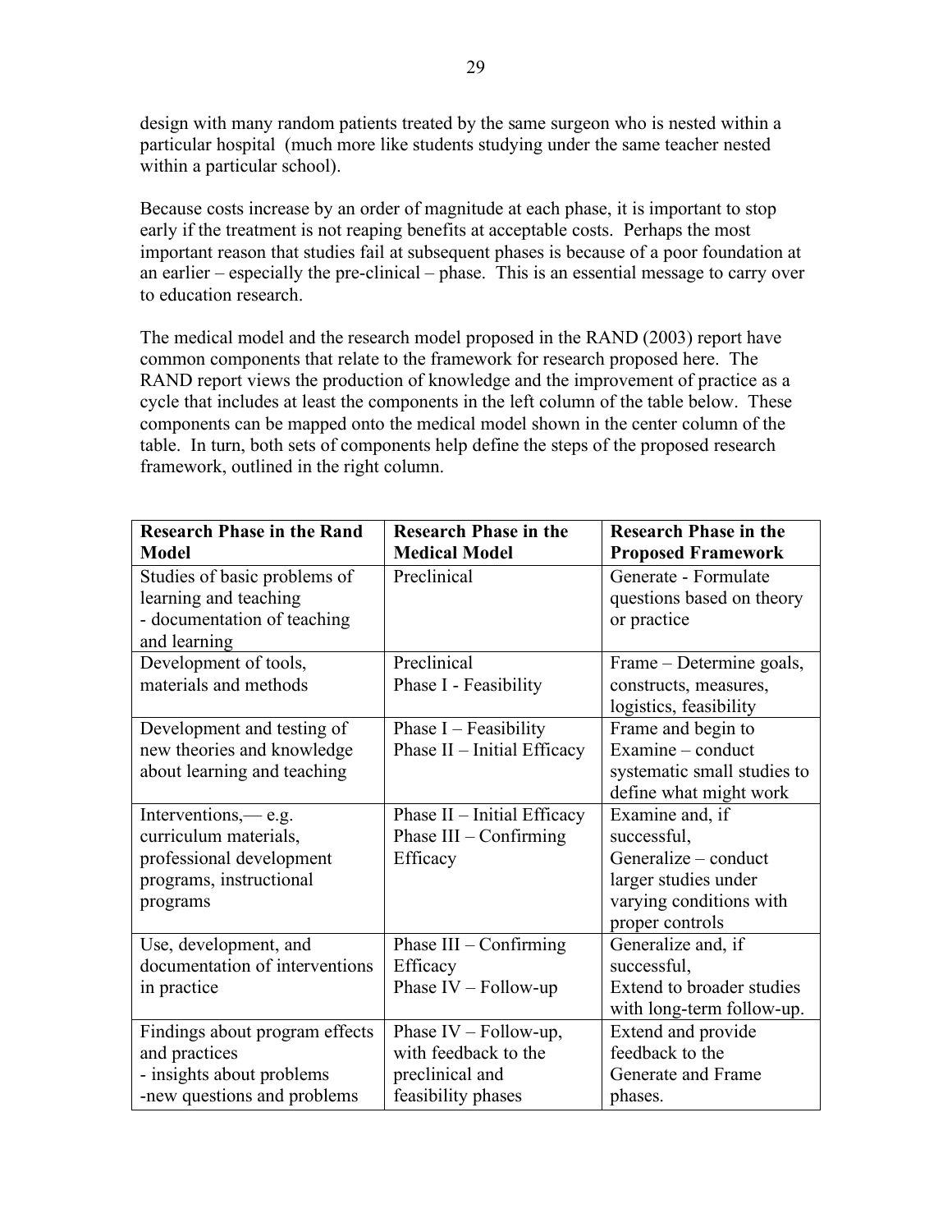design with many random patients treated by the same surgeon who is nested within a particular hospital (much more like students studying under the same teacher nested within a particular school).

Because costs increase by an order of magnitude at each phase, it is important to stop early if the treatment is not reaping benefits at acceptable costs. Perhaps the most important reason that studies fail at subsequent phases is because of a poor foundation at an earlier – especially the pre-clinical – phase. This is an essential message to carry over to education research.

The medical model and the research model proposed in the RAND (2003) report have common components that relate to the framework for research proposed here. The RAND report views the production of knowledge and the improvement of practice as a cycle that includes at least the components in the left column of the table below. These components can be mapped onto the medical model shown in the center column of the table. In turn, both sets of components help define the steps of the proposed research framework, outlined in the right column.

| **Research Phase in the Rand Model** | **Research Phase in the Medical Model** | **Research Phase in the Proposed Framework** |
|---|---|---|
| Studies of basic problems of learning and teaching<br>- documentation of teaching and learning | Preclinical | Generate - Formulate questions based on theory or practice |
| Development of tools, materials and methods | Preclinical<br>Phase I - Feasibility | Frame – Determine goals, constructs, measures, logistics, feasibility |
| Development and testing of new theories and knowledge about learning and teaching | Phase I – Feasibility<br>Phase II – Initial Efficacy | Frame and begin to Examine – conduct systematic small studies to define what might work |
| Interventions,— e.g. curriculum materials, professional development programs, instructional programs | Phase II – Initial Efficacy<br>Phase III – Confirming Efficacy | Examine and, if successful,<br>Generalize – conduct larger studies under varying conditions with proper controls |
| Use, development, and documentation of interventions in practice | Phase III – Confirming Efficacy<br>Phase IV – Follow-up | Generalize and, if successful,<br>Extend to broader studies with long-term follow-up. |
| Findings about program effects and practices<br>- insights about problems<br>-new questions and problems | Phase IV – Follow-up, with feedback to the preclinical and feasibility phases | Extend and provide feedback to the Generate and Frame phases. |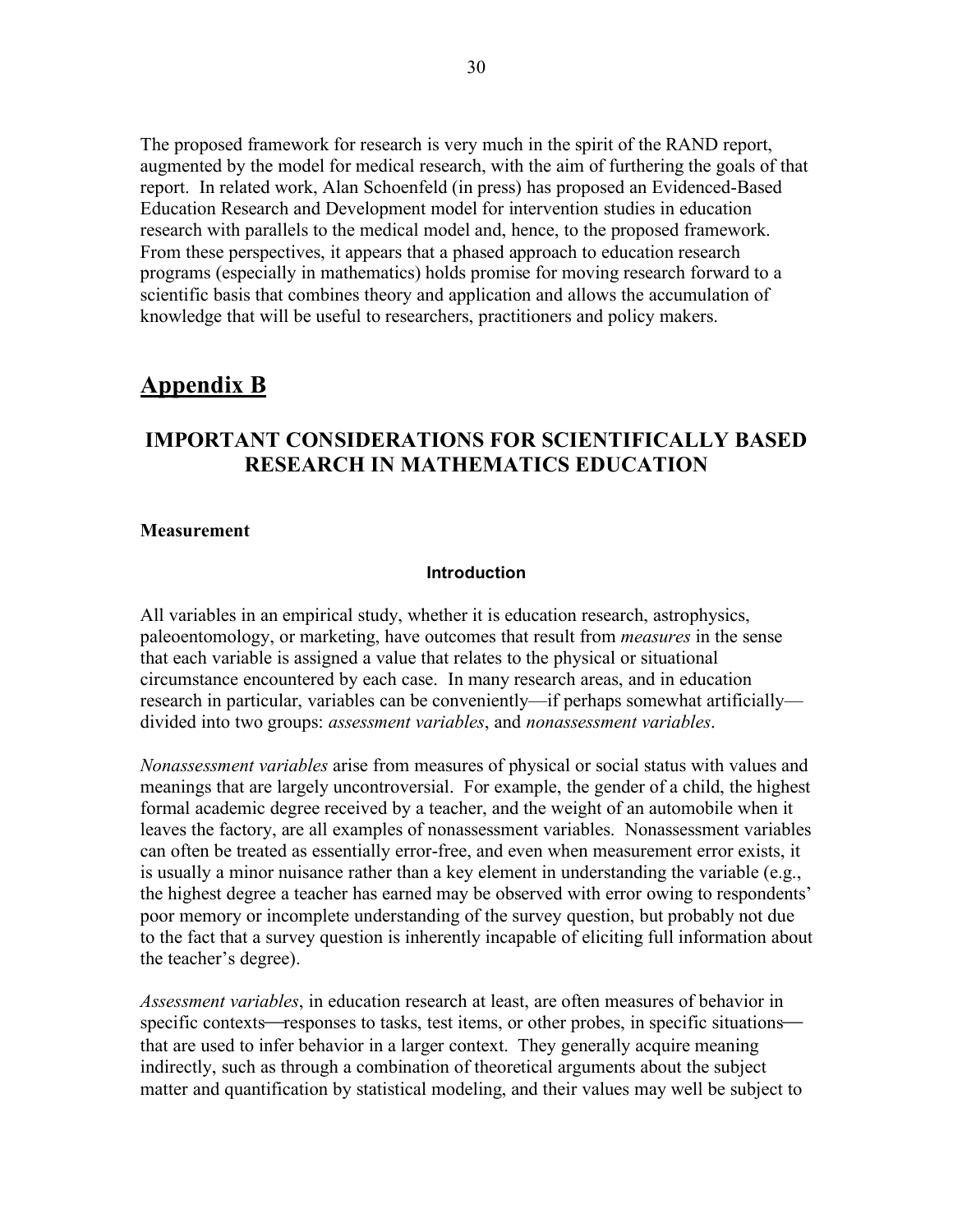The proposed framework for research is very much in the spirit of the RAND report, augmented by the model for medical research, with the aim of furthering the goals of that report. In related work, Alan Schoenfeld (in press) has proposed an Evidenced-Based Education Research and Development model for intervention studies in education research with parallels to the medical model and, hence, to the proposed framework. From these perspectives, it appears that a phased approach to education research programs (especially in mathematics) holds promise for moving research forward to a scientific basis that combines theory and application and allows the accumulation of knowledge that will be useful to researchers, practitioners and policy makers.

# Appendix B

## IMPORTANT CONSIDERATIONS FOR SCIENTIFICALLY BASED RESEARCH IN MATHEMATICS EDUCATION

### Measurement

#### Introduction

All variables in an empirical study, whether it is education research, astrophysics, paleoentomology, or marketing, have outcomes that result from *measures* in the sense that each variable is assigned a value that relates to the physical or situational circumstance encountered by each case. In many research areas, and in education research in particular, variables can be conveniently—if perhaps somewhat artificially—divided into two groups: *assessment variables*, and *nonassessment variables*.

*Nonassessment variables* arise from measures of physical or social status with values and meanings that are largely uncontroversial. For example, the gender of a child, the highest formal academic degree received by a teacher, and the weight of an automobile when it leaves the factory, are all examples of nonassessment variables. Nonassessment variables can often be treated as essentially error-free, and even when measurement error exists, it is usually a minor nuisance rather than a key element in understanding the variable (e.g., the highest degree a teacher has earned may be observed with error owing to respondents' poor memory or incomplete understanding of the survey question, but probably not due to the fact that a survey question is inherently incapable of eliciting full information about the teacher's degree).

*Assessment variables*, in education research at least, are often measures of behavior in specific contexts—responses to tasks, test items, or other probes, in specific situations—that are used to infer behavior in a larger context. They generally acquire meaning indirectly, such as through a combination of theoretical arguments about the subject matter and quantification by statistical modeling, and their values may well be subject to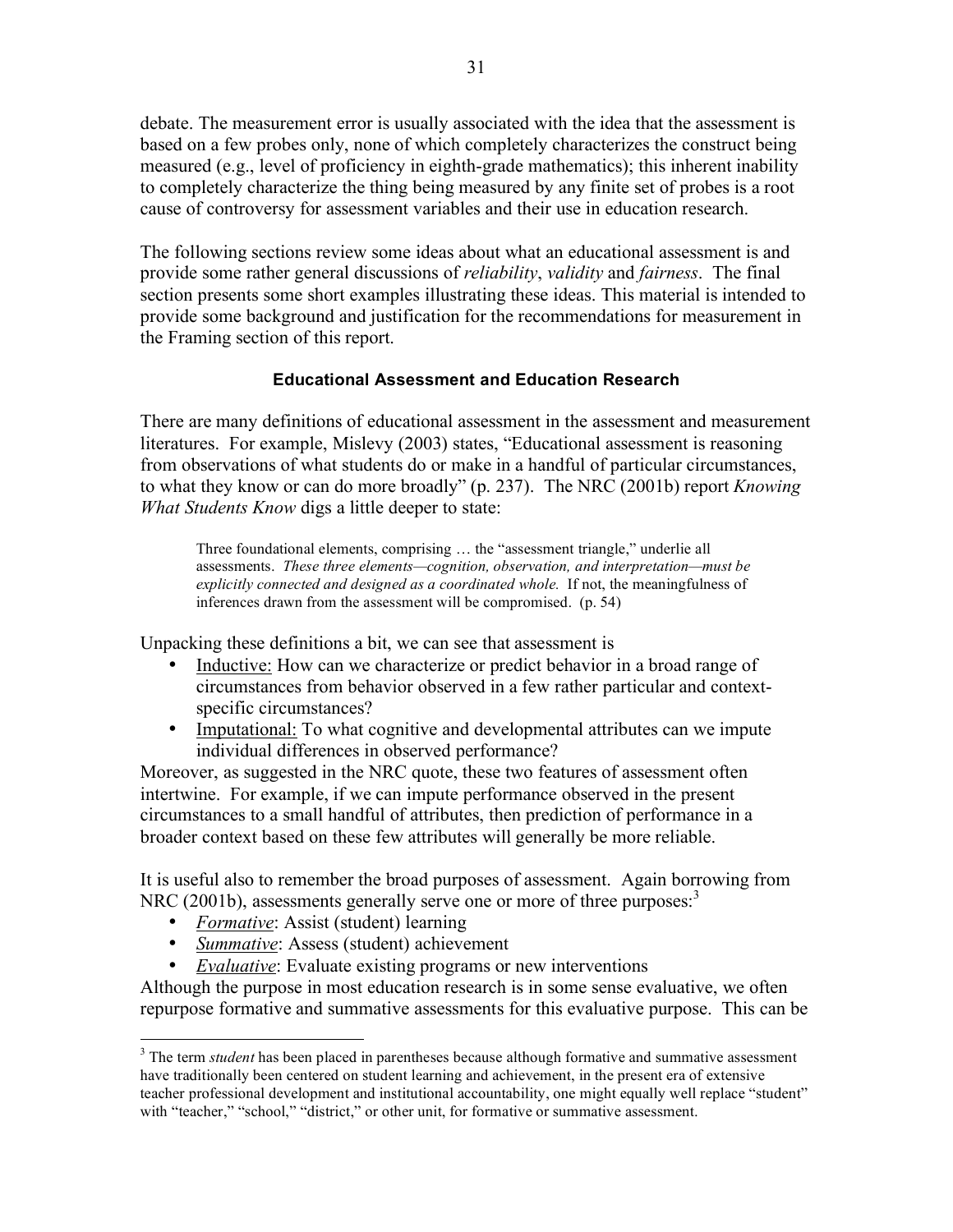debate. The measurement error is usually associated with the idea that the assessment is based on a few probes only, none of which completely characterizes the construct being measured (e.g., level of proficiency in eighth-grade mathematics); this inherent inability to completely characterize the thing being measured by any finite set of probes is a root cause of controversy for assessment variables and their use in education research.

The following sections review some ideas about what an educational assessment is and provide some rather general discussions of *reliability*, *validity* and *fairness*. The final section presents some short examples illustrating these ideas. This material is intended to provide some background and justification for the recommendations for measurement in the Framing section of this report.

### Educational Assessment and Education Research

There are many definitions of educational assessment in the assessment and measurement literatures. For example, Mislevy (2003) states, "Educational assessment is reasoning from observations of what students do or make in a handful of particular circumstances, to what they know or can do more broadly" (p. 237). The NRC (2001b) report *Knowing What Students Know* digs a little deeper to state:

> Three foundational elements, comprising … the "assessment triangle," underlie all assessments. *These three elements—cognition, observation, and interpretation—must be explicitly connected and designed as a coordinated whole.* If not, the meaningfulness of inferences drawn from the assessment will be compromised. (p. 54)

Unpacking these definitions a bit, we can see that assessment is

- Inductive: How can we characterize or predict behavior in a broad range of circumstances from behavior observed in a few rather particular and context-specific circumstances?
- Imputational: To what cognitive and developmental attributes can we impute individual differences in observed performance?

Moreover, as suggested in the NRC quote, these two features of assessment often intertwine. For example, if we can impute performance observed in the present circumstances to a small handful of attributes, then prediction of performance in a broader context based on these few attributes will generally be more reliable.

It is useful also to remember the broad purposes of assessment. Again borrowing from NRC (2001b), assessments generally serve one or more of three purposes:[3]

- *Formative*: Assist (student) learning
- *Summative*: Assess (student) achievement
- *Evaluative*: Evaluate existing programs or new interventions

Although the purpose in most education research is in some sense evaluative, we often repurpose formative and summative assessments for this evaluative purpose. This can be

[3] The term *student* has been placed in parentheses because although formative and summative assessment have traditionally been centered on student learning and achievement, in the present era of extensive teacher professional development and institutional accountability, one might equally well replace "student" with "teacher," "school," "district," or other unit, for formative or summative assessment.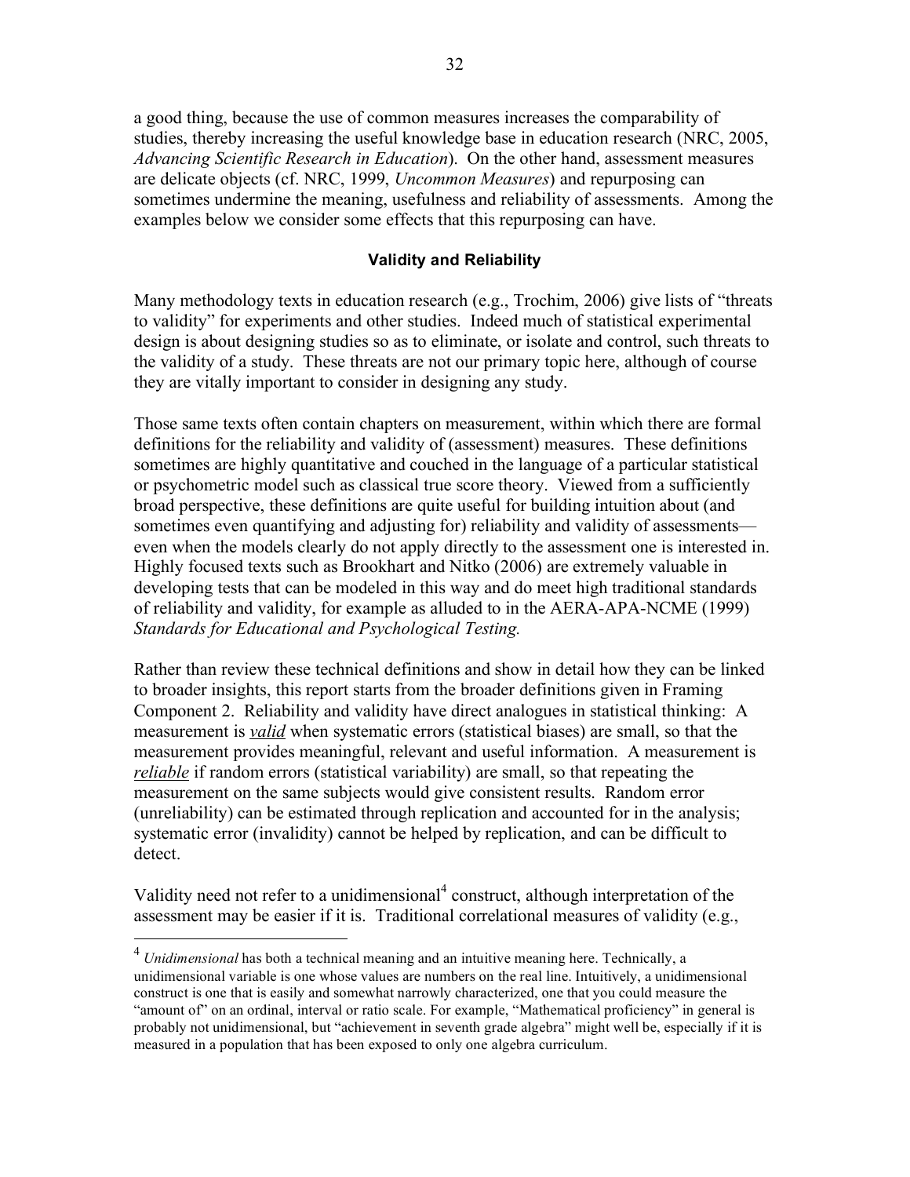a good thing, because the use of common measures increases the comparability of studies, thereby increasing the useful knowledge base in education research (NRC, 2005, *Advancing Scientific Research in Education*). On the other hand, assessment measures are delicate objects (cf. NRC, 1999, *Uncommon Measures*) and repurposing can sometimes undermine the meaning, usefulness and reliability of assessments. Among the examples below we consider some effects that this repurposing can have.

### Validity and Reliability

Many methodology texts in education research (e.g., Trochim, 2006) give lists of "threats to validity" for experiments and other studies. Indeed much of statistical experimental design is about designing studies so as to eliminate, or isolate and control, such threats to the validity of a study. These threats are not our primary topic here, although of course they are vitally important to consider in designing any study.

Those same texts often contain chapters on measurement, within which there are formal definitions for the reliability and validity of (assessment) measures. These definitions sometimes are highly quantitative and couched in the language of a particular statistical or psychometric model such as classical true score theory. Viewed from a sufficiently broad perspective, these definitions are quite useful for building intuition about (and sometimes even quantifying and adjusting for) reliability and validity of assessments—even when the models clearly do not apply directly to the assessment one is interested in. Highly focused texts such as Brookhart and Nitko (2006) are extremely valuable in developing tests that can be modeled in this way and do meet high traditional standards of reliability and validity, for example as alluded to in the AERA-APA-NCME (1999) *Standards for Educational and Psychological Testing.*

Rather than review these technical definitions and show in detail how they can be linked to broader insights, this report starts from the broader definitions given in Framing Component 2. Reliability and validity have direct analogues in statistical thinking: A measurement is ***valid*** when systematic errors (statistical biases) are small, so that the measurement provides meaningful, relevant and useful information. A measurement is ***reliable*** if random errors (statistical variability) are small, so that repeating the measurement on the same subjects would give consistent results. Random error (unreliability) can be estimated through replication and accounted for in the analysis; systematic error (invalidity) cannot be helped by replication, and can be difficult to detect.

Validity need not refer to a unidimensional[4] construct, although interpretation of the assessment may be easier if it is. Traditional correlational measures of validity (e.g.,

[4] *Unidimensional* has both a technical meaning and an intuitive meaning here. Technically, a unidimensional variable is one whose values are numbers on the real line. Intuitively, a unidimensional construct is one that is easily and somewhat narrowly characterized, one that you could measure the "amount of" on an ordinal, interval or ratio scale. For example, "Mathematical proficiency" in general is probably not unidimensional, but "achievement in seventh grade algebra" might well be, especially if it is measured in a population that has been exposed to only one algebra curriculum.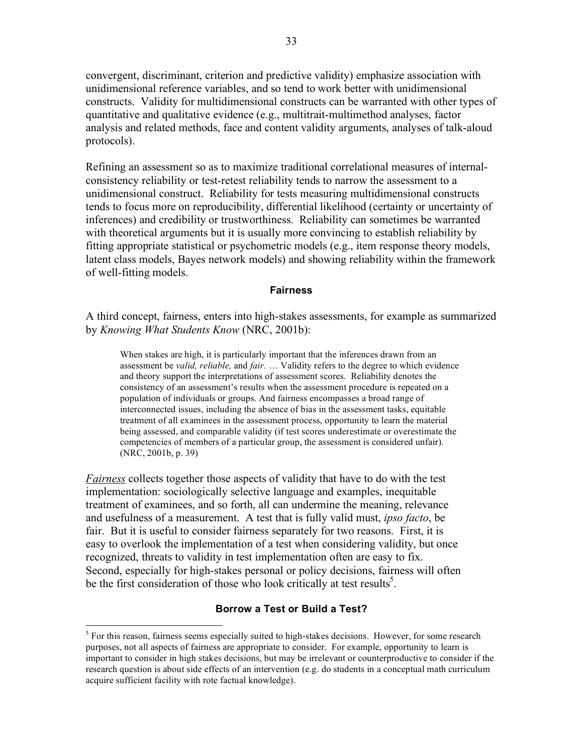convergent, discriminant, criterion and predictive validity) emphasize association with unidimensional reference variables, and so tend to work better with unidimensional constructs. Validity for multidimensional constructs can be warranted with other types of quantitative and qualitative evidence (e.g., multitrait-multimethod analyses, factor analysis and related methods, face and content validity arguments, analyses of talk-aloud protocols).

Refining an assessment so as to maximize traditional correlational measures of internal-consistency reliability or test-retest reliability tends to narrow the assessment to a unidimensional construct. Reliability for tests measuring multidimensional constructs tends to focus more on reproducibility, differential likelihood (certainty or uncertainty of inferences) and credibility or trustworthiness. Reliability can sometimes be warranted with theoretical arguments but it is usually more convincing to establish reliability by fitting appropriate statistical or psychometric models (e.g., item response theory models, latent class models, Bayes network models) and showing reliability within the framework of well-fitting models.

### Fairness

A third concept, fairness, enters into high-stakes assessments, for example as summarized by *Knowing What Students Know* (NRC, 2001b):

> When stakes are high, it is particularly important that the inferences drawn from an assessment be *valid, reliable,* and *fair.* … Validity refers to the degree to which evidence and theory support the interpretations of assessment scores. Reliability denotes the consistency of an assessment's results when the assessment procedure is repeated on a population of individuals or groups. And fairness encompasses a broad range of interconnected issues, including the absence of bias in the assessment tasks, equitable treatment of all examinees in the assessment process, opportunity to learn the material being assessed, and comparable validity (if test scores underestimate or overestimate the competencies of members of a particular group, the assessment is considered unfair). (NRC, 2001b, p. 39)

*Fairness* collects together those aspects of validity that have to do with the test implementation: sociologically selective language and examples, inequitable treatment of examinees, and so forth, all can undermine the meaning, relevance and usefulness of a measurement. A test that is fully valid must, *ipso facto*, be fair. But it is useful to consider fairness separately for two reasons. First, it is easy to overlook the implementation of a test when considering validity, but once recognized, threats to validity in test implementation often are easy to fix. Second, especially for high-stakes personal or policy decisions, fairness will often be the first consideration of those who look critically at test results[5].

### Borrow a Test or Build a Test?

[5] For this reason, fairness seems especially suited to high-stakes decisions. However, for some research purposes, not all aspects of fairness are appropriate to consider. For example, opportunity to learn is important to consider in high stakes decisions, but may be irrelevant or counterproductive to consider if the research question is about side effects of an intervention (e.g. do students in a conceptual math curriculum acquire sufficient facility with rote factual knowledge).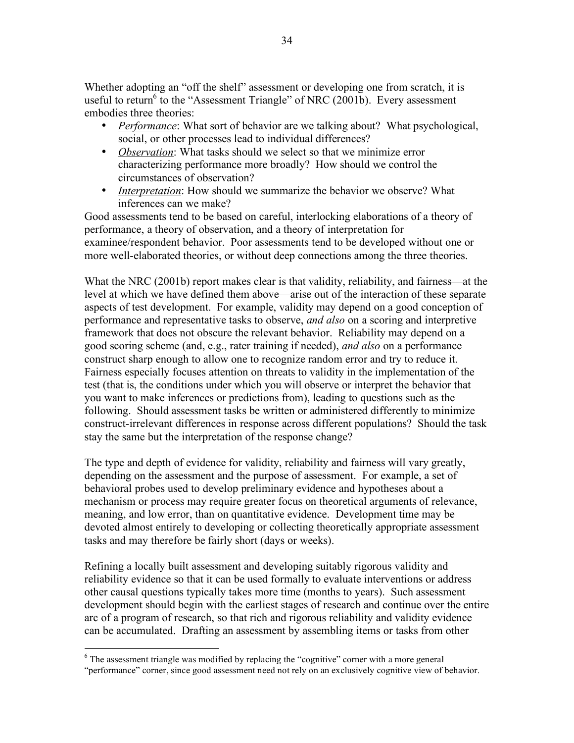Whether adopting an "off the shelf" assessment or developing one from scratch, it is useful to return[6] to the "Assessment Triangle" of NRC (2001b). Every assessment embodies three theories:

- *Performance*: What sort of behavior are we talking about? What psychological, social, or other processes lead to individual differences?
- *Observation*: What tasks should we select so that we minimize error characterizing performance more broadly? How should we control the circumstances of observation?
- *Interpretation*: How should we summarize the behavior we observe? What inferences can we make?

Good assessments tend to be based on careful, interlocking elaborations of a theory of performance, a theory of observation, and a theory of interpretation for examinee/respondent behavior. Poor assessments tend to be developed without one or more well-elaborated theories, or without deep connections among the three theories.

What the NRC (2001b) report makes clear is that validity, reliability, and fairness—at the level at which we have defined them above—arise out of the interaction of these separate aspects of test development. For example, validity may depend on a good conception of performance and representative tasks to observe, *and also* on a scoring and interpretive framework that does not obscure the relevant behavior. Reliability may depend on a good scoring scheme (and, e.g., rater training if needed), *and also* on a performance construct sharp enough to allow one to recognize random error and try to reduce it. Fairness especially focuses attention on threats to validity in the implementation of the test (that is, the conditions under which you will observe or interpret the behavior that you want to make inferences or predictions from), leading to questions such as the following. Should assessment tasks be written or administered differently to minimize construct-irrelevant differences in response across different populations? Should the task stay the same but the interpretation of the response change?

The type and depth of evidence for validity, reliability and fairness will vary greatly, depending on the assessment and the purpose of assessment. For example, a set of behavioral probes used to develop preliminary evidence and hypotheses about a mechanism or process may require greater focus on theoretical arguments of relevance, meaning, and low error, than on quantitative evidence. Development time may be devoted almost entirely to developing or collecting theoretically appropriate assessment tasks and may therefore be fairly short (days or weeks).

Refining a locally built assessment and developing suitably rigorous validity and reliability evidence so that it can be used formally to evaluate interventions or address other causal questions typically takes more time (months to years). Such assessment development should begin with the earliest stages of research and continue over the entire arc of a program of research, so that rich and rigorous reliability and validity evidence can be accumulated. Drafting an assessment by assembling items or tasks from other

[6] The assessment triangle was modified by replacing the "cognitive" corner with a more general "performance" corner, since good assessment need not rely on an exclusively cognitive view of behavior.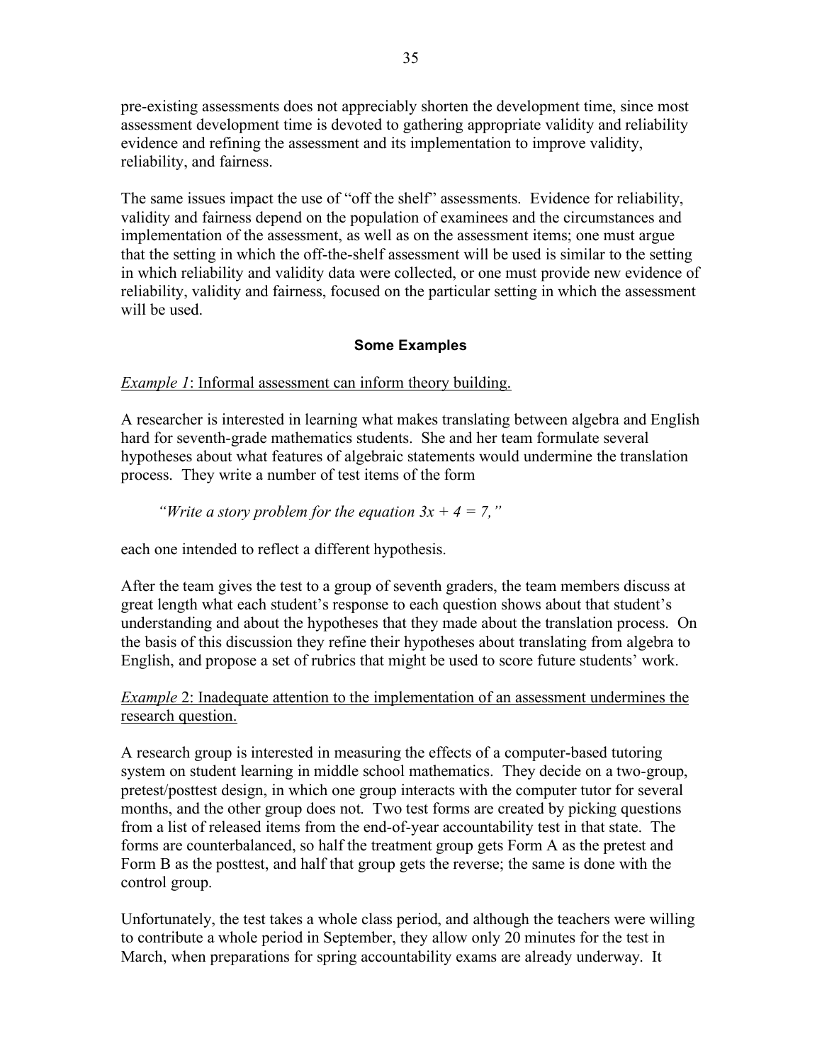pre-existing assessments does not appreciably shorten the development time, since most assessment development time is devoted to gathering appropriate validity and reliability evidence and refining the assessment and its implementation to improve validity, reliability, and fairness.

The same issues impact the use of "off the shelf" assessments. Evidence for reliability, validity and fairness depend on the population of examinees and the circumstances and implementation of the assessment, as well as on the assessment items; one must argue that the setting in which the off-the-shelf assessment will be used is similar to the setting in which reliability and validity data were collected, or one must provide new evidence of reliability, validity and fairness, focused on the particular setting in which the assessment will be used.

### Some Examples

*Example 1*: Informal assessment can inform theory building.

A researcher is interested in learning what makes translating between algebra and English hard for seventh-grade mathematics students. She and her team formulate several hypotheses about what features of algebraic statements would undermine the translation process. They write a number of test items of the form

> *"Write a story problem for the equation $3x + 4 = 7$,"*

each one intended to reflect a different hypothesis.

After the team gives the test to a group of seventh graders, the team members discuss at great length what each student's response to each question shows about that student's understanding and about the hypotheses that they made about the translation process. On the basis of this discussion they refine their hypotheses about translating from algebra to English, and propose a set of rubrics that might be used to score future students' work.

*Example* 2: Inadequate attention to the implementation of an assessment undermines the research question.

A research group is interested in measuring the effects of a computer-based tutoring system on student learning in middle school mathematics. They decide on a two-group, pretest/posttest design, in which one group interacts with the computer tutor for several months, and the other group does not. Two test forms are created by picking questions from a list of released items from the end-of-year accountability test in that state. The forms are counterbalanced, so half the treatment group gets Form A as the pretest and Form B as the posttest, and half that group gets the reverse; the same is done with the control group.

Unfortunately, the test takes a whole class period, and although the teachers were willing to contribute a whole period in September, they allow only 20 minutes for the test in March, when preparations for spring accountability exams are already underway. It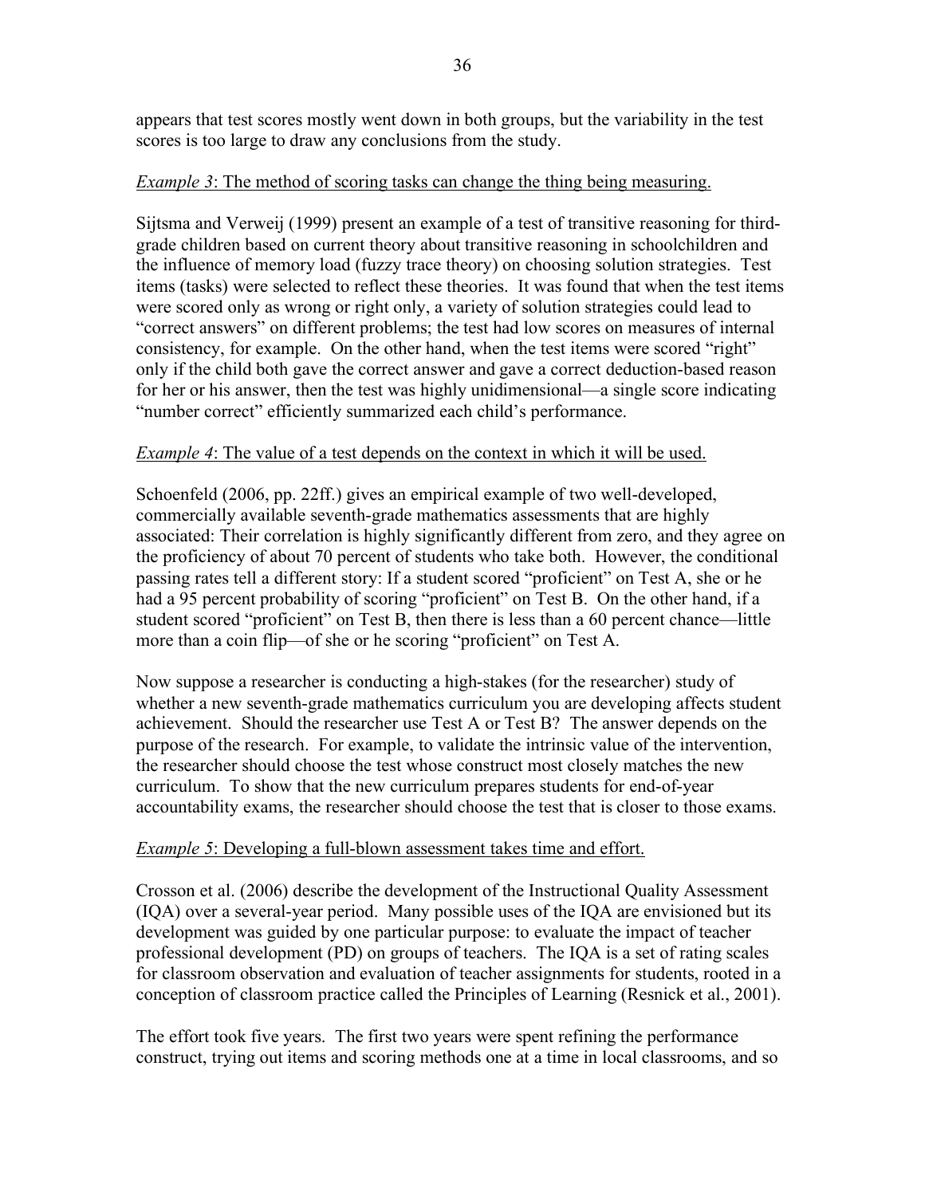appears that test scores mostly went down in both groups, but the variability in the test scores is too large to draw any conclusions from the study.

*Example 3*: The method of scoring tasks can change the thing being measuring.

Sijtsma and Verweij (1999) present an example of a test of transitive reasoning for third-grade children based on current theory about transitive reasoning in schoolchildren and the influence of memory load (fuzzy trace theory) on choosing solution strategies. Test items (tasks) were selected to reflect these theories. It was found that when the test items were scored only as wrong or right only, a variety of solution strategies could lead to "correct answers" on different problems; the test had low scores on measures of internal consistency, for example. On the other hand, when the test items were scored "right" only if the child both gave the correct answer and gave a correct deduction-based reason for her or his answer, then the test was highly unidimensional—a single score indicating "number correct" efficiently summarized each child's performance.

*Example 4*: The value of a test depends on the context in which it will be used.

Schoenfeld (2006, pp. 22ff.) gives an empirical example of two well-developed, commercially available seventh-grade mathematics assessments that are highly associated: Their correlation is highly significantly different from zero, and they agree on the proficiency of about 70 percent of students who take both. However, the conditional passing rates tell a different story: If a student scored "proficient" on Test A, she or he had a 95 percent probability of scoring "proficient" on Test B. On the other hand, if a student scored "proficient" on Test B, then there is less than a 60 percent chance—little more than a coin flip—of she or he scoring "proficient" on Test A.

Now suppose a researcher is conducting a high-stakes (for the researcher) study of whether a new seventh-grade mathematics curriculum you are developing affects student achievement. Should the researcher use Test A or Test B? The answer depends on the purpose of the research. For example, to validate the intrinsic value of the intervention, the researcher should choose the test whose construct most closely matches the new curriculum. To show that the new curriculum prepares students for end-of-year accountability exams, the researcher should choose the test that is closer to those exams.

*Example 5*: Developing a full-blown assessment takes time and effort.

Crosson et al. (2006) describe the development of the Instructional Quality Assessment (IQA) over a several-year period. Many possible uses of the IQA are envisioned but its development was guided by one particular purpose: to evaluate the impact of teacher professional development (PD) on groups of teachers. The IQA is a set of rating scales for classroom observation and evaluation of teacher assignments for students, rooted in a conception of classroom practice called the Principles of Learning (Resnick et al., 2001).

The effort took five years. The first two years were spent refining the performance construct, trying out items and scoring methods one at a time in local classrooms, and so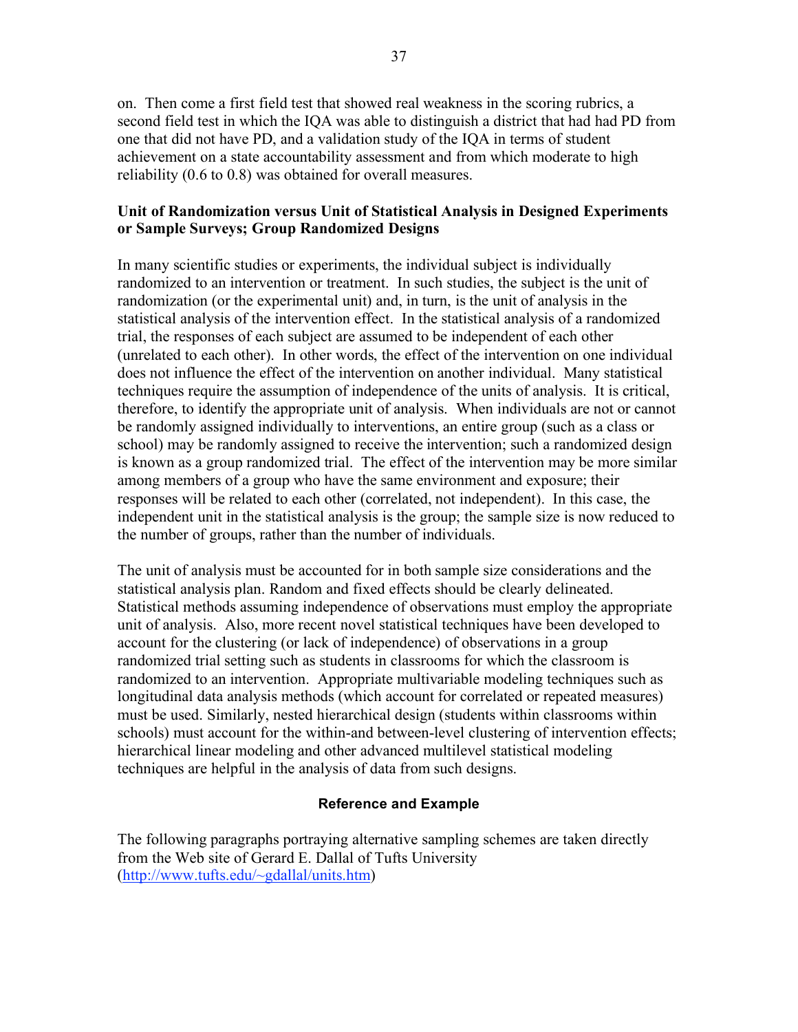on. Then come a first field test that showed real weakness in the scoring rubrics, a second field test in which the IQA was able to distinguish a district that had had PD from one that did not have PD, and a validation study of the IQA in terms of student achievement on a state accountability assessment and from which moderate to high reliability (0.6 to 0.8) was obtained for overall measures.

### Unit of Randomization versus Unit of Statistical Analysis in Designed Experiments or Sample Surveys; Group Randomized Designs

In many scientific studies or experiments, the individual subject is individually randomized to an intervention or treatment. In such studies, the subject is the unit of randomization (or the experimental unit) and, in turn, is the unit of analysis in the statistical analysis of the intervention effect. In the statistical analysis of a randomized trial, the responses of each subject are assumed to be independent of each other (unrelated to each other). In other words, the effect of the intervention on one individual does not influence the effect of the intervention on another individual. Many statistical techniques require the assumption of independence of the units of analysis. It is critical, therefore, to identify the appropriate unit of analysis. When individuals are not or cannot be randomly assigned individually to interventions, an entire group (such as a class or school) may be randomly assigned to receive the intervention; such a randomized design is known as a group randomized trial. The effect of the intervention may be more similar among members of a group who have the same environment and exposure; their responses will be related to each other (correlated, not independent). In this case, the independent unit in the statistical analysis is the group; the sample size is now reduced to the number of groups, rather than the number of individuals.

The unit of analysis must be accounted for in both sample size considerations and the statistical analysis plan. Random and fixed effects should be clearly delineated. Statistical methods assuming independence of observations must employ the appropriate unit of analysis. Also, more recent novel statistical techniques have been developed to account for the clustering (or lack of independence) of observations in a group randomized trial setting such as students in classrooms for which the classroom is randomized to an intervention. Appropriate multivariable modeling techniques such as longitudinal data analysis methods (which account for correlated or repeated measures) must be used. Similarly, nested hierarchical design (students within classrooms within schools) must account for the within-and between-level clustering of intervention effects; hierarchical linear modeling and other advanced multilevel statistical modeling techniques are helpful in the analysis of data from such designs.

#### Reference and Example

The following paragraphs portraying alternative sampling schemes are taken directly from the Web site of Gerard E. Dallal of Tufts University (http://www.tufts.edu/~gdallal/units.htm)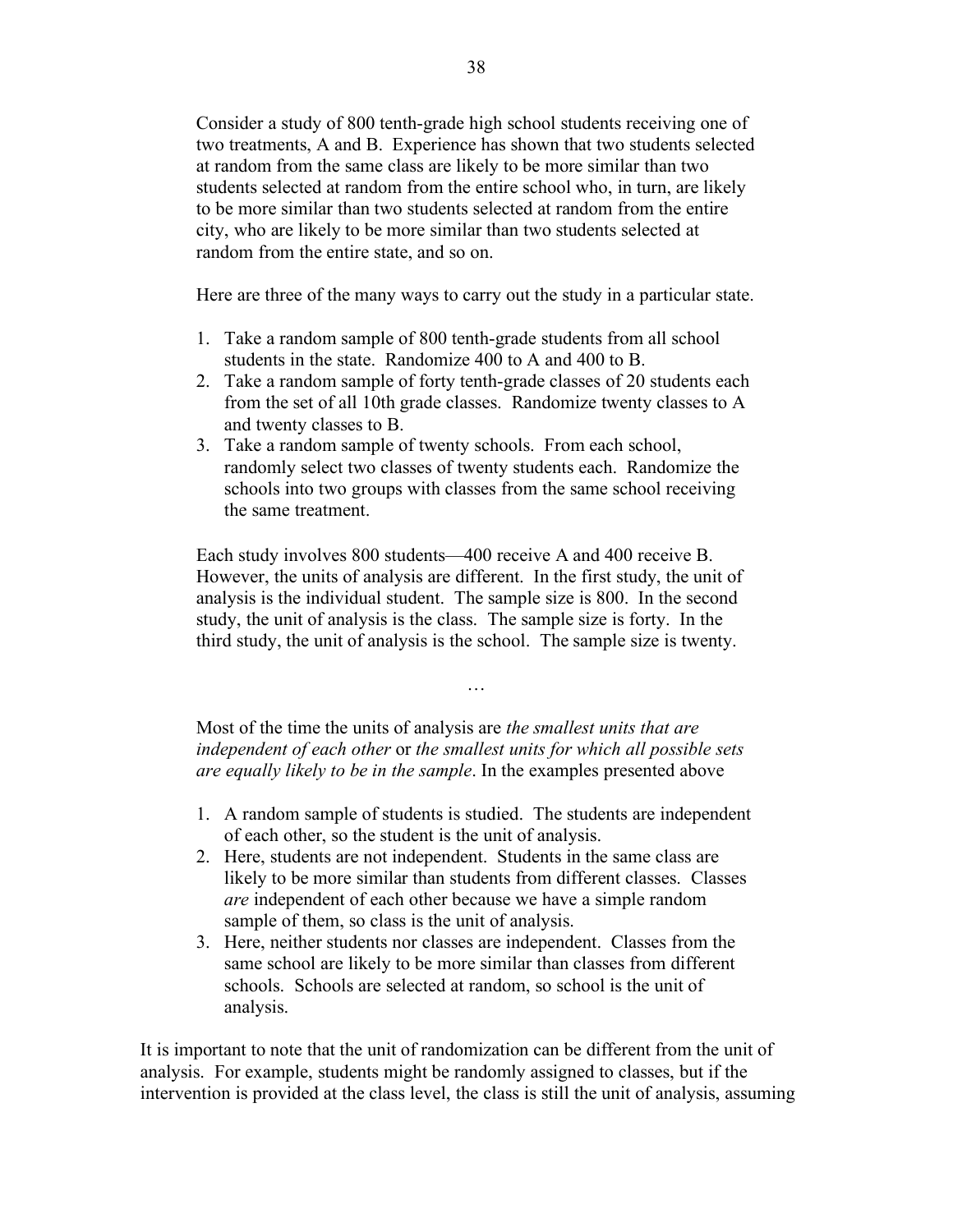Consider a study of 800 tenth-grade high school students receiving one of two treatments, A and B. Experience has shown that two students selected at random from the same class are likely to be more similar than two students selected at random from the entire school who, in turn, are likely to be more similar than two students selected at random from the entire city, who are likely to be more similar than two students selected at random from the entire state, and so on.

Here are three of the many ways to carry out the study in a particular state.

1. Take a random sample of 800 tenth-grade students from all school students in the state. Randomize 400 to A and 400 to B.
2. Take a random sample of forty tenth-grade classes of 20 students each from the set of all 10th grade classes. Randomize twenty classes to A and twenty classes to B.
3. Take a random sample of twenty schools. From each school, randomly select two classes of twenty students each. Randomize the schools into two groups with classes from the same school receiving the same treatment.

Each study involves 800 students—400 receive A and 400 receive B. However, the units of analysis are different. In the first study, the unit of analysis is the individual student. The sample size is 800. In the second study, the unit of analysis is the class. The sample size is forty. In the third study, the unit of analysis is the school. The sample size is twenty.

…

Most of the time the units of analysis are *the smallest units that are independent of each other* or *the smallest units for which all possible sets are equally likely to be in the sample*. In the examples presented above

1. A random sample of students is studied. The students are independent of each other, so the student is the unit of analysis.
2. Here, students are not independent. Students in the same class are likely to be more similar than students from different classes. Classes *are* independent of each other because we have a simple random sample of them, so class is the unit of analysis.
3. Here, neither students nor classes are independent. Classes from the same school are likely to be more similar than classes from different schools. Schools are selected at random, so school is the unit of analysis.

It is important to note that the unit of randomization can be different from the unit of analysis. For example, students might be randomly assigned to classes, but if the intervention is provided at the class level, the class is still the unit of analysis, assuming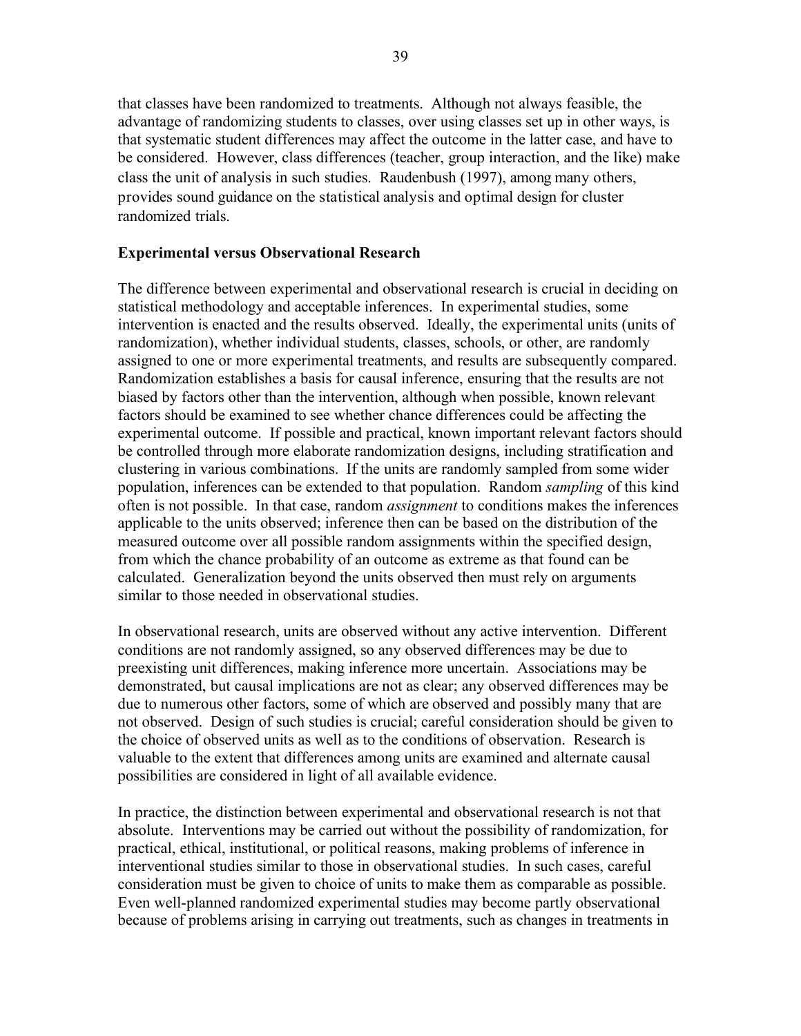that classes have been randomized to treatments. Although not always feasible, the advantage of randomizing students to classes, over using classes set up in other ways, is that systematic student differences may affect the outcome in the latter case, and have to be considered. However, class differences (teacher, group interaction, and the like) make class the unit of analysis in such studies. Raudenbush (1997), among many others, provides sound guidance on the statistical analysis and optimal design for cluster randomized trials.

**Experimental versus Observational Research**

The difference between experimental and observational research is crucial in deciding on statistical methodology and acceptable inferences. In experimental studies, some intervention is enacted and the results observed. Ideally, the experimental units (units of randomization), whether individual students, classes, schools, or other, are randomly assigned to one or more experimental treatments, and results are subsequently compared. Randomization establishes a basis for causal inference, ensuring that the results are not biased by factors other than the intervention, although when possible, known relevant factors should be examined to see whether chance differences could be affecting the experimental outcome. If possible and practical, known important relevant factors should be controlled through more elaborate randomization designs, including stratification and clustering in various combinations. If the units are randomly sampled from some wider population, inferences can be extended to that population. Random *sampling* of this kind often is not possible. In that case, random *assignment* to conditions makes the inferences applicable to the units observed; inference then can be based on the distribution of the measured outcome over all possible random assignments within the specified design, from which the chance probability of an outcome as extreme as that found can be calculated. Generalization beyond the units observed then must rely on arguments similar to those needed in observational studies.

In observational research, units are observed without any active intervention. Different conditions are not randomly assigned, so any observed differences may be due to preexisting unit differences, making inference more uncertain. Associations may be demonstrated, but causal implications are not as clear; any observed differences may be due to numerous other factors, some of which are observed and possibly many that are not observed. Design of such studies is crucial; careful consideration should be given to the choice of observed units as well as to the conditions of observation. Research is valuable to the extent that differences among units are examined and alternate causal possibilities are considered in light of all available evidence.

In practice, the distinction between experimental and observational research is not that absolute. Interventions may be carried out without the possibility of randomization, for practical, ethical, institutional, or political reasons, making problems of inference in interventional studies similar to those in observational studies. In such cases, careful consideration must be given to choice of units to make them as comparable as possible. Even well-planned randomized experimental studies may become partly observational because of problems arising in carrying out treatments, such as changes in treatments in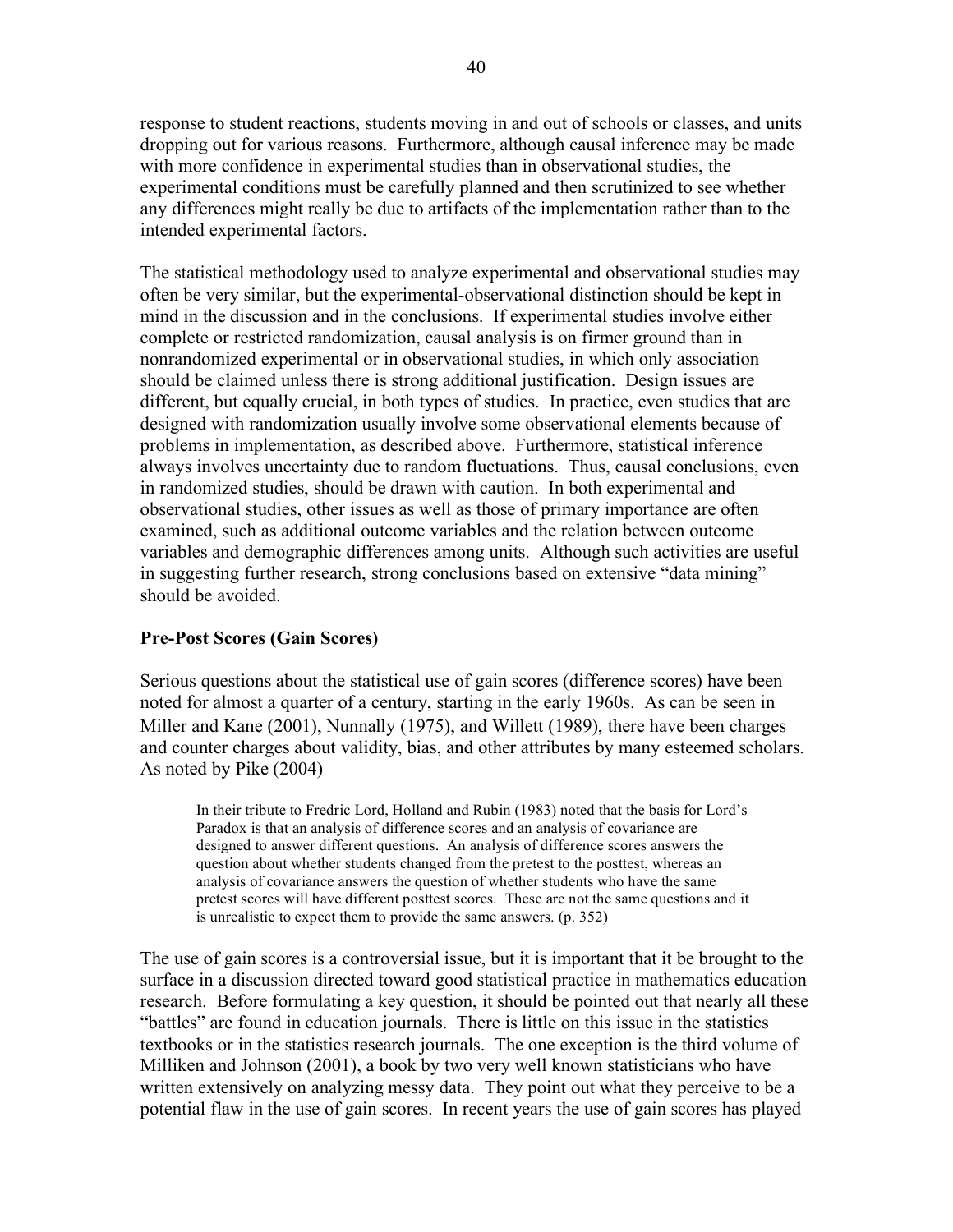response to student reactions, students moving in and out of schools or classes, and units dropping out for various reasons. Furthermore, although causal inference may be made with more confidence in experimental studies than in observational studies, the experimental conditions must be carefully planned and then scrutinized to see whether any differences might really be due to artifacts of the implementation rather than to the intended experimental factors.

The statistical methodology used to analyze experimental and observational studies may often be very similar, but the experimental-observational distinction should be kept in mind in the discussion and in the conclusions. If experimental studies involve either complete or restricted randomization, causal analysis is on firmer ground than in nonrandomized experimental or in observational studies, in which only association should be claimed unless there is strong additional justification. Design issues are different, but equally crucial, in both types of studies. In practice, even studies that are designed with randomization usually involve some observational elements because of problems in implementation, as described above. Furthermore, statistical inference always involves uncertainty due to random fluctuations. Thus, causal conclusions, even in randomized studies, should be drawn with caution. In both experimental and observational studies, other issues as well as those of primary importance are often examined, such as additional outcome variables and the relation between outcome variables and demographic differences among units. Although such activities are useful in suggesting further research, strong conclusions based on extensive "data mining" should be avoided.

**Pre-Post Scores (Gain Scores)**

Serious questions about the statistical use of gain scores (difference scores) have been noted for almost a quarter of a century, starting in the early 1960s. As can be seen in Miller and Kane (2001), Nunnally (1975), and Willett (1989), there have been charges and counter charges about validity, bias, and other attributes by many esteemed scholars. As noted by Pike (2004)

> In their tribute to Fredric Lord, Holland and Rubin (1983) noted that the basis for Lord's Paradox is that an analysis of difference scores and an analysis of covariance are designed to answer different questions. An analysis of difference scores answers the question about whether students changed from the pretest to the posttest, whereas an analysis of covariance answers the question of whether students who have the same pretest scores will have different posttest scores. These are not the same questions and it is unrealistic to expect them to provide the same answers. (p. 352)

The use of gain scores is a controversial issue, but it is important that it be brought to the surface in a discussion directed toward good statistical practice in mathematics education research. Before formulating a key question, it should be pointed out that nearly all these "battles" are found in education journals. There is little on this issue in the statistics textbooks or in the statistics research journals. The one exception is the third volume of Milliken and Johnson (2001), a book by two very well known statisticians who have written extensively on analyzing messy data. They point out what they perceive to be a potential flaw in the use of gain scores. In recent years the use of gain scores has played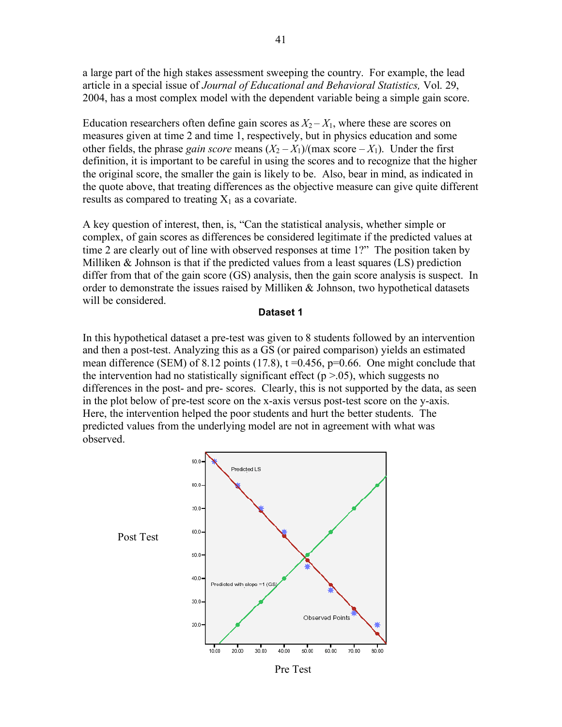a large part of the high stakes assessment sweeping the country. For example, the lead article in a special issue of *Journal of Educational and Behavioral Statistics,* Vol. 29, 2004, has a most complex model with the dependent variable being a simple gain score.

Education researchers often define gain scores as $X_2 - X_1$, where these are scores on measures given at time 2 and time 1, respectively, but in physics education and some other fields, the phrase *gain score* means $(X_2 - X_1)/(\text{max score} - X_1)$. Under the first definition, it is important to be careful in using the scores and to recognize that the higher the original score, the smaller the gain is likely to be. Also, bear in mind, as indicated in the quote above, that treating differences as the objective measure can give quite different results as compared to treating $X_1$ as a covariate.

A key question of interest, then, is, "Can the statistical analysis, whether simple or complex, of gain scores as differences be considered legitimate if the predicted values at time 2 are clearly out of line with observed responses at time 1?" The position taken by Milliken & Johnson is that if the predicted values from a least squares (LS) prediction differ from that of the gain score (GS) analysis, then the gain score analysis is suspect. In order to demonstrate the issues raised by Milliken & Johnson, two hypothetical datasets will be considered.

**Dataset 1**

In this hypothetical dataset a pre-test was given to 8 students followed by an intervention and then a post-test. Analyzing this as a GS (or paired comparison) yields an estimated mean difference (SEM) of 8.12 points (17.8), $t = 0.456$, $p = 0.66$. One might conclude that the intervention had no statistically significant effect ($p > .05$), which suggests no differences in the post- and pre- scores. Clearly, this is not supported by the data, as seen in the plot below of pre-test score on the x-axis versus post-test score on the y-axis. Here, the intervention helped the poor students and hurt the better students. The predicted values from the underlying model are not in agreement with what was observed.

Post Test

Predicted LS

Predicted with slope =1 (GS)

Observed Points

Pre Test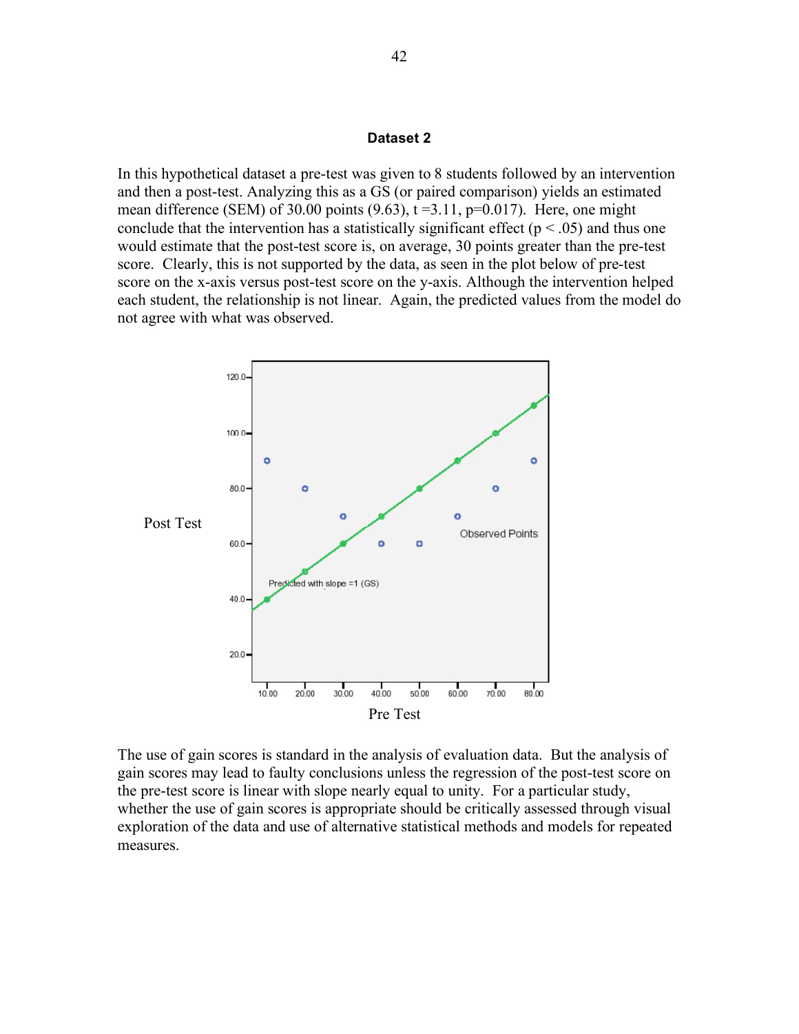**Dataset 2**

In this hypothetical dataset a pre-test was given to 8 students followed by an intervention and then a post-test. Analyzing this as a GS (or paired comparison) yields an estimated mean difference (SEM) of 30.00 points (9.63), t =3.11, p=0.017). Here, one might conclude that the intervention has a statistically significant effect ($p < .05$) and thus one would estimate that the post-test score is, on average, 30 points greater than the pre-test score. Clearly, this is not supported by the data, as seen in the plot below of pre-test score on the x-axis versus post-test score on the y-axis. Although the intervention helped each student, the relationship is not linear. Again, the predicted values from the model do not agree with what was observed.

The use of gain scores is standard in the analysis of evaluation data. But the analysis of gain scores may lead to faulty conclusions unless the regression of the post-test score on the pre-test score is linear with slope nearly equal to unity. For a particular study, whether the use of gain scores is appropriate should be critically assessed through visual exploration of the data and use of alternative statistical methods and models for repeated measures.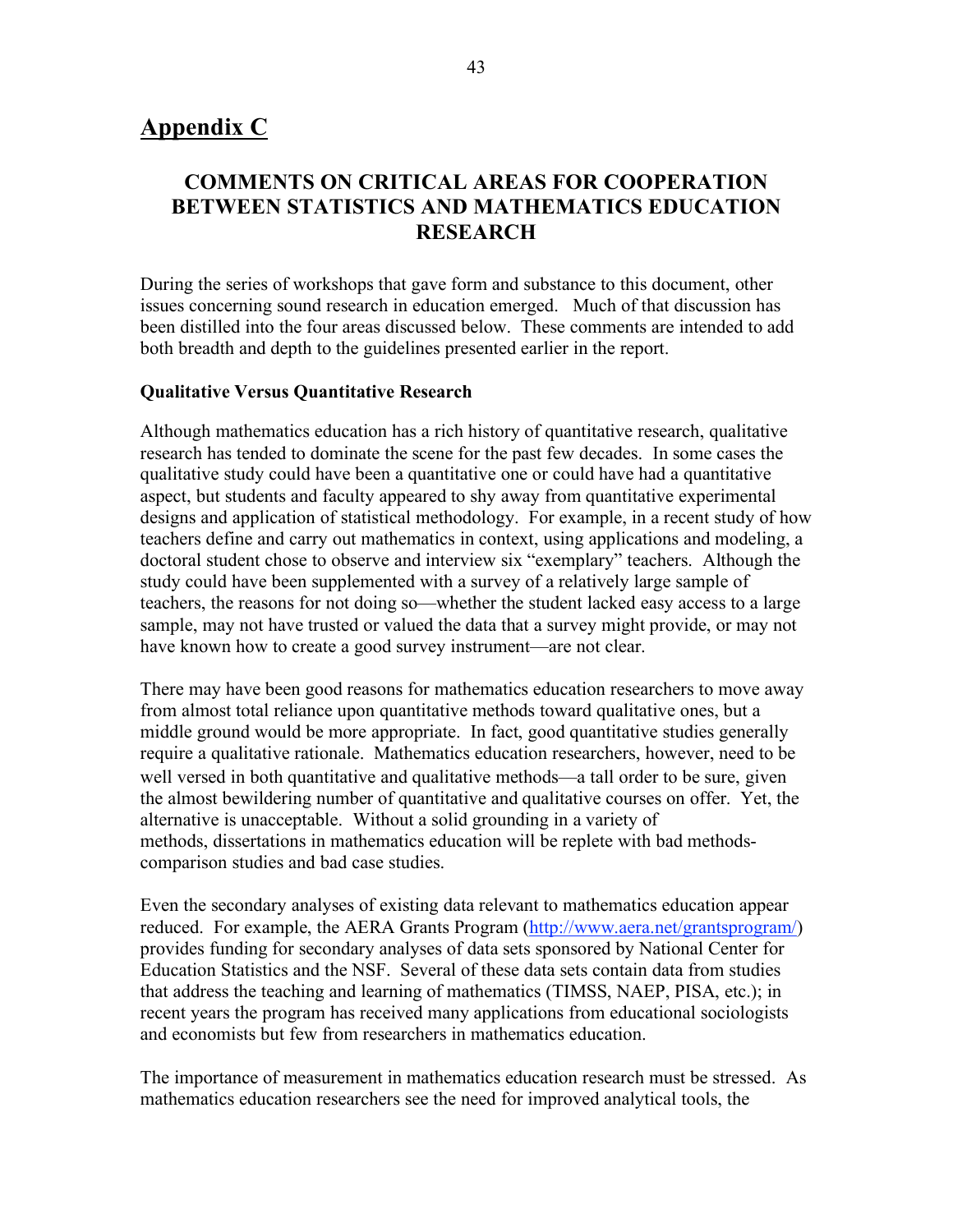## Appendix C

### COMMENTS ON CRITICAL AREAS FOR COOPERATION BETWEEN STATISTICS AND MATHEMATICS EDUCATION RESEARCH

During the series of workshops that gave form and substance to this document, other issues concerning sound research in education emerged. Much of that discussion has been distilled into the four areas discussed below. These comments are intended to add both breadth and depth to the guidelines presented earlier in the report.

**Qualitative Versus Quantitative Research**

Although mathematics education has a rich history of quantitative research, qualitative research has tended to dominate the scene for the past few decades. In some cases the qualitative study could have been a quantitative one or could have had a quantitative aspect, but students and faculty appeared to shy away from quantitative experimental designs and application of statistical methodology. For example, in a recent study of how teachers define and carry out mathematics in context, using applications and modeling, a doctoral student chose to observe and interview six "exemplary" teachers. Although the study could have been supplemented with a survey of a relatively large sample of teachers, the reasons for not doing so—whether the student lacked easy access to a large sample, may not have trusted or valued the data that a survey might provide, or may not have known how to create a good survey instrument—are not clear.

There may have been good reasons for mathematics education researchers to move away from almost total reliance upon quantitative methods toward qualitative ones, but a middle ground would be more appropriate. In fact, good quantitative studies generally require a qualitative rationale. Mathematics education researchers, however, need to be well versed in both quantitative and qualitative methods—a tall order to be sure, given the almost bewildering number of quantitative and qualitative courses on offer. Yet, the alternative is unacceptable. Without a solid grounding in a variety of methods, dissertations in mathematics education will be replete with bad methods-comparison studies and bad case studies.

Even the secondary analyses of existing data relevant to mathematics education appear reduced. For example, the AERA Grants Program (http://www.aera.net/grantsprogram/) provides funding for secondary analyses of data sets sponsored by National Center for Education Statistics and the NSF. Several of these data sets contain data from studies that address the teaching and learning of mathematics (TIMSS, NAEP, PISA, etc.); in recent years the program has received many applications from educational sociologists and economists but few from researchers in mathematics education.

The importance of measurement in mathematics education research must be stressed. As mathematics education researchers see the need for improved analytical tools, the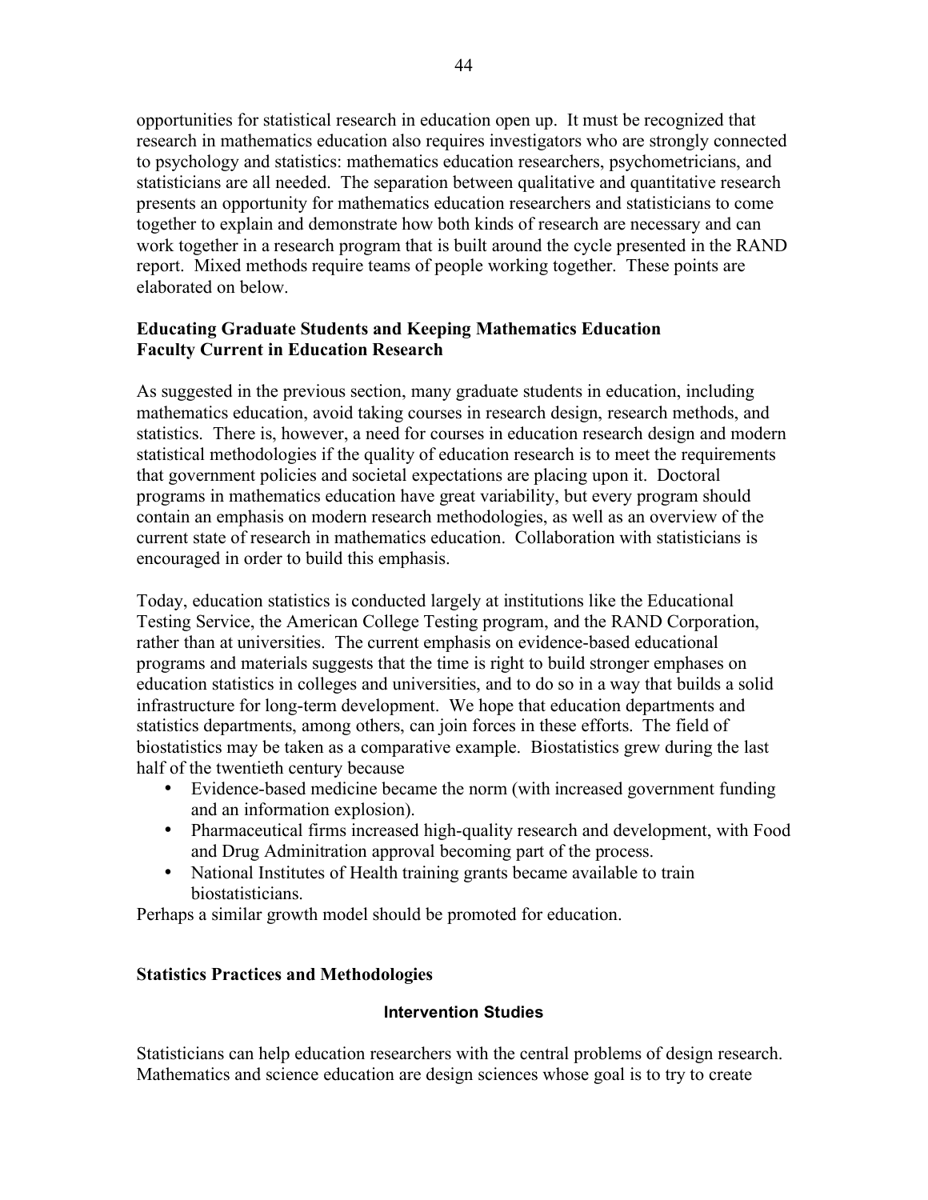opportunities for statistical research in education open up. It must be recognized that research in mathematics education also requires investigators who are strongly connected to psychology and statistics: mathematics education researchers, psychometricians, and statisticians are all needed. The separation between qualitative and quantitative research presents an opportunity for mathematics education researchers and statisticians to come together to explain and demonstrate how both kinds of research are necessary and can work together in a research program that is built around the cycle presented in the RAND report. Mixed methods require teams of people working together. These points are elaborated on below.

## Educating Graduate Students and Keeping Mathematics Education Faculty Current in Education Research

As suggested in the previous section, many graduate students in education, including mathematics education, avoid taking courses in research design, research methods, and statistics. There is, however, a need for courses in education research design and modern statistical methodologies if the quality of education research is to meet the requirements that government policies and societal expectations are placing upon it. Doctoral programs in mathematics education have great variability, but every program should contain an emphasis on modern research methodologies, as well as an overview of the current state of research in mathematics education. Collaboration with statisticians is encouraged in order to build this emphasis.

Today, education statistics is conducted largely at institutions like the Educational Testing Service, the American College Testing program, and the RAND Corporation, rather than at universities. The current emphasis on evidence-based educational programs and materials suggests that the time is right to build stronger emphases on education statistics in colleges and universities, and to do so in a way that builds a solid infrastructure for long-term development. We hope that education departments and statistics departments, among others, can join forces in these efforts. The field of biostatistics may be taken as a comparative example. Biostatistics grew during the last half of the twentieth century because

- Evidence-based medicine became the norm (with increased government funding and an information explosion).
- Pharmaceutical firms increased high-quality research and development, with Food and Drug Adminitration approval becoming part of the process.
- National Institutes of Health training grants became available to train biostatisticians.

Perhaps a similar growth model should be promoted for education.

## Statistics Practices and Methodologies

### Intervention Studies

Statisticians can help education researchers with the central problems of design research. Mathematics and science education are design sciences whose goal is to try to create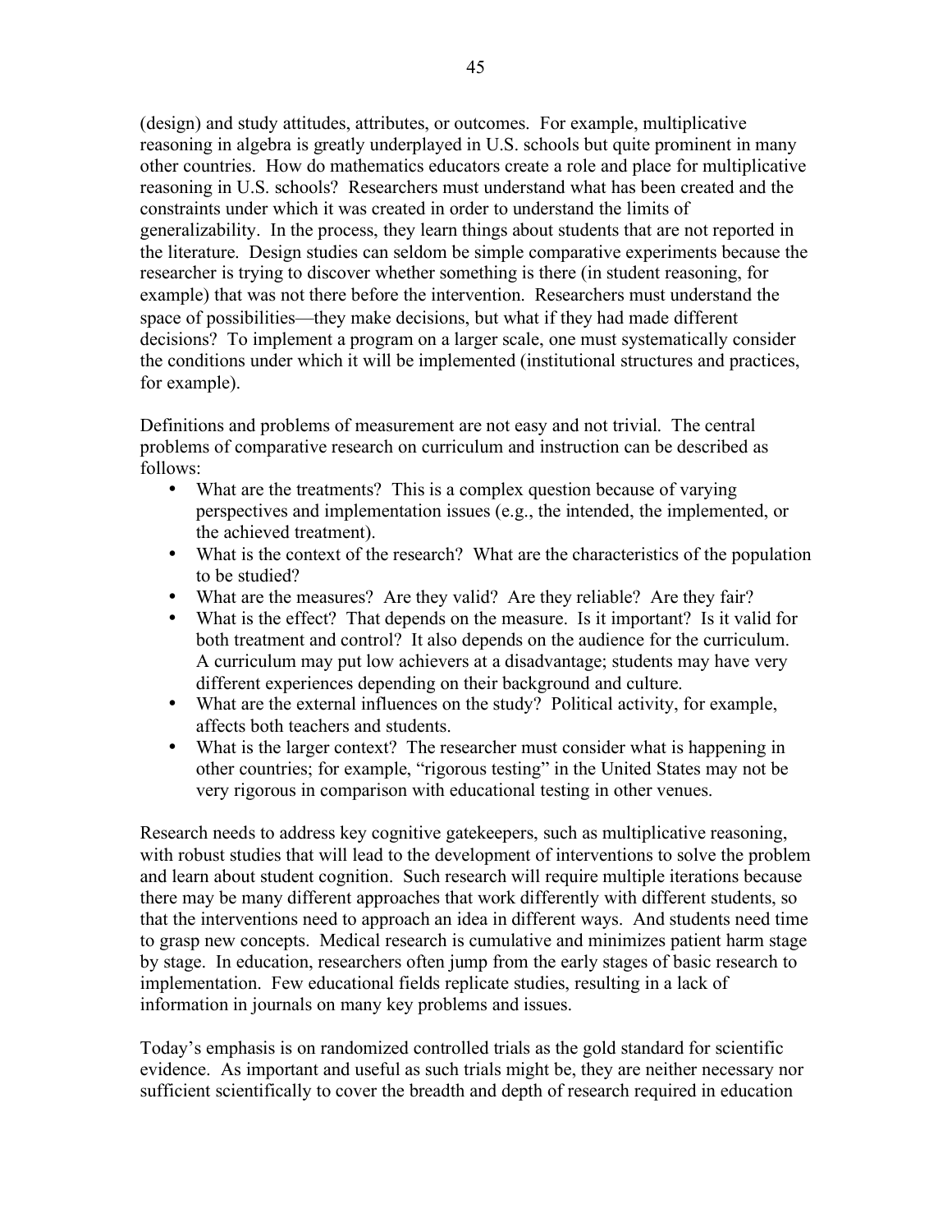(design) and study attitudes, attributes, or outcomes. For example, multiplicative reasoning in algebra is greatly underplayed in U.S. schools but quite prominent in many other countries. How do mathematics educators create a role and place for multiplicative reasoning in U.S. schools? Researchers must understand what has been created and the constraints under which it was created in order to understand the limits of generalizability. In the process, they learn things about students that are not reported in the literature. Design studies can seldom be simple comparative experiments because the researcher is trying to discover whether something is there (in student reasoning, for example) that was not there before the intervention. Researchers must understand the space of possibilities—they make decisions, but what if they had made different decisions? To implement a program on a larger scale, one must systematically consider the conditions under which it will be implemented (institutional structures and practices, for example).

Definitions and problems of measurement are not easy and not trivial. The central problems of comparative research on curriculum and instruction can be described as follows:

- What are the treatments? This is a complex question because of varying perspectives and implementation issues (e.g., the intended, the implemented, or the achieved treatment).
- What is the context of the research? What are the characteristics of the population to be studied?
- What are the measures? Are they valid? Are they reliable? Are they fair?
- What is the effect? That depends on the measure. Is it important? Is it valid for both treatment and control? It also depends on the audience for the curriculum. A curriculum may put low achievers at a disadvantage; students may have very different experiences depending on their background and culture.
- What are the external influences on the study? Political activity, for example, affects both teachers and students.
- What is the larger context? The researcher must consider what is happening in other countries; for example, "rigorous testing" in the United States may not be very rigorous in comparison with educational testing in other venues.

Research needs to address key cognitive gatekeepers, such as multiplicative reasoning, with robust studies that will lead to the development of interventions to solve the problem and learn about student cognition. Such research will require multiple iterations because there may be many different approaches that work differently with different students, so that the interventions need to approach an idea in different ways. And students need time to grasp new concepts. Medical research is cumulative and minimizes patient harm stage by stage. In education, researchers often jump from the early stages of basic research to implementation. Few educational fields replicate studies, resulting in a lack of information in journals on many key problems and issues.

Today's emphasis is on randomized controlled trials as the gold standard for scientific evidence. As important and useful as such trials might be, they are neither necessary nor sufficient scientifically to cover the breadth and depth of research required in education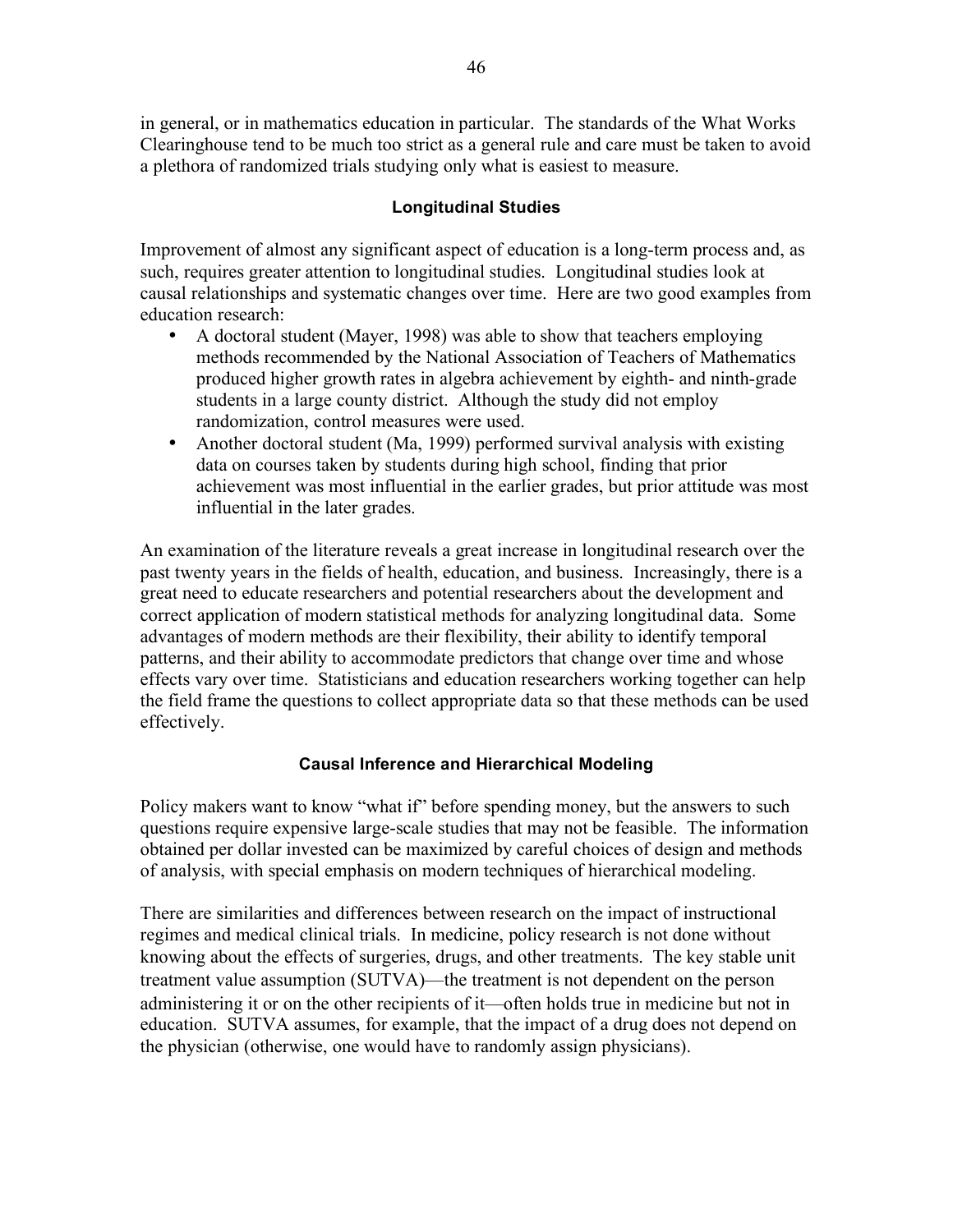in general, or in mathematics education in particular. The standards of the What Works Clearinghouse tend to be much too strict as a general rule and care must be taken to avoid a plethora of randomized trials studying only what is easiest to measure.

### Longitudinal Studies

Improvement of almost any significant aspect of education is a long-term process and, as such, requires greater attention to longitudinal studies. Longitudinal studies look at causal relationships and systematic changes over time. Here are two good examples from education research:

- A doctoral student (Mayer, 1998) was able to show that teachers employing methods recommended by the National Association of Teachers of Mathematics produced higher growth rates in algebra achievement by eighth- and ninth-grade students in a large county district. Although the study did not employ randomization, control measures were used.
- Another doctoral student (Ma, 1999) performed survival analysis with existing data on courses taken by students during high school, finding that prior achievement was most influential in the earlier grades, but prior attitude was most influential in the later grades.

An examination of the literature reveals a great increase in longitudinal research over the past twenty years in the fields of health, education, and business. Increasingly, there is a great need to educate researchers and potential researchers about the development and correct application of modern statistical methods for analyzing longitudinal data. Some advantages of modern methods are their flexibility, their ability to identify temporal patterns, and their ability to accommodate predictors that change over time and whose effects vary over time. Statisticians and education researchers working together can help the field frame the questions to collect appropriate data so that these methods can be used effectively.

### Causal Inference and Hierarchical Modeling

Policy makers want to know "what if" before spending money, but the answers to such questions require expensive large-scale studies that may not be feasible. The information obtained per dollar invested can be maximized by careful choices of design and methods of analysis, with special emphasis on modern techniques of hierarchical modeling.

There are similarities and differences between research on the impact of instructional regimes and medical clinical trials. In medicine, policy research is not done without knowing about the effects of surgeries, drugs, and other treatments. The key stable unit treatment value assumption (SUTVA)—the treatment is not dependent on the person administering it or on the other recipients of it—often holds true in medicine but not in education. SUTVA assumes, for example, that the impact of a drug does not depend on the physician (otherwise, one would have to randomly assign physicians).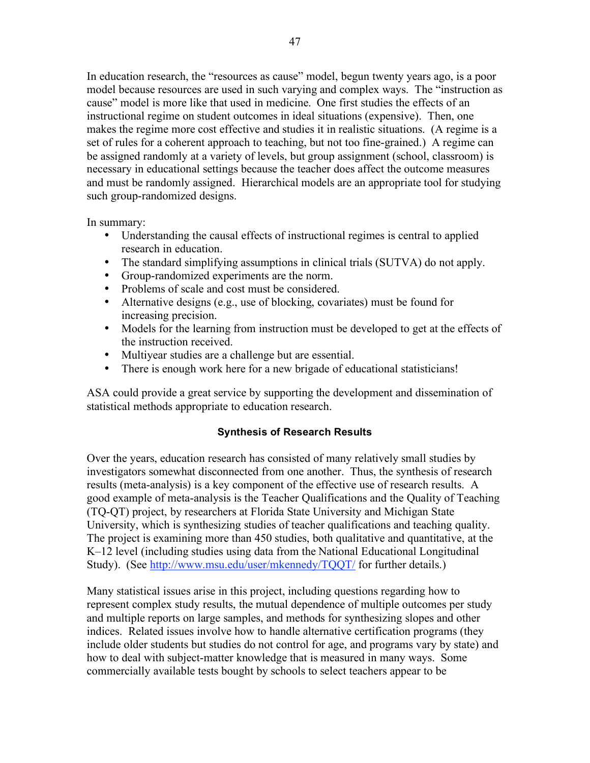In education research, the "resources as cause" model, begun twenty years ago, is a poor model because resources are used in such varying and complex ways. The "instruction as cause" model is more like that used in medicine. One first studies the effects of an instructional regime on student outcomes in ideal situations (expensive). Then, one makes the regime more cost effective and studies it in realistic situations. (A regime is a set of rules for a coherent approach to teaching, but not too fine-grained.) A regime can be assigned randomly at a variety of levels, but group assignment (school, classroom) is necessary in educational settings because the teacher does affect the outcome measures and must be randomly assigned. Hierarchical models are an appropriate tool for studying such group-randomized designs.

In summary:

- Understanding the causal effects of instructional regimes is central to applied research in education.
- The standard simplifying assumptions in clinical trials (SUTVA) do not apply.
- Group-randomized experiments are the norm.
- Problems of scale and cost must be considered.
- Alternative designs (e.g., use of blocking, covariates) must be found for increasing precision.
- Models for the learning from instruction must be developed to get at the effects of the instruction received.
- Multiyear studies are a challenge but are essential.
- There is enough work here for a new brigade of educational statisticians!

ASA could provide a great service by supporting the development and dissemination of statistical methods appropriate to education research.

### Synthesis of Research Results

Over the years, education research has consisted of many relatively small studies by investigators somewhat disconnected from one another. Thus, the synthesis of research results (meta-analysis) is a key component of the effective use of research results. A good example of meta-analysis is the Teacher Qualifications and the Quality of Teaching (TQ-QT) project, by researchers at Florida State University and Michigan State University, which is synthesizing studies of teacher qualifications and teaching quality. The project is examining more than 450 studies, both qualitative and quantitative, at the K–12 level (including studies using data from the National Educational Longitudinal Study). (See http://www.msu.edu/user/mkennedy/TQQT/ for further details.)

Many statistical issues arise in this project, including questions regarding how to represent complex study results, the mutual dependence of multiple outcomes per study and multiple reports on large samples, and methods for synthesizing slopes and other indices. Related issues involve how to handle alternative certification programs (they include older students but studies do not control for age, and programs vary by state) and how to deal with subject-matter knowledge that is measured in many ways. Some commercially available tests bought by schools to select teachers appear to be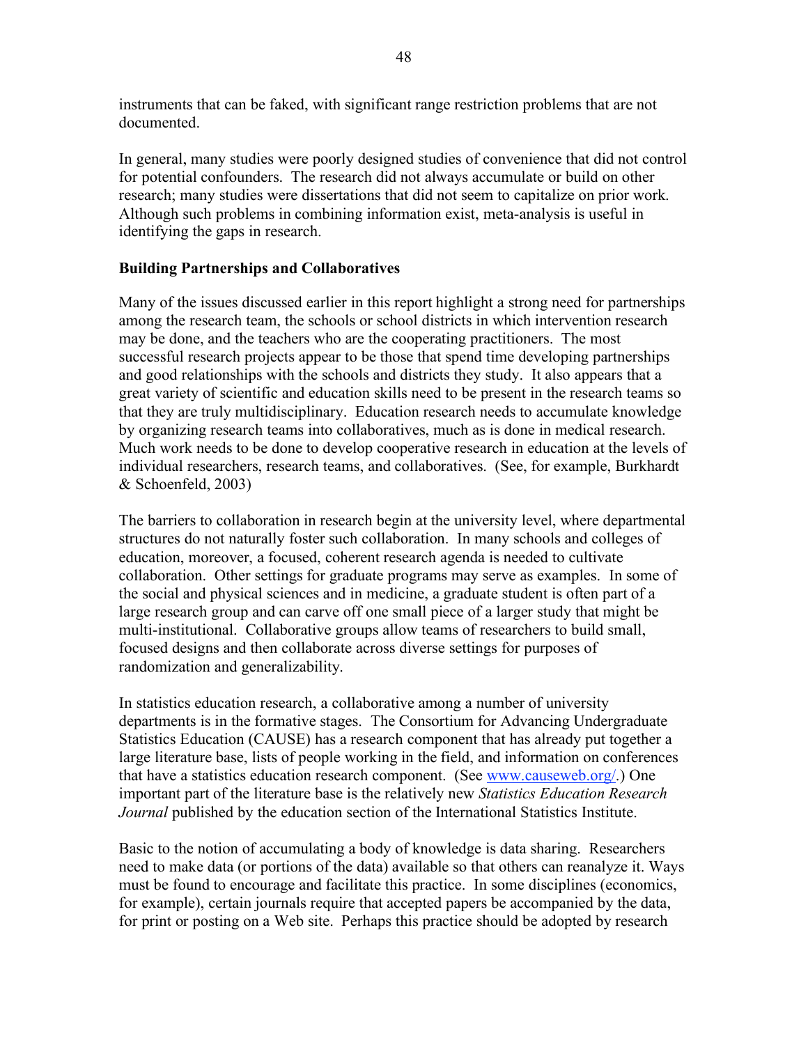instruments that can be faked, with significant range restriction problems that are not documented.

In general, many studies were poorly designed studies of convenience that did not control for potential confounders. The research did not always accumulate or build on other research; many studies were dissertations that did not seem to capitalize on prior work. Although such problems in combining information exist, meta-analysis is useful in identifying the gaps in research.

**Building Partnerships and Collaboratives**

Many of the issues discussed earlier in this report highlight a strong need for partnerships among the research team, the schools or school districts in which intervention research may be done, and the teachers who are the cooperating practitioners. The most successful research projects appear to be those that spend time developing partnerships and good relationships with the schools and districts they study. It also appears that a great variety of scientific and education skills need to be present in the research teams so that they are truly multidisciplinary. Education research needs to accumulate knowledge by organizing research teams into collaboratives, much as is done in medical research. Much work needs to be done to develop cooperative research in education at the levels of individual researchers, research teams, and collaboratives. (See, for example, Burkhardt & Schoenfeld, 2003)

The barriers to collaboration in research begin at the university level, where departmental structures do not naturally foster such collaboration. In many schools and colleges of education, moreover, a focused, coherent research agenda is needed to cultivate collaboration. Other settings for graduate programs may serve as examples. In some of the social and physical sciences and in medicine, a graduate student is often part of a large research group and can carve off one small piece of a larger study that might be multi-institutional. Collaborative groups allow teams of researchers to build small, focused designs and then collaborate across diverse settings for purposes of randomization and generalizability.

In statistics education research, a collaborative among a number of university departments is in the formative stages. The Consortium for Advancing Undergraduate Statistics Education (CAUSE) has a research component that has already put together a large literature base, lists of people working in the field, and information on conferences that have a statistics education research component. (See www.causeweb.org/.) One important part of the literature base is the relatively new *Statistics Education Research Journal* published by the education section of the International Statistics Institute.

Basic to the notion of accumulating a body of knowledge is data sharing. Researchers need to make data (or portions of the data) available so that others can reanalyze it. Ways must be found to encourage and facilitate this practice. In some disciplines (economics, for example), certain journals require that accepted papers be accompanied by the data, for print or posting on a Web site. Perhaps this practice should be adopted by research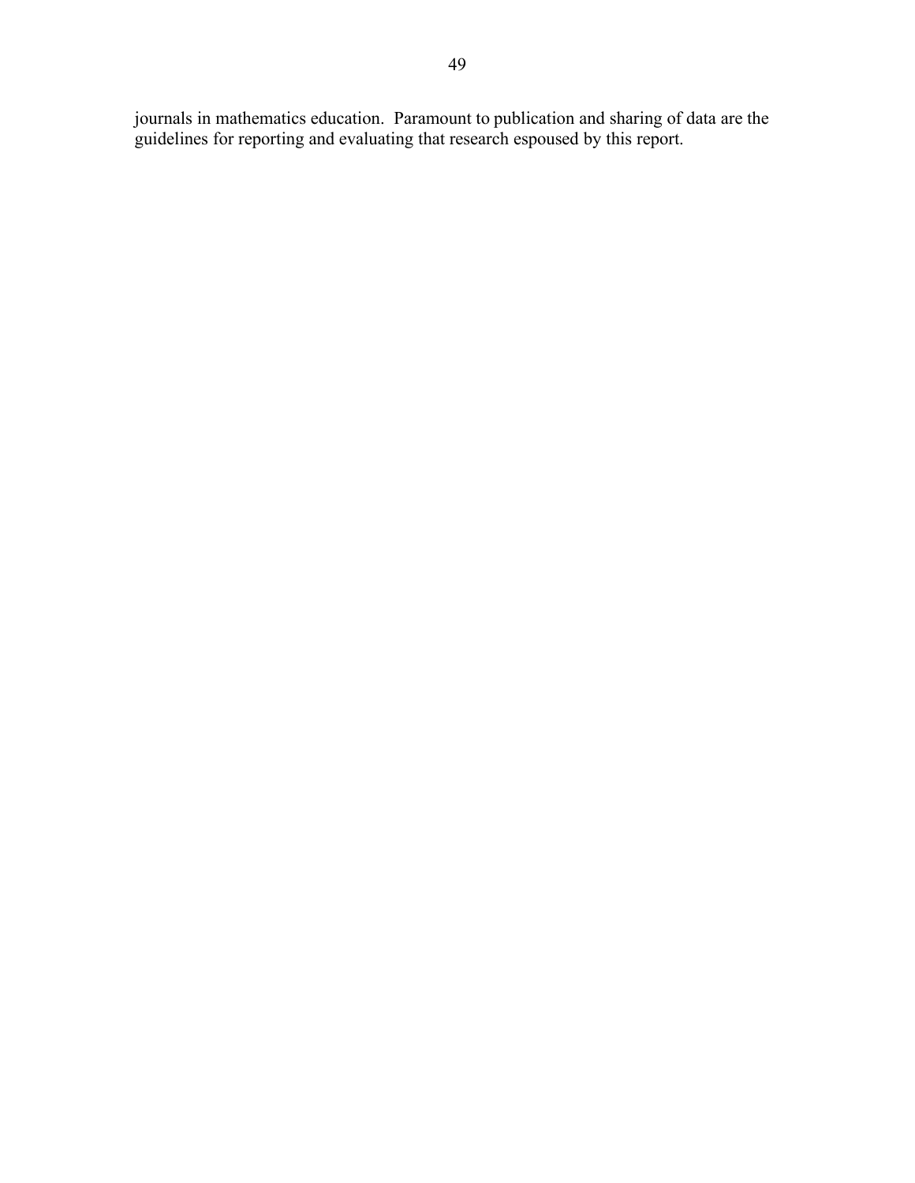journals in mathematics education. Paramount to publication and sharing of data are the guidelines for reporting and evaluating that research espoused by this report.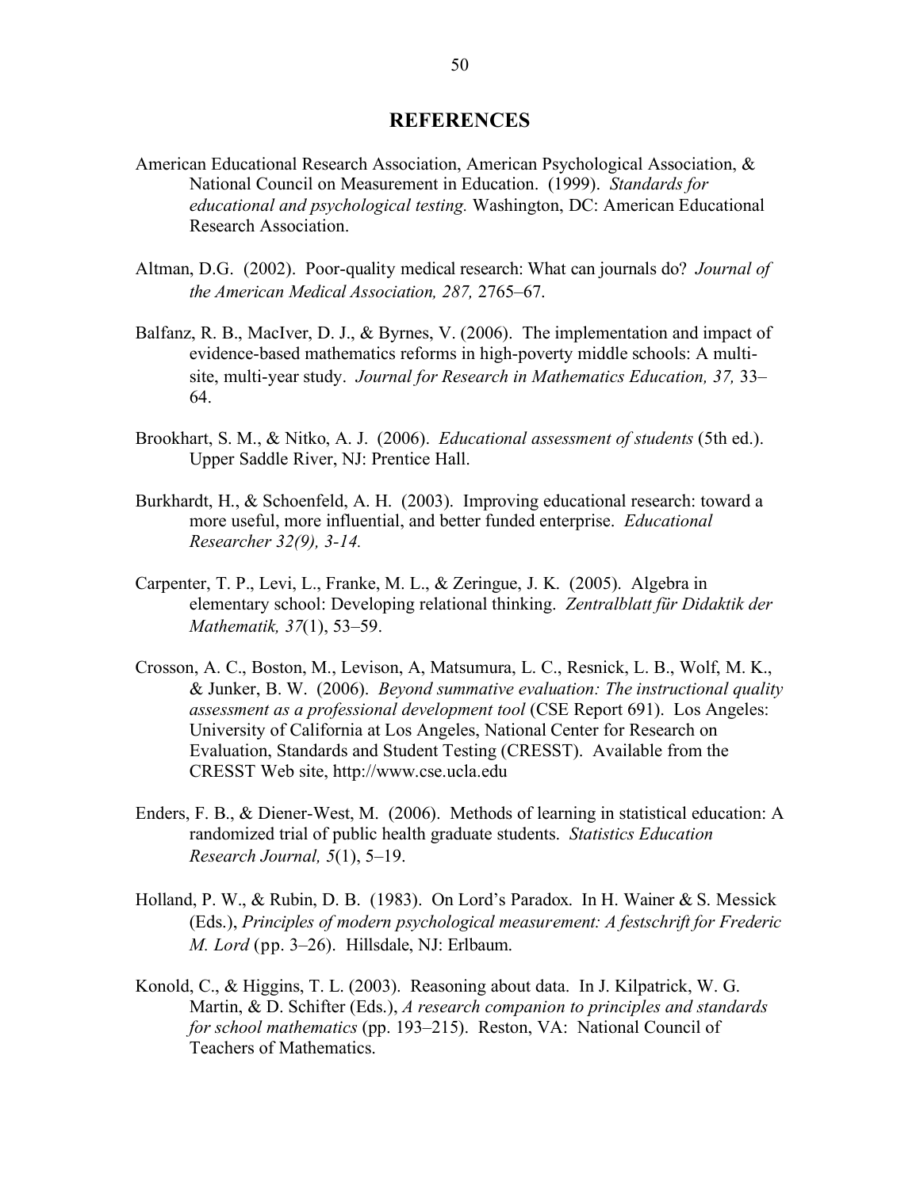# REFERENCES

American Educational Research Association, American Psychological Association, & National Council on Measurement in Education. (1999). *Standards for educational and psychological testing.* Washington, DC: American Educational Research Association.

Altman, D.G. (2002). Poor-quality medical research: What can journals do? *Journal of the American Medical Association, 287,* 2765–67.

Balfanz, R. B., MacIver, D. J., & Byrnes, V. (2006). The implementation and impact of evidence-based mathematics reforms in high-poverty middle schools: A multi-site, multi-year study. *Journal for Research in Mathematics Education, 37,* 33–64.

Brookhart, S. M., & Nitko, A. J. (2006). *Educational assessment of students* (5th ed.). Upper Saddle River, NJ: Prentice Hall.

Burkhardt, H., & Schoenfeld, A. H. (2003). Improving educational research: toward a more useful, more influential, and better funded enterprise. *Educational Researcher 32(9), 3-14.*

Carpenter, T. P., Levi, L., Franke, M. L., & Zeringue, J. K. (2005). Algebra in elementary school: Developing relational thinking. *Zentralblatt für Didaktik der Mathematik, 37*(1), 53–59.

Crosson, A. C., Boston, M., Levison, A, Matsumura, L. C., Resnick, L. B., Wolf, M. K., & Junker, B. W. (2006). *Beyond summative evaluation: The instructional quality assessment as a professional development tool* (CSE Report 691). Los Angeles: University of California at Los Angeles, National Center for Research on Evaluation, Standards and Student Testing (CRESST). Available from the CRESST Web site, http://www.cse.ucla.edu

Enders, F. B., & Diener-West, M. (2006). Methods of learning in statistical education: A randomized trial of public health graduate students. *Statistics Education Research Journal, 5*(1), 5–19.

Holland, P. W., & Rubin, D. B. (1983). On Lord's Paradox. In H. Wainer & S. Messick (Eds.), *Principles of modern psychological measurement: A festschrift for Frederic M. Lord* (pp. 3–26). Hillsdale, NJ: Erlbaum.

Konold, C., & Higgins, T. L. (2003). Reasoning about data. In J. Kilpatrick, W. G. Martin, & D. Schifter (Eds.), *A research companion to principles and standards for school mathematics* (pp. 193–215). Reston, VA: National Council of Teachers of Mathematics.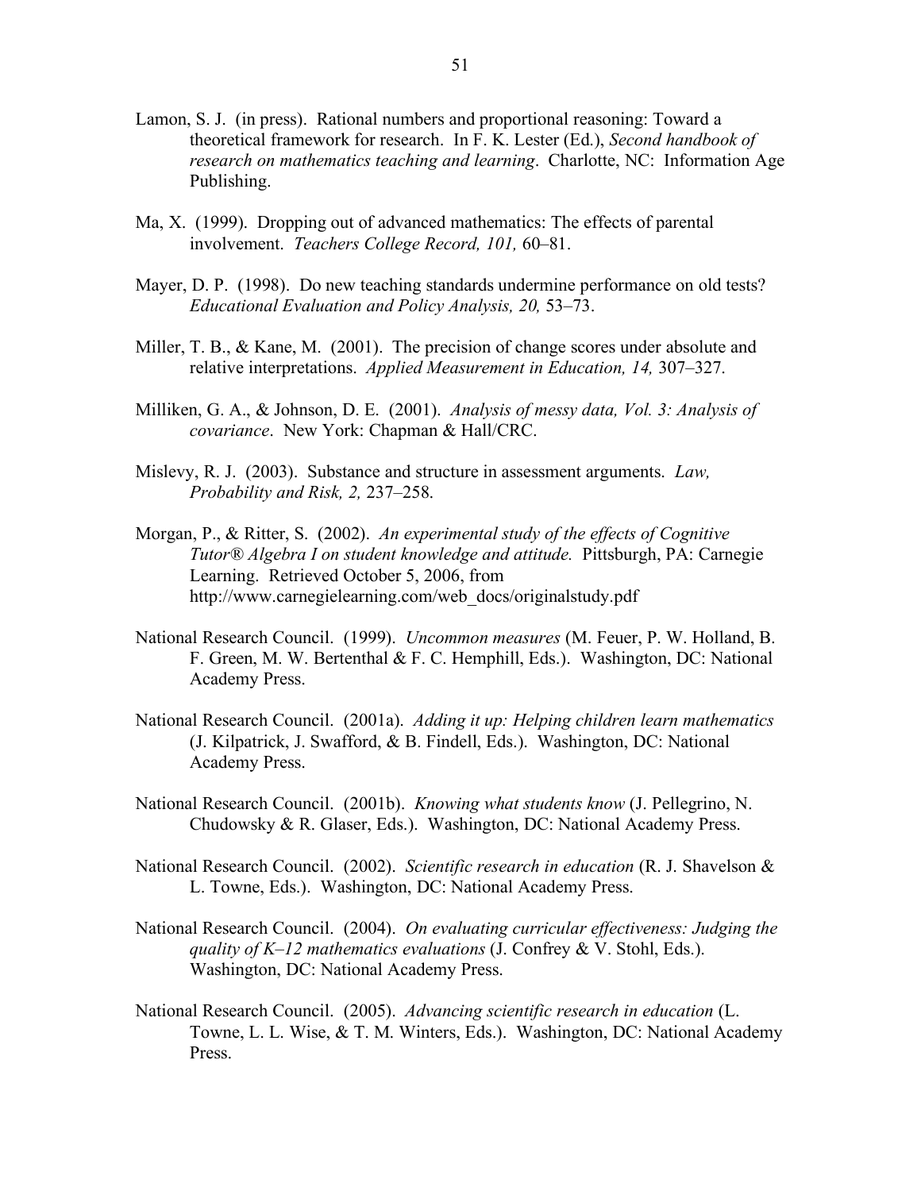Lamon, S. J. (in press). Rational numbers and proportional reasoning: Toward a theoretical framework for research. In F. K. Lester (Ed.), *Second handbook of research on mathematics teaching and learning*. Charlotte, NC: Information Age Publishing.

Ma, X. (1999). Dropping out of advanced mathematics: The effects of parental involvement. *Teachers College Record, 101,* 60–81.

Mayer, D. P. (1998). Do new teaching standards undermine performance on old tests? *Educational Evaluation and Policy Analysis, 20,* 53–73.

Miller, T. B., & Kane, M. (2001). The precision of change scores under absolute and relative interpretations. *Applied Measurement in Education, 14,* 307–327.

Milliken, G. A., & Johnson, D. E. (2001). *Analysis of messy data, Vol. 3: Analysis of covariance*. New York: Chapman & Hall/CRC.

Mislevy, R. J. (2003). Substance and structure in assessment arguments. *Law, Probability and Risk, 2,* 237–258.

Morgan, P., & Ritter, S. (2002). *An experimental study of the effects of Cognitive Tutor® Algebra I on student knowledge and attitude.* Pittsburgh, PA: Carnegie Learning. Retrieved October 5, 2006, from http://www.carnegielearning.com/web_docs/originalstudy.pdf

National Research Council. (1999). *Uncommon measures* (M. Feuer, P. W. Holland, B. F. Green, M. W. Bertenthal & F. C. Hemphill, Eds.). Washington, DC: National Academy Press.

National Research Council. (2001a). *Adding it up: Helping children learn mathematics* (J. Kilpatrick, J. Swafford, & B. Findell, Eds.). Washington, DC: National Academy Press.

National Research Council. (2001b). *Knowing what students know* (J. Pellegrino, N. Chudowsky & R. Glaser, Eds.). Washington, DC: National Academy Press.

National Research Council. (2002). *Scientific research in education* (R. J. Shavelson & L. Towne, Eds.). Washington, DC: National Academy Press.

National Research Council. (2004). *On evaluating curricular effectiveness: Judging the quality of K–12 mathematics evaluations* (J. Confrey & V. Stohl, Eds.). Washington, DC: National Academy Press.

National Research Council. (2005). *Advancing scientific research in education* (L. Towne, L. L. Wise, & T. M. Winters, Eds.). Washington, DC: National Academy Press.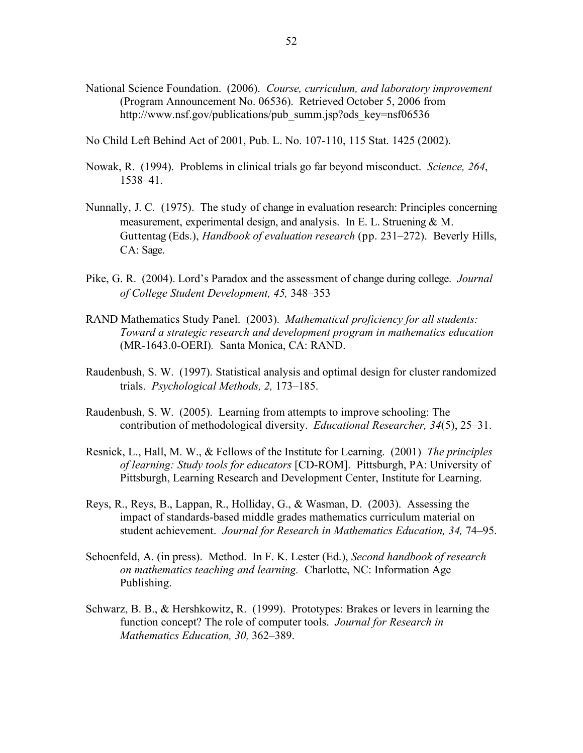National Science Foundation. (2006). *Course, curriculum, and laboratory improvement* (Program Announcement No. 06536). Retrieved October 5, 2006 from http://www.nsf.gov/publications/pub_summ.jsp?ods_key=nsf06536

No Child Left Behind Act of 2001, Pub. L. No. 107-110, 115 Stat. 1425 (2002).

Nowak, R. (1994). Problems in clinical trials go far beyond misconduct. *Science, 264*, 1538–41.

Nunnally, J. C. (1975). The study of change in evaluation research: Principles concerning measurement, experimental design, and analysis. In E. L. Struening & M. Guttentag (Eds.), *Handbook of evaluation research* (pp. 231–272). Beverly Hills, CA: Sage.

Pike, G. R. (2004). Lord's Paradox and the assessment of change during college. *Journal of College Student Development, 45,* 348–353

RAND Mathematics Study Panel. (2003). *Mathematical proficiency for all students: Toward a strategic research and development program in mathematics education* (MR-1643.0-OERI). Santa Monica, CA: RAND.

Raudenbush, S. W. (1997). Statistical analysis and optimal design for cluster randomized trials. *Psychological Methods, 2,* 173–185.

Raudenbush, S. W. (2005). Learning from attempts to improve schooling: The contribution of methodological diversity. *Educational Researcher, 34*(5), 25–31.

Resnick, L., Hall, M. W., & Fellows of the Institute for Learning. (2001) *The principles of learning: Study tools for educators* [CD-ROM]. Pittsburgh, PA: University of Pittsburgh, Learning Research and Development Center, Institute for Learning.

Reys, R., Reys, B., Lappan, R., Holliday, G., & Wasman, D. (2003). Assessing the impact of standards-based middle grades mathematics curriculum material on student achievement. *Journal for Research in Mathematics Education, 34,* 74–95.

Schoenfeld, A. (in press). Method. In F. K. Lester (Ed.), *Second handbook of research on mathematics teaching and learning.* Charlotte, NC: Information Age Publishing.

Schwarz, B. B., & Hershkowitz, R. (1999). Prototypes: Brakes or levers in learning the function concept? The role of computer tools. *Journal for Research in Mathematics Education, 30,* 362–389.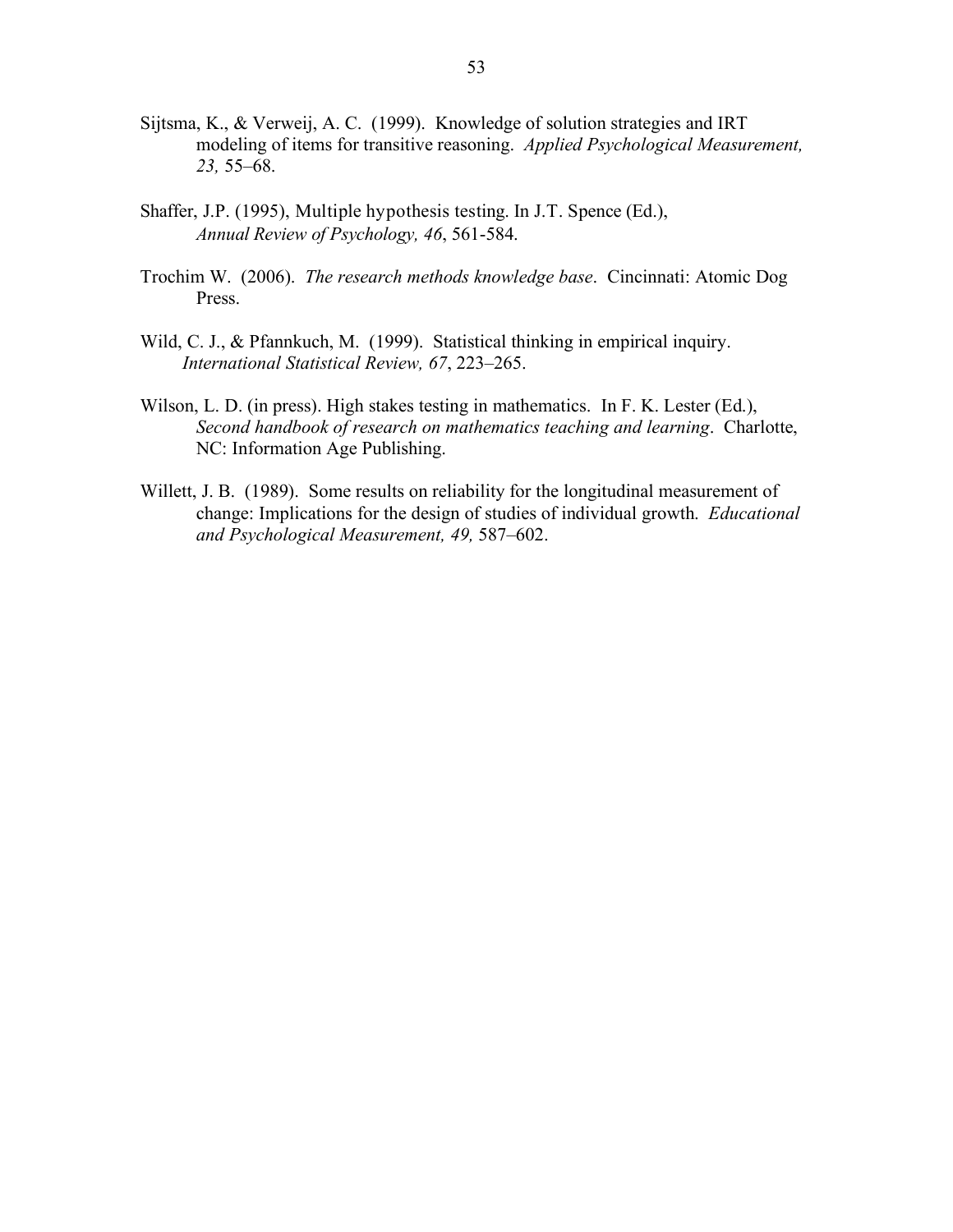Sijtsma, K., & Verweij, A. C. (1999). Knowledge of solution strategies and IRT modeling of items for transitive reasoning. *Applied Psychological Measurement, 23,* 55–68.

Shaffer, J.P. (1995), Multiple hypothesis testing. In J.T. Spence (Ed.), *Annual Review of Psychology, 46*, 561-584.

Trochim W. (2006). *The research methods knowledge base*. Cincinnati: Atomic Dog Press.

Wild, C. J., & Pfannkuch, M. (1999). Statistical thinking in empirical inquiry. *International Statistical Review, 67*, 223–265.

Wilson, L. D. (in press). High stakes testing in mathematics. In F. K. Lester (Ed.), *Second handbook of research on mathematics teaching and learning*. Charlotte, NC: Information Age Publishing.

Willett, J. B. (1989). Some results on reliability for the longitudinal measurement of change: Implications for the design of studies of individual growth. *Educational and Psychological Measurement, 49,* 587–602.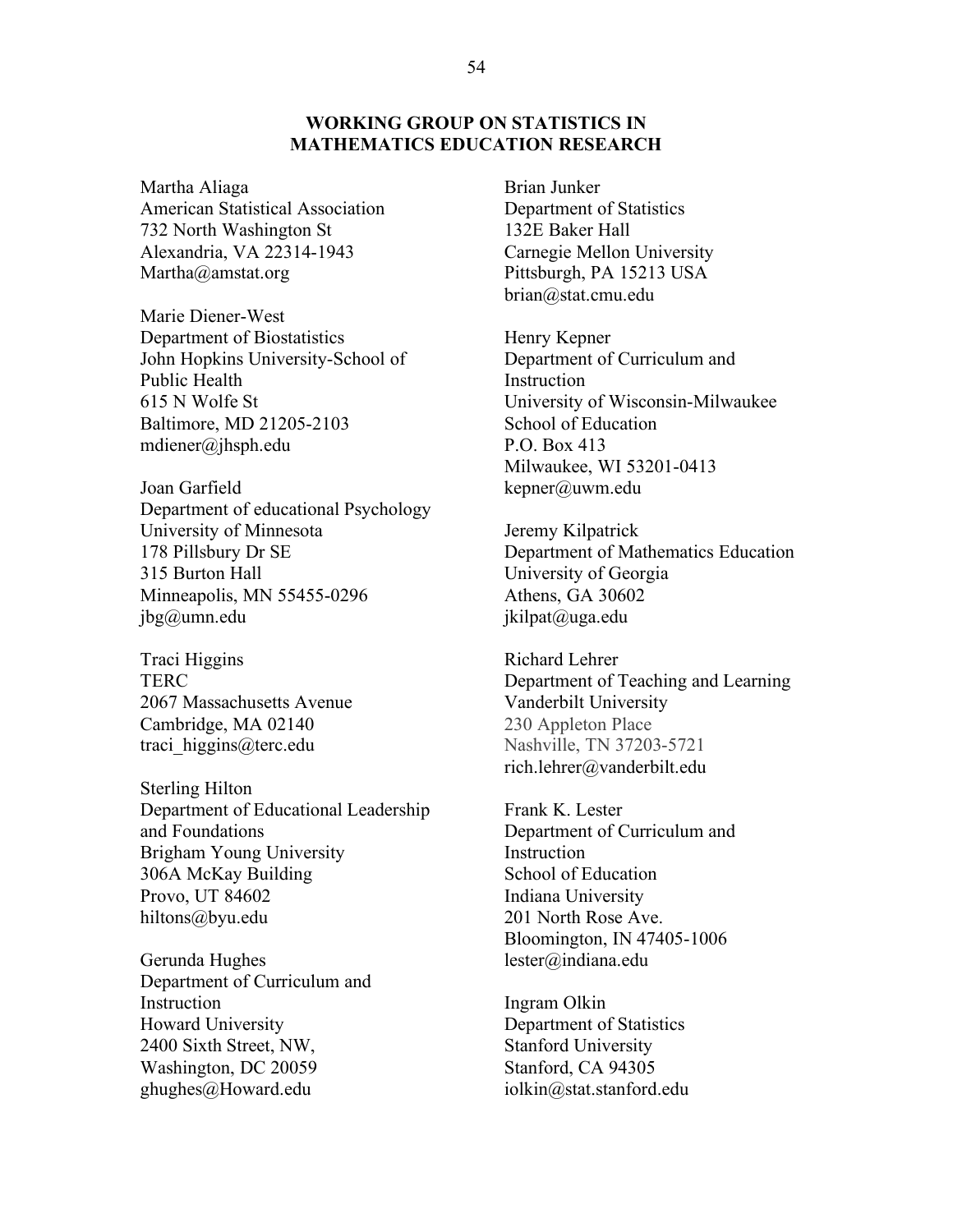## WORKING GROUP ON STATISTICS IN MATHEMATICS EDUCATION RESEARCH

Martha Aliaga
American Statistical Association
732 North Washington St
Alexandria, VA 22314-1943
Martha@amstat.org

Marie Diener-West
Department of Biostatistics
John Hopkins University-School of Public Health
615 N Wolfe St
Baltimore, MD 21205-2103
mdiener@jhsph.edu

Joan Garfield
Department of educational Psychology
University of Minnesota
178 Pillsbury Dr SE
315 Burton Hall
Minneapolis, MN 55455-0296
jbg@umn.edu

Traci Higgins
TERC
2067 Massachusetts Avenue
Cambridge, MA 02140
traci_higgins@terc.edu

Sterling Hilton
Department of Educational Leadership and Foundations
Brigham Young University
306A McKay Building
Provo, UT 84602
hiltons@byu.edu

Gerunda Hughes
Department of Curriculum and Instruction
Howard University
2400 Sixth Street, NW,
Washington, DC 20059
ghughes@Howard.edu

Brian Junker
Department of Statistics
132E Baker Hall
Carnegie Mellon University
Pittsburgh, PA 15213 USA
brian@stat.cmu.edu

Henry Kepner
Department of Curriculum and Instruction
University of Wisconsin-Milwaukee
School of Education
P.O. Box 413
Milwaukee, WI 53201-0413
kepner@uwm.edu

Jeremy Kilpatrick
Department of Mathematics Education
University of Georgia
Athens, GA 30602
jkilpat@uga.edu

Richard Lehrer
Department of Teaching and Learning
Vanderbilt University
230 Appleton Place
Nashville, TN 37203-5721
rich.lehrer@vanderbilt.edu

Frank K. Lester
Department of Curriculum and Instruction
School of Education
Indiana University
201 North Rose Ave.
Bloomington, IN 47405-1006
lester@indiana.edu

Ingram Olkin
Department of Statistics
Stanford University
Stanford, CA 94305
iolkin@stat.stanford.edu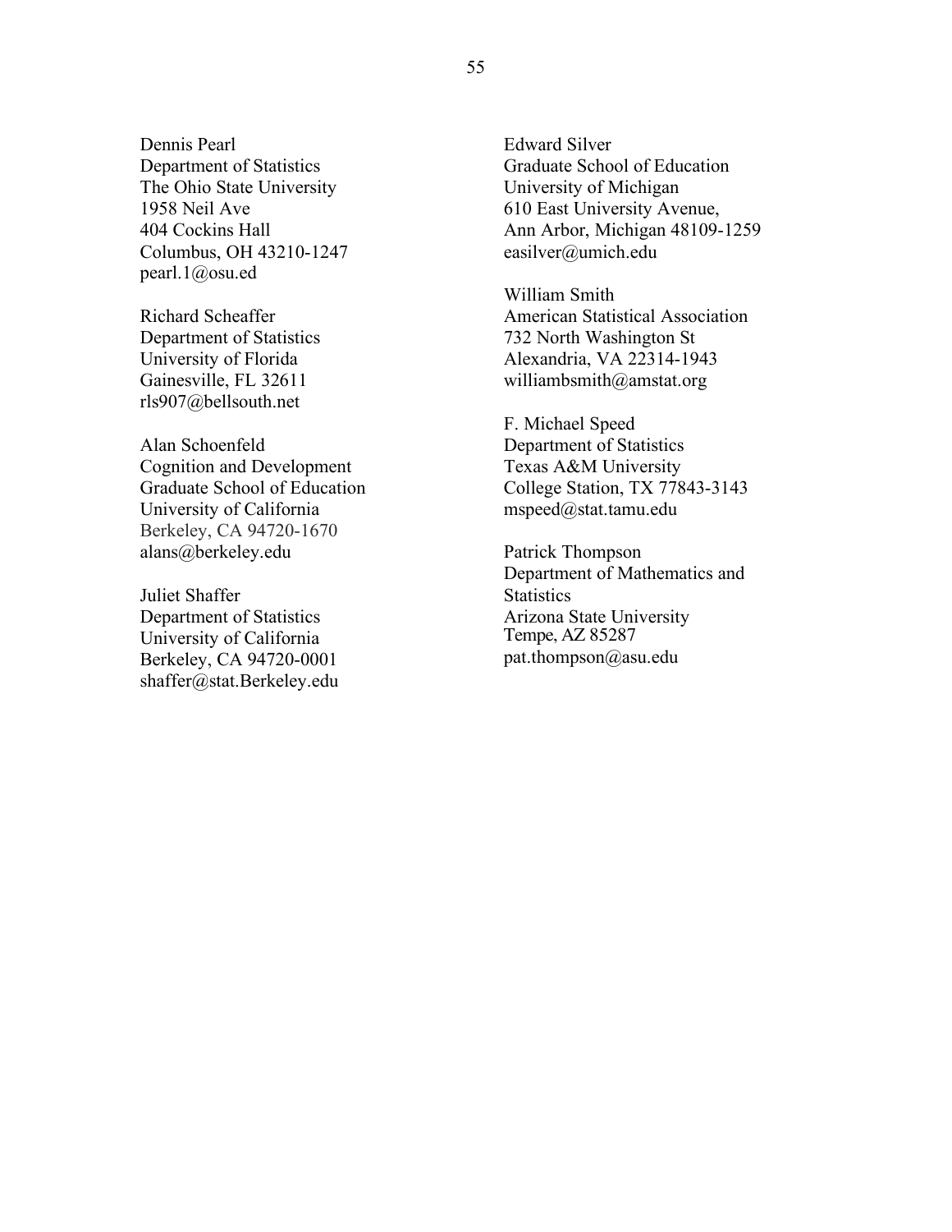Dennis Pearl
Department of Statistics
The Ohio State University
1958 Neil Ave
404 Cockins Hall
Columbus, OH 43210-1247
pearl.1@osu.ed

Richard Scheaffer
Department of Statistics
University of Florida
Gainesville, FL 32611
rls907@bellsouth.net

Alan Schoenfeld
Cognition and Development
Graduate School of Education
University of California
Berkeley, CA 94720-1670
alans@berkeley.edu

Juliet Shaffer
Department of Statistics
University of California
Berkeley, CA 94720-0001
shaffer@stat.Berkeley.edu

Edward Silver
Graduate School of Education
University of Michigan
610 East University Avenue,
Ann Arbor, Michigan 48109-1259
easilver@umich.edu

William Smith
American Statistical Association
732 North Washington St
Alexandria, VA 22314-1943
williambsmith@amstat.org

F. Michael Speed
Department of Statistics
Texas A&M University
College Station, TX 77843-3143
mspeed@stat.tamu.edu

Patrick Thompson
Department of Mathematics and Statistics
Arizona State University
Tempe, AZ 85287
pat.thompson@asu.edu